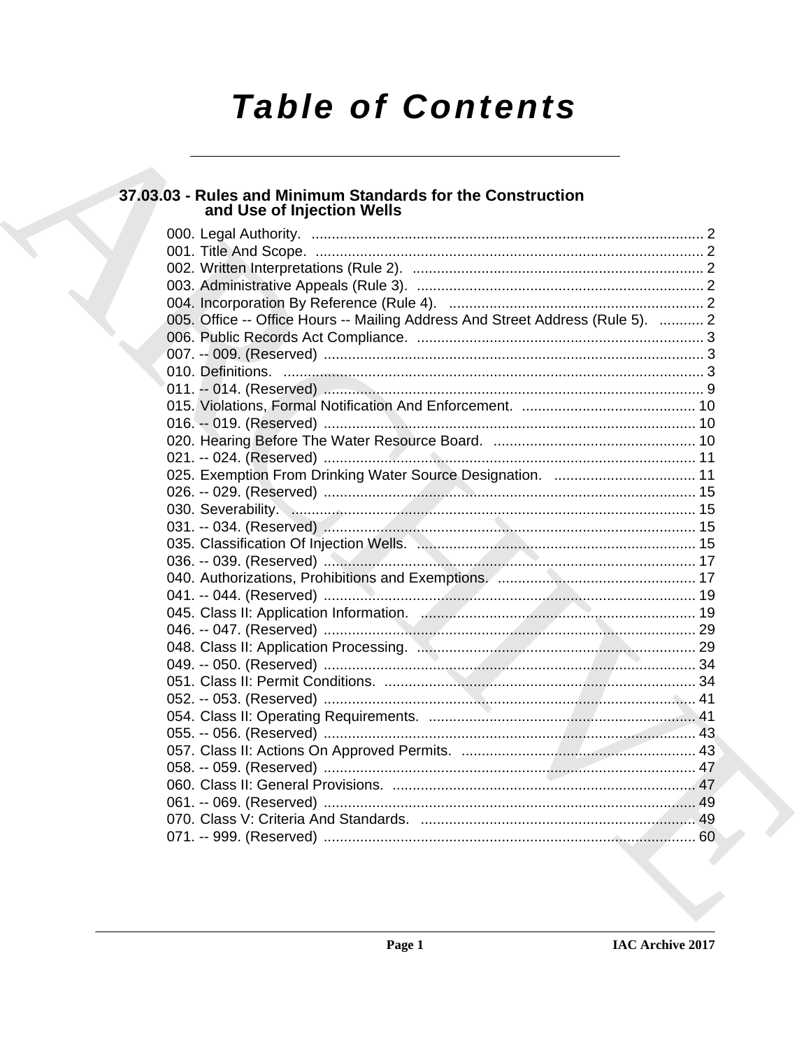# Table of Contents

## 37.03.03 - Rules and Minimum Standards for the Construction and Use of Injection Wells

000. Legal Authority. .......... 2
001. Title And Scope. .......... 2
002. Written Interpretations (Rule 2). .......... 2
003. Administrative Appeals (Rule 3). .......... 2
004. Incorporation By Reference (Rule 4). .......... 2
005. Office -- Office Hours -- Mailing Address And Street Address (Rule 5). .......... 2
006. Public Records Act Compliance. .......... 3
007. -- 009. (Reserved) .......... 3
010. Definitions. .......... 3
011. -- 014. (Reserved) .......... 9
015. Violations, Formal Notification And Enforcement. .......... 10
016. -- 019. (Reserved) .......... 10
020. Hearing Before The Water Resource Board. .......... 10
021. -- 024. (Reserved) .......... 11
025. Exemption From Drinking Water Source Designation. .......... 11
026. -- 029. (Reserved) .......... 15
030. Severability. .......... 15
031. -- 034. (Reserved) .......... 15
035. Classification Of Injection Wells. .......... 15
036. -- 039. (Reserved) .......... 17
040. Authorizations, Prohibitions and Exemptions. .......... 17
041. -- 044. (Reserved) .......... 19
045. Class II: Application Information. .......... 19
046. -- 047. (Reserved) .......... 29
048. Class II: Application Processing. .......... 29
049. -- 050. (Reserved) .......... 34
051. Class II: Permit Conditions. .......... 34
052. -- 053. (Reserved) .......... 41
054. Class II: Operating Requirements. .......... 41
055. -- 056. (Reserved) .......... 43
057. Class II: Actions On Approved Permits. .......... 43
058. -- 059. (Reserved) .......... 47
060. Class II: General Provisions. .......... 47
061. -- 069. (Reserved) .......... 49
070. Class V: Criteria And Standards. .......... 49
071. -- 999. (Reserved) .......... 60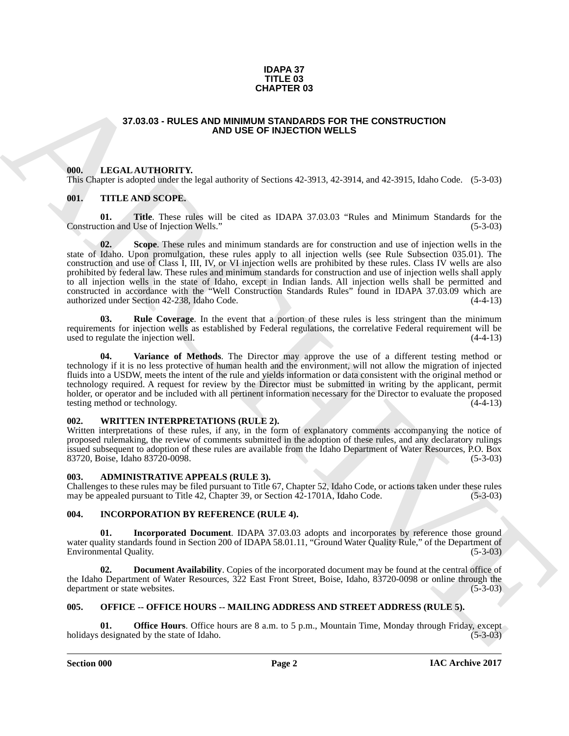# IDAPA 37
# TITLE 03
# CHAPTER 03

## 37.03.03 - RULES AND MINIMUM STANDARDS FOR THE CONSTRUCTION AND USE OF INJECTION WELLS

### 000. LEGAL AUTHORITY.

This Chapter is adopted under the legal authority of Sections 42-3913, 42-3914, and 42-3915, Idaho Code. (5-3-03)

### 001. TITLE AND SCOPE.

**01. Title**. These rules will be cited as IDAPA 37.03.03 "Rules and Minimum Standards for the Construction and Use of Injection Wells." (5-3-03)

**02. Scope**. These rules and minimum standards are for construction and use of injection wells in the state of Idaho. Upon promulgation, these rules apply to all injection wells (see Rule Subsection 035.01). The construction and use of Class I, III, IV, or VI injection wells are prohibited by these rules. Class IV wells are also prohibited by federal law. These rules and minimum standards for construction and use of injection wells shall apply to all injection wells in the state of Idaho, except in Indian lands. All injection wells shall be permitted and constructed in accordance with the "Well Construction Standards Rules" found in IDAPA 37.03.09 which are authorized under Section 42-238, Idaho Code. (4-4-13)

**03. Rule Coverage**. In the event that a portion of these rules is less stringent than the minimum requirements for injection wells as established by Federal regulations, the correlative Federal requirement will be used to regulate the injection well. (4-4-13)

**04. Variance of Methods**. The Director may approve the use of a different testing method or technology if it is no less protective of human health and the environment, will not allow the migration of injected fluids into a USDW, meets the intent of the rule and yields information or data consistent with the original method or technology required. A request for review by the Director must be submitted in writing by the applicant, permit holder, or operator and be included with all pertinent information necessary for the Director to evaluate the proposed testing method or technology. (4-4-13)

### 002. WRITTEN INTERPRETATIONS (RULE 2).

Written interpretations of these rules, if any, in the form of explanatory comments accompanying the notice of proposed rulemaking, the review of comments submitted in the adoption of these rules, and any declaratory rulings issued subsequent to adoption of these rules are available from the Idaho Department of Water Resources, P.O. Box 83720, Boise, Idaho 83720-0098. (5-3-03)

### 003. ADMINISTRATIVE APPEALS (RULE 3).

Challenges to these rules may be filed pursuant to Title 67, Chapter 52, Idaho Code, or actions taken under these rules may be appealed pursuant to Title 42, Chapter 39, or Section 42-1701A, Idaho Code. (5-3-03)

### 004. INCORPORATION BY REFERENCE (RULE 4).

**01. Incorporated Document**. IDAPA 37.03.03 adopts and incorporates by reference those ground water quality standards found in Section 200 of IDAPA 58.01.11, "Ground Water Quality Rule," of the Department of Environmental Quality. (5-3-03)

**02. Document Availability**. Copies of the incorporated document may be found at the central office of the Idaho Department of Water Resources, 322 East Front Street, Boise, Idaho, 83720-0098 or online through the department or state websites. (5-3-03)

### 005. OFFICE -- OFFICE HOURS -- MAILING ADDRESS AND STREET ADDRESS (RULE 5).

**01. Office Hours**. Office hours are 8 a.m. to 5 p.m., Mountain Time, Monday through Friday, except holidays designated by the state of Idaho. (5-3-03)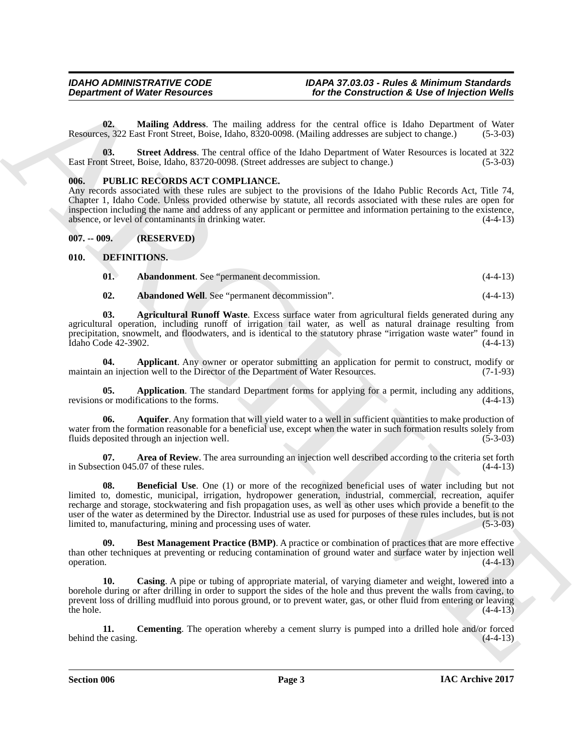**02. Mailing Address**. The mailing address for the central office is Idaho Department of Water Resources, 322 East Front Street, Boise, Idaho, 8320-0098. (Mailing addresses are subject to change.) (5-3-03)

**03. Street Address**. The central office of the Idaho Department of Water Resources is located at 322 East Front Street, Boise, Idaho, 83720-0098. (Street addresses are subject to change.) (5-3-03)

## 006. PUBLIC RECORDS ACT COMPLIANCE.

Any records associated with these rules are subject to the provisions of the Idaho Public Records Act, Title 74, Chapter 1, Idaho Code. Unless provided otherwise by statute, all records associated with these rules are open for inspection including the name and address of any applicant or permittee and information pertaining to the existence, absence, or level of contaminants in drinking water. (4-4-13)

## 007. -- 009. (RESERVED)

## 010. DEFINITIONS.

**01. Abandonment**. See "permanent decommission. (4-4-13)

**02. Abandoned Well**. See "permanent decommission". (4-4-13)

**03. Agricultural Runoff Waste**. Excess surface water from agricultural fields generated during any agricultural operation, including runoff of irrigation tail water, as well as natural drainage resulting from precipitation, snowmelt, and floodwaters, and is identical to the statutory phrase "irrigation waste water" found in Idaho Code 42-3902. (4-4-13)

**04. Applicant**. Any owner or operator submitting an application for permit to construct, modify or maintain an injection well to the Director of the Department of Water Resources. (7-1-93)

**05. Application**. The standard Department forms for applying for a permit, including any additions, revisions or modifications to the forms. (4-4-13)

**06. Aquifer**. Any formation that will yield water to a well in sufficient quantities to make production of water from the formation reasonable for a beneficial use, except when the water in such formation results solely from fluids deposited through an injection well. (5-3-03)

**07. Area of Review**. The area surrounding an injection well described according to the criteria set forth in Subsection 045.07 of these rules. (4-4-13)

**08. Beneficial Use**. One (1) or more of the recognized beneficial uses of water including but not limited to, domestic, municipal, irrigation, hydropower generation, industrial, commercial, recreation, aquifer recharge and storage, stockwatering and fish propagation uses, as well as other uses which provide a benefit to the user of the water as determined by the Director. Industrial use as used for purposes of these rules includes, but is not limited to, manufacturing, mining and processing uses of water. (5-3-03)

**09. Best Management Practice (BMP)**. A practice or combination of practices that are more effective than other techniques at preventing or reducing contamination of ground water and surface water by injection well operation. (4-4-13)

**10. Casing**. A pipe or tubing of appropriate material, of varying diameter and weight, lowered into a borehole during or after drilling in order to support the sides of the hole and thus prevent the walls from caving, to prevent loss of drilling mudfluid into porous ground, or to prevent water, gas, or other fluid from entering or leaving the hole. (4-4-13)

**11. Cementing**. The operation whereby a cement slurry is pumped into a drilled hole and/or forced behind the casing. (4-4-13)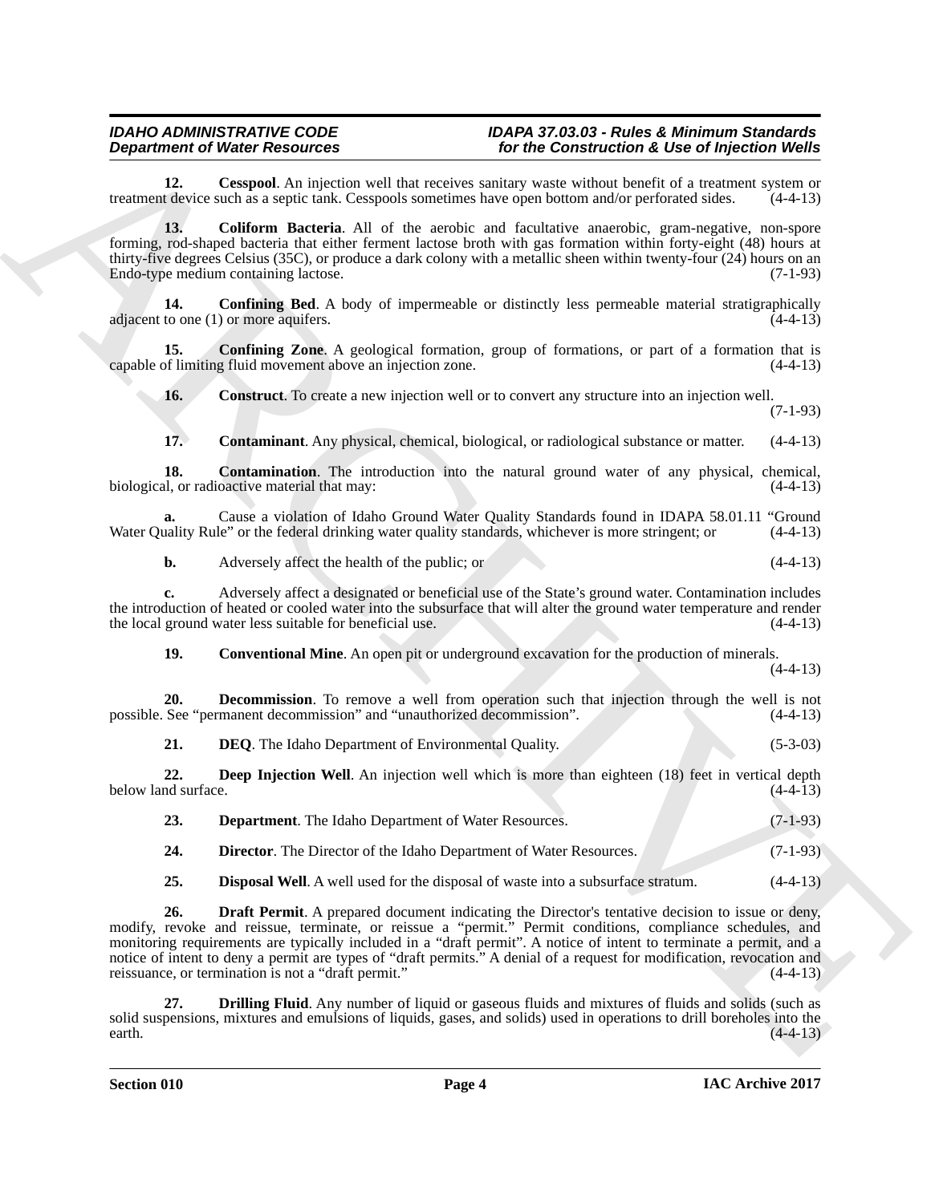**12. Cesspool**. An injection well that receives sanitary waste without benefit of a treatment system or treatment device such as a septic tank. Cesspools sometimes have open bottom and/or perforated sides. (4-4-13)

**13. Coliform Bacteria**. All of the aerobic and facultative anaerobic, gram-negative, non-spore forming, rod-shaped bacteria that either ferment lactose broth with gas formation within forty-eight (48) hours at thirty-five degrees Celsius (35C), or produce a dark colony with a metallic sheen within twenty-four (24) hours on an Endo-type medium containing lactose. (7-1-93)

**14. Confining Bed**. A body of impermeable or distinctly less permeable material stratigraphically adjacent to one (1) or more aquifers. (4-4-13)

**15. Confining Zone**. A geological formation, group of formations, or part of a formation that is capable of limiting fluid movement above an injection zone. (4-4-13)

**16. Construct**. To create a new injection well or to convert any structure into an injection well. (7-1-93)

**17. Contaminant**. Any physical, chemical, biological, or radiological substance or matter. (4-4-13)

**18. Contamination**. The introduction into the natural ground water of any physical, chemical, biological, or radioactive material that may: (4-4-13)

**a.** Cause a violation of Idaho Ground Water Quality Standards found in IDAPA 58.01.11 "Ground Water Quality Rule" or the federal drinking water quality standards, whichever is more stringent; or (4-4-13)

**b.** Adversely affect the health of the public; or (4-4-13)

**c.** Adversely affect a designated or beneficial use of the State's ground water. Contamination includes the introduction of heated or cooled water into the subsurface that will alter the ground water temperature and render the local ground water less suitable for beneficial use. (4-4-13)

**19. Conventional Mine**. An open pit or underground excavation for the production of minerals. (4-4-13)

**20. Decommission**. To remove a well from operation such that injection through the well is not possible. See "permanent decommission" and "unauthorized decommission". (4-4-13)

**21. DEQ**. The Idaho Department of Environmental Quality. (5-3-03)

**22. Deep Injection Well**. An injection well which is more than eighteen (18) feet in vertical depth below land surface. (4-4-13)

**23. Department**. The Idaho Department of Water Resources. (7-1-93)

**24. Director**. The Director of the Idaho Department of Water Resources. (7-1-93)

**25. Disposal Well**. A well used for the disposal of waste into a subsurface stratum. (4-4-13)

**26. Draft Permit**. A prepared document indicating the Director's tentative decision to issue or deny, modify, revoke and reissue, terminate, or reissue a "permit." Permit conditions, compliance schedules, and monitoring requirements are typically included in a "draft permit". A notice of intent to terminate a permit, and a notice of intent to deny a permit are types of "draft permits." A denial of a request for modification, revocation and reissuance, or termination is not a "draft permit." (4-4-13)

**27. Drilling Fluid**. Any number of liquid or gaseous fluids and mixtures of fluids and solids (such as solid suspensions, mixtures and emulsions of liquids, gases, and solids) used in operations to drill boreholes into the earth. (4-4-13)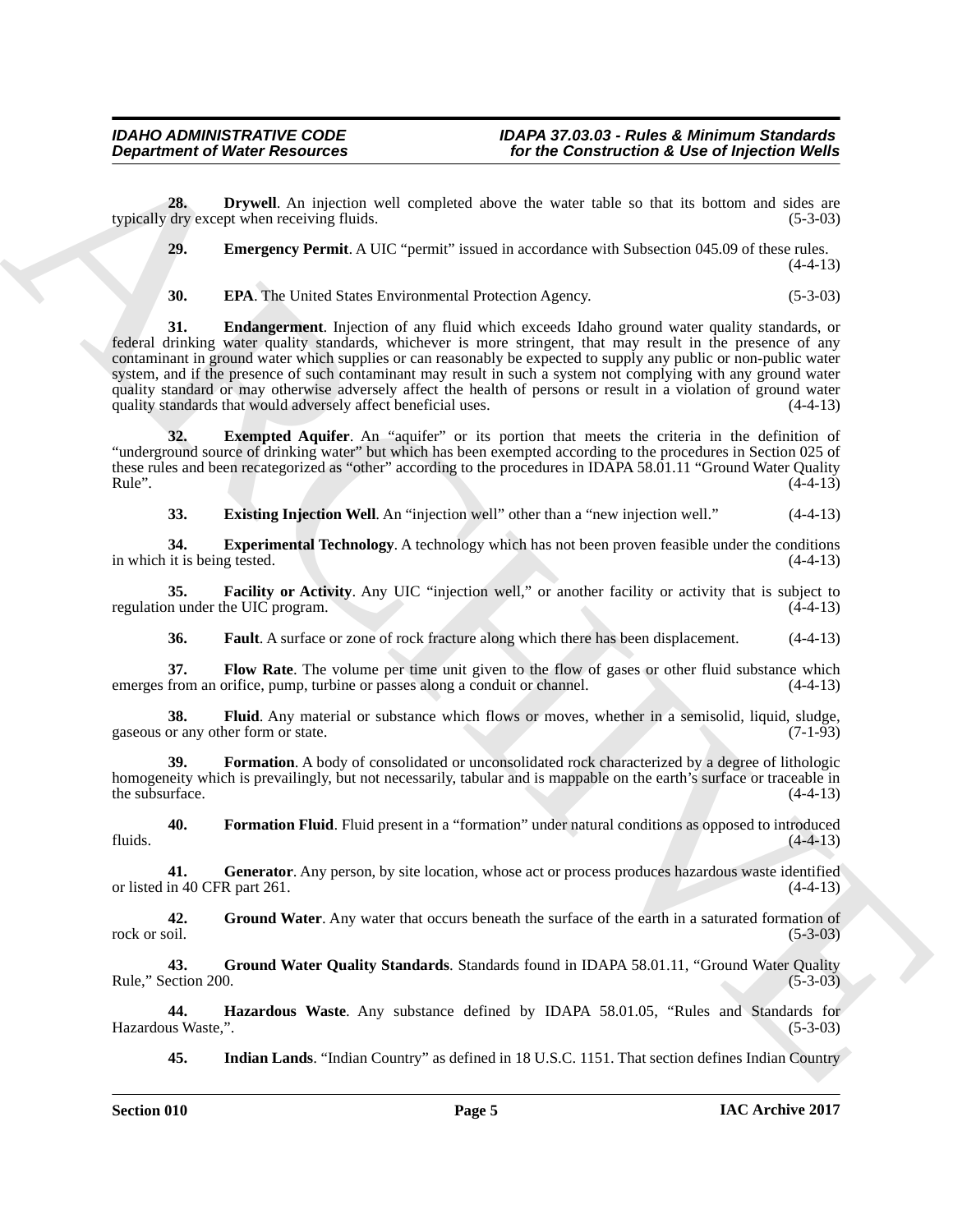**28. Drywell**. An injection well completed above the water table so that its bottom and sides are typically dry except when receiving fluids. (5-3-03)

**29. Emergency Permit**. A UIC "permit" issued in accordance with Subsection 045.09 of these rules. (4-4-13)

**30. EPA**. The United States Environmental Protection Agency. (5-3-03)

**31. Endangerment**. Injection of any fluid which exceeds Idaho ground water quality standards, or federal drinking water quality standards, whichever is more stringent, that may result in the presence of any contaminant in ground water which supplies or can reasonably be expected to supply any public or non-public water system, and if the presence of such contaminant may result in such a system not complying with any ground water quality standard or may otherwise adversely affect the health of persons or result in a violation of ground water quality standards that would adversely affect beneficial uses. (4-4-13)

**32. Exempted Aquifer**. An "aquifer" or its portion that meets the criteria in the definition of "underground source of drinking water" but which has been exempted according to the procedures in Section 025 of these rules and been recategorized as "other" according to the procedures in IDAPA 58.01.11 "Ground Water Quality Rule". (4-4-13)

**33. Existing Injection Well**. An "injection well" other than a "new injection well." (4-4-13)

**34. Experimental Technology**. A technology which has not been proven feasible under the conditions in which it is being tested. (4-4-13)

**35. Facility or Activity**. Any UIC "injection well," or another facility or activity that is subject to regulation under the UIC program. (4-4-13)

**36. Fault**. A surface or zone of rock fracture along which there has been displacement. (4-4-13)

**37. Flow Rate**. The volume per time unit given to the flow of gases or other fluid substance which emerges from an orifice, pump, turbine or passes along a conduit or channel. (4-4-13)

**38. Fluid**. Any material or substance which flows or moves, whether in a semisolid, liquid, sludge, gaseous or any other form or state. (7-1-93)

**39. Formation**. A body of consolidated or unconsolidated rock characterized by a degree of lithologic homogeneity which is prevailingly, but not necessarily, tabular and is mappable on the earth's surface or traceable in the subsurface. (4-4-13)

**40. Formation Fluid**. Fluid present in a "formation" under natural conditions as opposed to introduced fluids. (4-4-13)

**41. Generator**. Any person, by site location, whose act or process produces hazardous waste identified or listed in 40 CFR part 261. (4-4-13)

**42. Ground Water**. Any water that occurs beneath the surface of the earth in a saturated formation of rock or soil. (5-3-03)

**43. Ground Water Quality Standards**. Standards found in IDAPA 58.01.11, "Ground Water Quality Rule," Section 200. (5-3-03)

**44. Hazardous Waste**. Any substance defined by IDAPA 58.01.05, "Rules and Standards for Hazardous Waste,". (5-3-03)

**45. Indian Lands**. "Indian Country" as defined in 18 U.S.C. 1151. That section defines Indian Country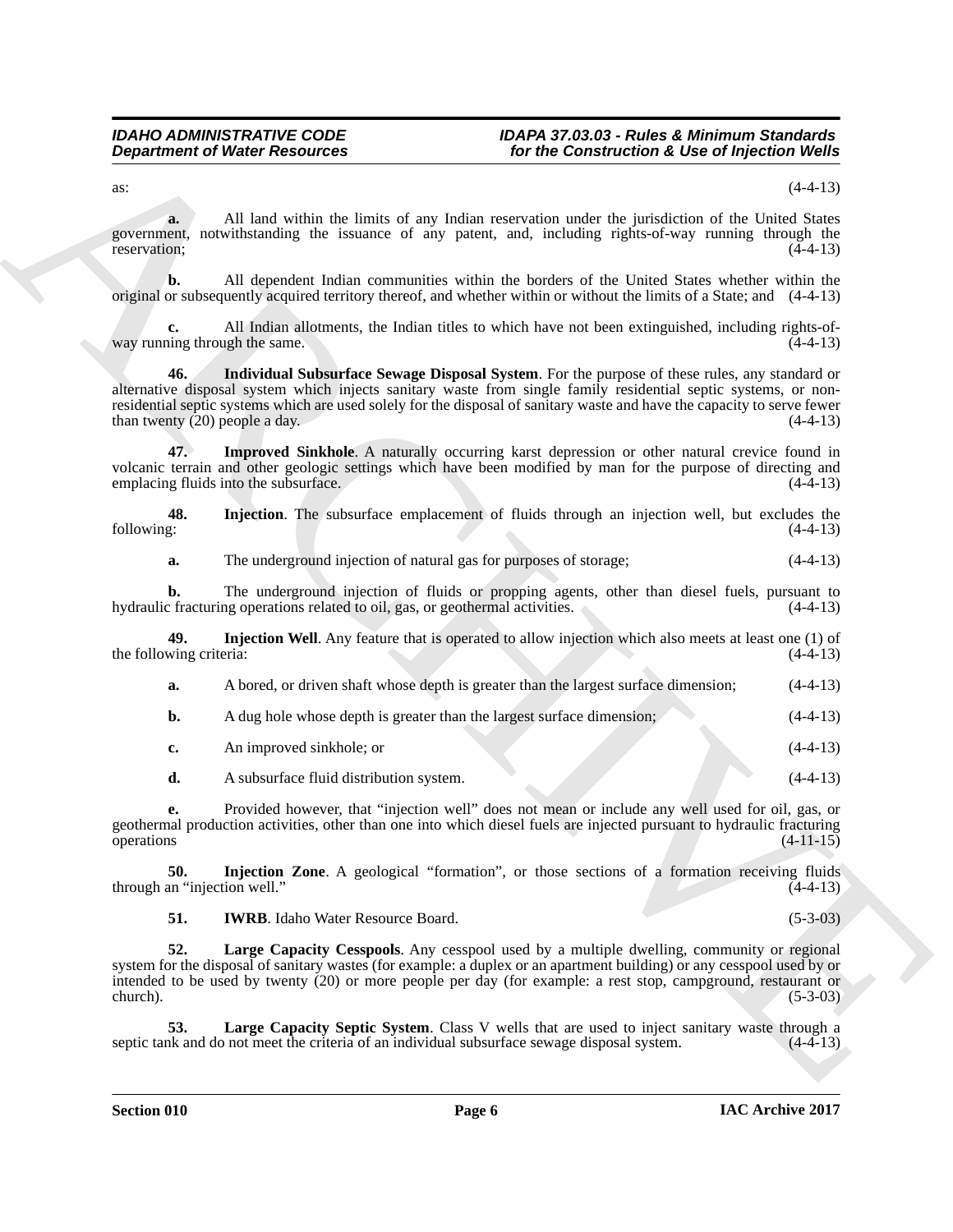as: (4-4-13)

**a.** All land within the limits of any Indian reservation under the jurisdiction of the United States government, notwithstanding the issuance of any patent, and, including rights-of-way running through the reservation; (4-4-13)

**b.** All dependent Indian communities within the borders of the United States whether within the original or subsequently acquired territory thereof, and whether within or without the limits of a State; and (4-4-13)

**c.** All Indian allotments, the Indian titles to which have not been extinguished, including rights-of-way running through the same. (4-4-13)

**46. Individual Subsurface Sewage Disposal System**. For the purpose of these rules, any standard or alternative disposal system which injects sanitary waste from single family residential septic systems, or non-residential septic systems which are used solely for the disposal of sanitary waste and have the capacity to serve fewer than twenty (20) people a day. (4-4-13)

**47. Improved Sinkhole**. A naturally occurring karst depression or other natural crevice found in volcanic terrain and other geologic settings which have been modified by man for the purpose of directing and emplacing fluids into the subsurface. (4-4-13)

**48. Injection**. The subsurface emplacement of fluids through an injection well, but excludes the following: (4-4-13)

**a.** The underground injection of natural gas for purposes of storage; (4-4-13)

**b.** The underground injection of fluids or propping agents, other than diesel fuels, pursuant to hydraulic fracturing operations related to oil, gas, or geothermal activities. (4-4-13)

**49. Injection Well**. Any feature that is operated to allow injection which also meets at least one (1) of the following criteria: (4-4-13)

**a.** A bored, or driven shaft whose depth is greater than the largest surface dimension; (4-4-13)

**b.** A dug hole whose depth is greater than the largest surface dimension; (4-4-13)

**c.** An improved sinkhole; or (4-4-13)

**d.** A subsurface fluid distribution system. (4-4-13)

**e.** Provided however, that "injection well" does not mean or include any well used for oil, gas, or geothermal production activities, other than one into which diesel fuels are injected pursuant to hydraulic fracturing operations (4-11-15)

**50. Injection Zone**. A geological "formation", or those sections of a formation receiving fluids through an "injection well." (4-4-13)

**51. IWRB**. Idaho Water Resource Board. (5-3-03)

**52. Large Capacity Cesspools**. Any cesspool used by a multiple dwelling, community or regional system for the disposal of sanitary wastes (for example: a duplex or an apartment building) or any cesspool used by or intended to be used by twenty (20) or more people per day (for example: a rest stop, campground, restaurant or church). (5-3-03)

**53. Large Capacity Septic System**. Class V wells that are used to inject sanitary waste through a septic tank and do not meet the criteria of an individual subsurface sewage disposal system. (4-4-13)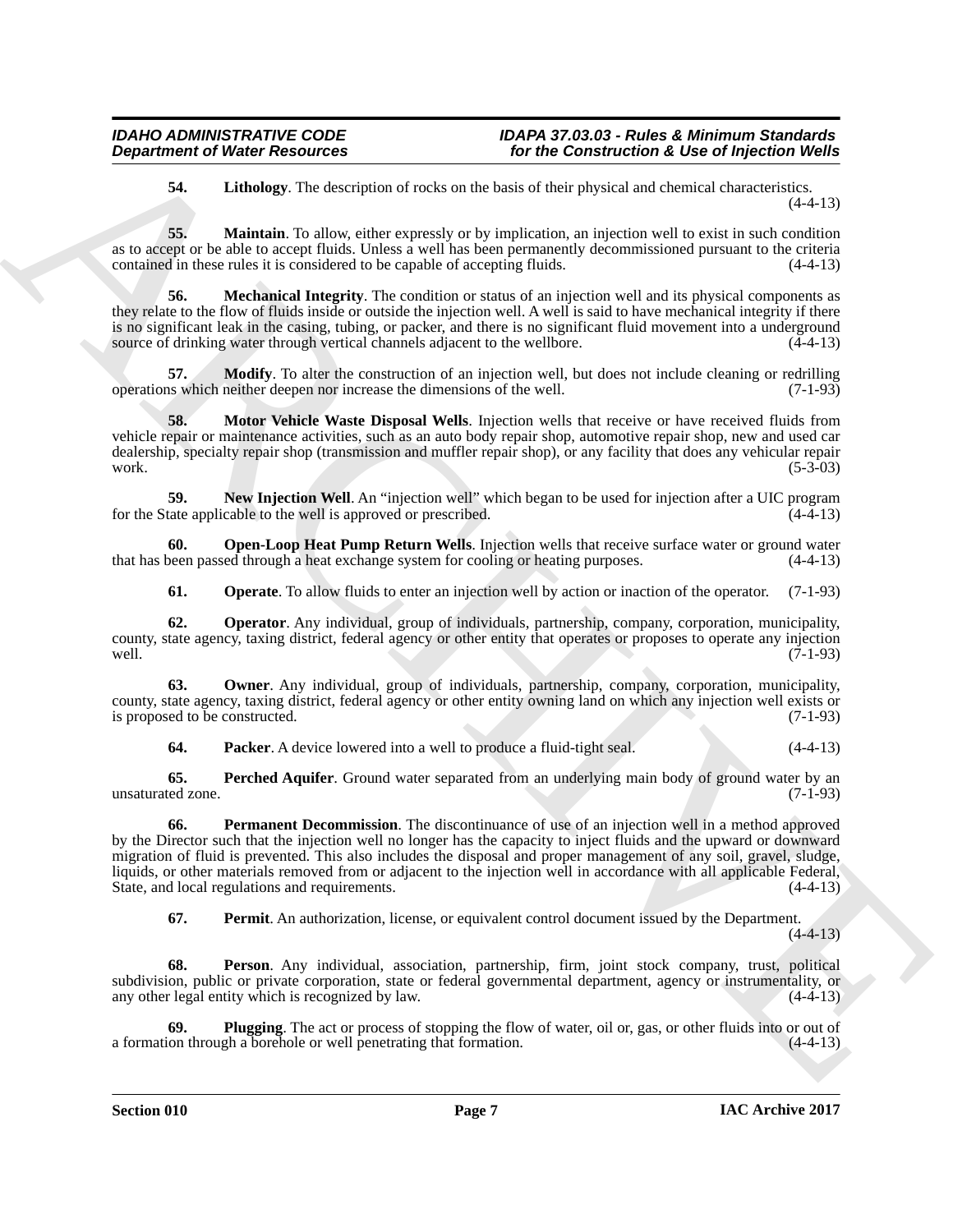**54. Lithology**. The description of rocks on the basis of their physical and chemical characteristics. (4-4-13)

**55. Maintain**. To allow, either expressly or by implication, an injection well to exist in such condition as to accept or be able to accept fluids. Unless a well has been permanently decommissioned pursuant to the criteria contained in these rules it is considered to be capable of accepting fluids. (4-4-13)

**56. Mechanical Integrity**. The condition or status of an injection well and its physical components as they relate to the flow of fluids inside or outside the injection well. A well is said to have mechanical integrity if there is no significant leak in the casing, tubing, or packer, and there is no significant fluid movement into a underground source of drinking water through vertical channels adjacent to the wellbore. (4-4-13)

**57. Modify**. To alter the construction of an injection well, but does not include cleaning or redrilling operations which neither deepen nor increase the dimensions of the well. (7-1-93)

**58. Motor Vehicle Waste Disposal Wells**. Injection wells that receive or have received fluids from vehicle repair or maintenance activities, such as an auto body repair shop, automotive repair shop, new and used car dealership, specialty repair shop (transmission and muffler repair shop), or any facility that does any vehicular repair work. (5-3-03)

**59. New Injection Well**. An "injection well" which began to be used for injection after a UIC program for the State applicable to the well is approved or prescribed. (4-4-13)

**60. Open-Loop Heat Pump Return Wells**. Injection wells that receive surface water or ground water that has been passed through a heat exchange system for cooling or heating purposes. (4-4-13)

**61. Operate**. To allow fluids to enter an injection well by action or inaction of the operator. (7-1-93)

**62. Operator**. Any individual, group of individuals, partnership, company, corporation, municipality, county, state agency, taxing district, federal agency or other entity that operates or proposes to operate any injection well. (7-1-93)

**63. Owner**. Any individual, group of individuals, partnership, company, corporation, municipality, county, state agency, taxing district, federal agency or other entity owning land on which any injection well exists or is proposed to be constructed. (7-1-93)

**64. Packer**. A device lowered into a well to produce a fluid-tight seal. (4-4-13)

**65. Perched Aquifer**. Ground water separated from an underlying main body of ground water by an unsaturated zone. (7-1-93)

**66. Permanent Decommission**. The discontinuance of use of an injection well in a method approved by the Director such that the injection well no longer has the capacity to inject fluids and the upward or downward migration of fluid is prevented. This also includes the disposal and proper management of any soil, gravel, sludge, liquids, or other materials removed from or adjacent to the injection well in accordance with all applicable Federal, State, and local regulations and requirements. (4-4-13)

**67. Permit**. An authorization, license, or equivalent control document issued by the Department. (4-4-13)

**68. Person**. Any individual, association, partnership, firm, joint stock company, trust, political subdivision, public or private corporation, state or federal governmental department, agency or instrumentality, or any other legal entity which is recognized by law. (4-4-13)

**69. Plugging**. The act or process of stopping the flow of water, oil or, gas, or other fluids into or out of a formation through a borehole or well penetrating that formation. (4-4-13)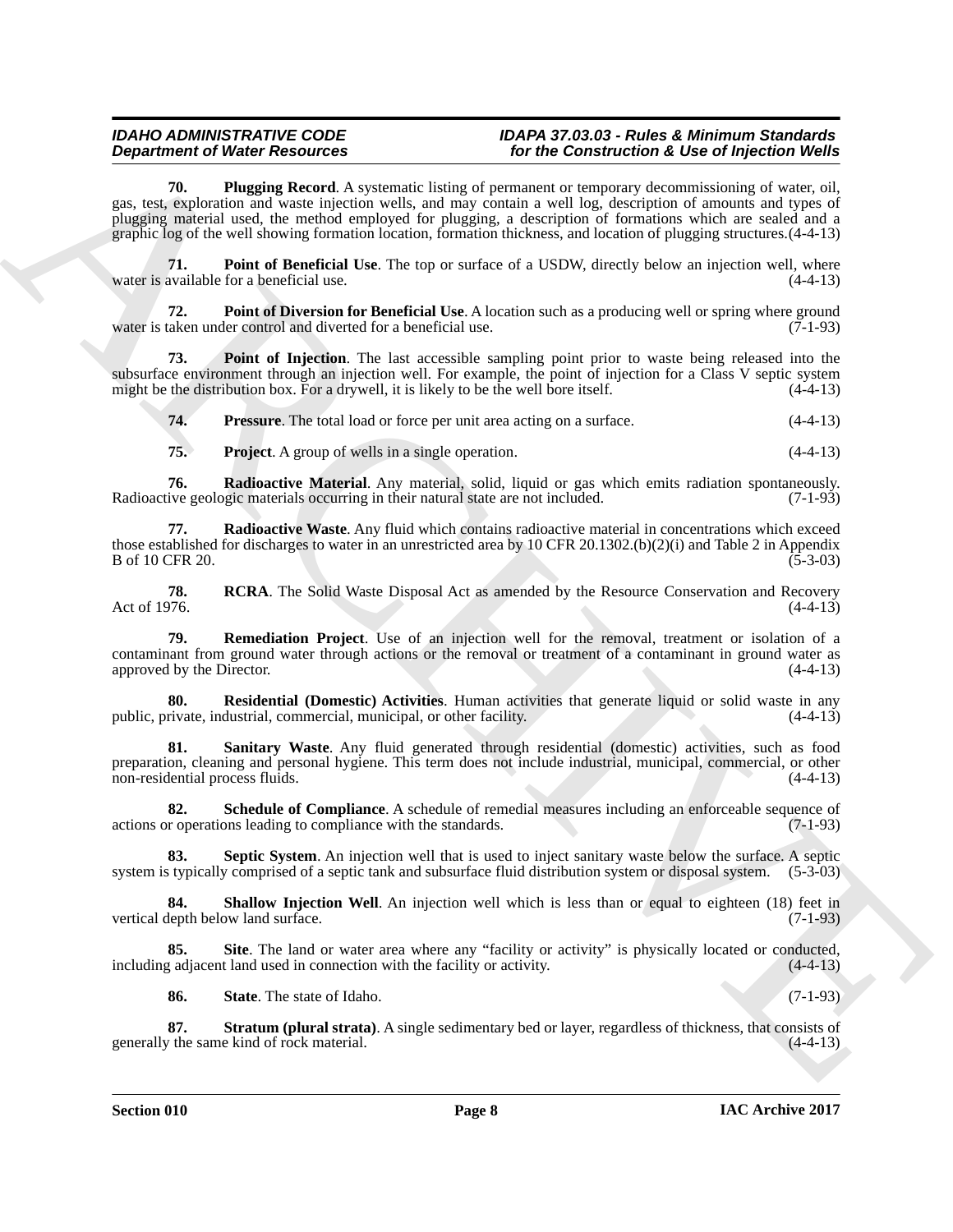**70. Plugging Record**. A systematic listing of permanent or temporary decommissioning of water, oil, gas, test, exploration and waste injection wells, and may contain a well log, description of amounts and types of plugging material used, the method employed for plugging, a description of formations which are sealed and a graphic log of the well showing formation location, formation thickness, and location of plugging structures.(4-4-13)

**71. Point of Beneficial Use**. The top or surface of a USDW, directly below an injection well, where water is available for a beneficial use. (4-4-13)

**72. Point of Diversion for Beneficial Use**. A location such as a producing well or spring where ground water is taken under control and diverted for a beneficial use. (7-1-93)

**73. Point of Injection**. The last accessible sampling point prior to waste being released into the subsurface environment through an injection well. For example, the point of injection for a Class V septic system might be the distribution box. For a drywell, it is likely to be the well bore itself. (4-4-13)

**74. Pressure**. The total load or force per unit area acting on a surface. (4-4-13)

**75. Project**. A group of wells in a single operation. (4-4-13)

**76. Radioactive Material**. Any material, solid, liquid or gas which emits radiation spontaneously. Radioactive geologic materials occurring in their natural state are not included. (7-1-93)

**77. Radioactive Waste**. Any fluid which contains radioactive material in concentrations which exceed those established for discharges to water in an unrestricted area by 10 CFR 20.1302.(b)(2)(i) and Table 2 in Appendix B of 10 CFR 20. (5-3-03)

**78. RCRA**. The Solid Waste Disposal Act as amended by the Resource Conservation and Recovery Act of 1976. (4-4-13)

**79. Remediation Project**. Use of an injection well for the removal, treatment or isolation of a contaminant from ground water through actions or the removal or treatment of a contaminant in ground water as approved by the Director. (4-4-13)

**80. Residential (Domestic) Activities**. Human activities that generate liquid or solid waste in any public, private, industrial, commercial, municipal, or other facility. (4-4-13)

**81. Sanitary Waste**. Any fluid generated through residential (domestic) activities, such as food preparation, cleaning and personal hygiene. This term does not include industrial, municipal, commercial, or other non-residential process fluids. (4-4-13)

**82. Schedule of Compliance**. A schedule of remedial measures including an enforceable sequence of actions or operations leading to compliance with the standards. (7-1-93)

**83. Septic System**. An injection well that is used to inject sanitary waste below the surface. A septic system is typically comprised of a septic tank and subsurface fluid distribution system or disposal system. (5-3-03)

**84. Shallow Injection Well**. An injection well which is less than or equal to eighteen (18) feet in vertical depth below land surface. (7-1-93)

**85. Site**. The land or water area where any "facility or activity" is physically located or conducted, including adjacent land used in connection with the facility or activity. (4-4-13)

**86. State**. The state of Idaho. (7-1-93)

**87. Stratum (plural strata)**. A single sedimentary bed or layer, regardless of thickness, that consists of generally the same kind of rock material. (4-4-13)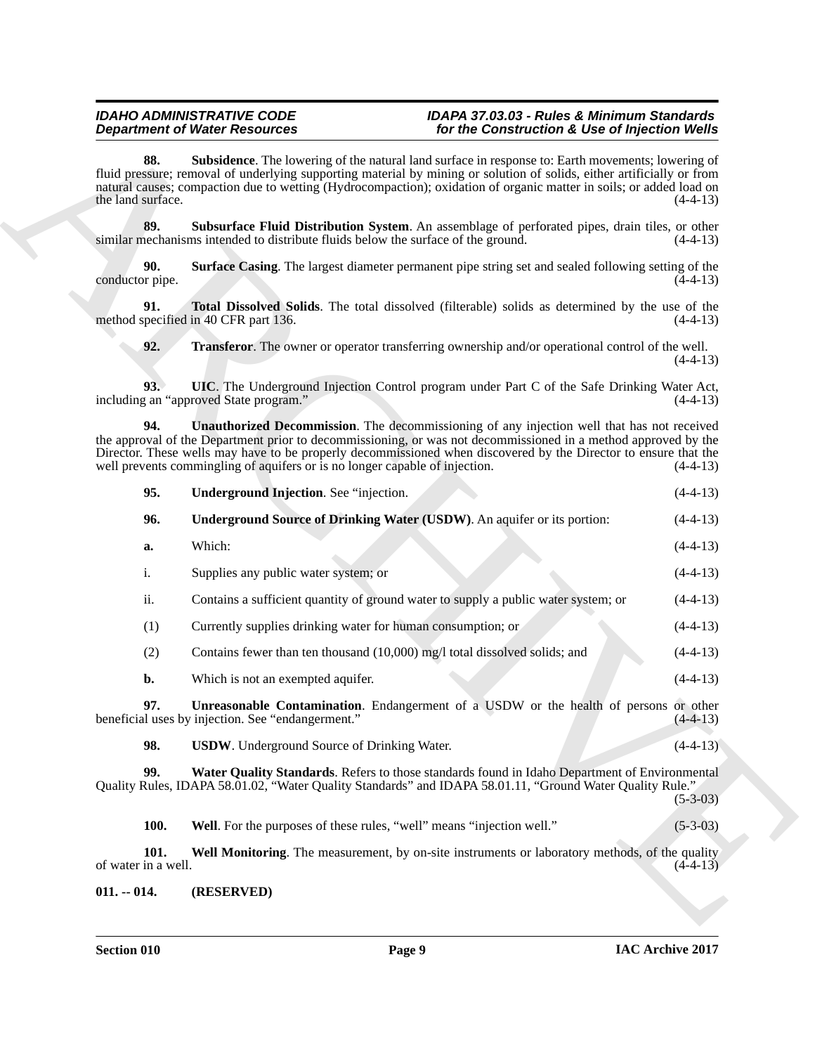**88. Subsidence**. The lowering of the natural land surface in response to: Earth movements; lowering of fluid pressure; removal of underlying supporting material by mining or solution of solids, either artificially or from natural causes; compaction due to wetting (Hydrocompaction); oxidation of organic matter in soils; or added load on the land surface. (4-4-13)

**89. Subsurface Fluid Distribution System**. An assemblage of perforated pipes, drain tiles, or other similar mechanisms intended to distribute fluids below the surface of the ground. (4-4-13)

**90. Surface Casing**. The largest diameter permanent pipe string set and sealed following setting of the conductor pipe. (4-4-13)

**91. Total Dissolved Solids**. The total dissolved (filterable) solids as determined by the use of the method specified in 40 CFR part 136. (4-4-13)

**92. Transferor**. The owner or operator transferring ownership and/or operational control of the well. (4-4-13)

**93. UIC**. The Underground Injection Control program under Part C of the Safe Drinking Water Act, including an "approved State program." (4-4-13)

**94. Unauthorized Decommission**. The decommissioning of any injection well that has not received the approval of the Department prior to decommissioning, or was not decommissioned in a method approved by the Director. These wells may have to be properly decommissioned when discovered by the Director to ensure that the well prevents commingling of aquifers or is no longer capable of injection. (4-4-13)

**95. Underground Injection**. See "injection. (4-4-13)

**96. Underground Source of Drinking Water (USDW)**. An aquifer or its portion: (4-4-13)

**a.** Which: (4-4-13)

i. Supplies any public water system; or (4-4-13)

ii. Contains a sufficient quantity of ground water to supply a public water system; or (4-4-13)

(1) Currently supplies drinking water for human consumption; or (4-4-13)

(2) Contains fewer than ten thousand (10,000) mg/l total dissolved solids; and (4-4-13)

**b.** Which is not an exempted aquifer. (4-4-13)

**97. Unreasonable Contamination**. Endangerment of a USDW or the health of persons or other beneficial uses by injection. See "endangerment." (4-4-13)

**98. USDW**. Underground Source of Drinking Water. (4-4-13)

**99. Water Quality Standards**. Refers to those standards found in Idaho Department of Environmental Quality Rules, IDAPA 58.01.02, "Water Quality Standards" and IDAPA 58.01.11, "Ground Water Quality Rule." (5-3-03)

**100. Well**. For the purposes of these rules, "well" means "injection well." (5-3-03)

**101. Well Monitoring**. The measurement, by on-site instruments or laboratory methods, of the quality of water in a well. (4-4-13)

**011. -- 014. (RESERVED)**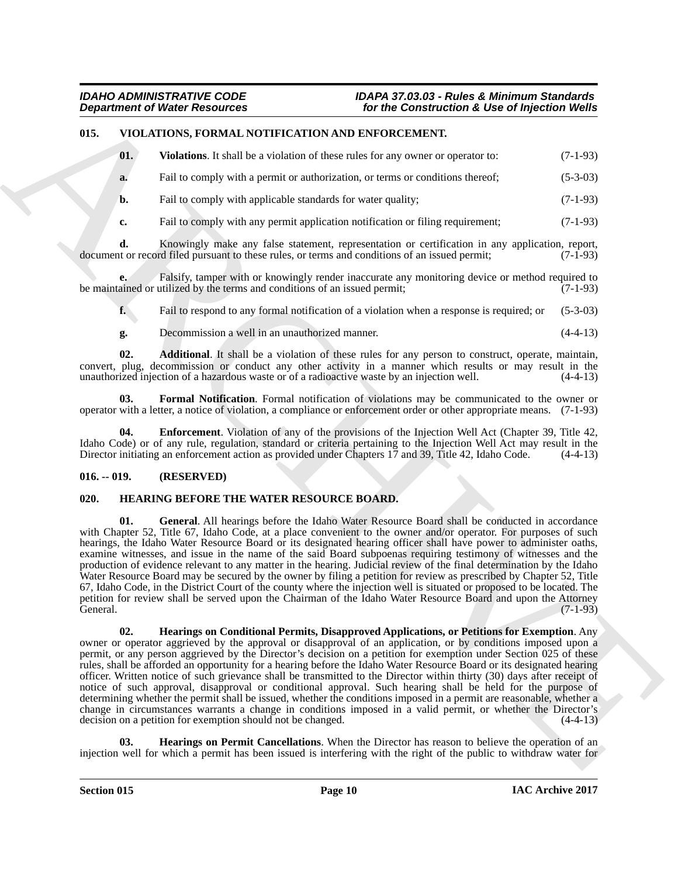## 015. VIOLATIONS, FORMAL NOTIFICATION AND ENFORCEMENT.

**01. Violations**. It shall be a violation of these rules for any owner or operator to: (7-1-93)

**a.** Fail to comply with a permit or authorization, or terms or conditions thereof; (5-3-03)

**b.** Fail to comply with applicable standards for water quality; (7-1-93)

**c.** Fail to comply with any permit application notification or filing requirement; (7-1-93)

**d.** Knowingly make any false statement, representation or certification in any application, report, document or record filed pursuant to these rules, or terms and conditions of an issued permit; (7-1-93)

**e.** Falsify, tamper with or knowingly render inaccurate any monitoring device or method required to be maintained or utilized by the terms and conditions of an issued permit; (7-1-93)

**f.** Fail to respond to any formal notification of a violation when a response is required; or (5-3-03)

**g.** Decommission a well in an unauthorized manner. (4-4-13)

**02. Additional**. It shall be a violation of these rules for any person to construct, operate, maintain, convert, plug, decommission or conduct any other activity in a manner which results or may result in the unauthorized injection of a hazardous waste or of a radioactive waste by an injection well. (4-4-13)

**03. Formal Notification**. Formal notification of violations may be communicated to the owner or operator with a letter, a notice of violation, a compliance or enforcement order or other appropriate means. (7-1-93)

**04. Enforcement**. Violation of any of the provisions of the Injection Well Act (Chapter 39, Title 42, Idaho Code) or of any rule, regulation, standard or criteria pertaining to the Injection Well Act may result in the Director initiating an enforcement action as provided under Chapters 17 and 39, Title 42, Idaho Code. (4-4-13)

## 016. -- 019. (RESERVED)

## 020. HEARING BEFORE THE WATER RESOURCE BOARD.

**01. General**. All hearings before the Idaho Water Resource Board shall be conducted in accordance with Chapter 52, Title 67, Idaho Code, at a place convenient to the owner and/or operator. For purposes of such hearings, the Idaho Water Resource Board or its designated hearing officer shall have power to administer oaths, examine witnesses, and issue in the name of the said Board subpoenas requiring testimony of witnesses and the production of evidence relevant to any matter in the hearing. Judicial review of the final determination by the Idaho Water Resource Board may be secured by the owner by filing a petition for review as prescribed by Chapter 52, Title 67, Idaho Code, in the District Court of the county where the injection well is situated or proposed to be located. The petition for review shall be served upon the Chairman of the Idaho Water Resource Board and upon the Attorney General. (7-1-93)

**02. Hearings on Conditional Permits, Disapproved Applications, or Petitions for Exemption**. Any owner or operator aggrieved by the approval or disapproval of an application, or by conditions imposed upon a permit, or any person aggrieved by the Director's decision on a petition for exemption under Section 025 of these rules, shall be afforded an opportunity for a hearing before the Idaho Water Resource Board or its designated hearing officer. Written notice of such grievance shall be transmitted to the Director within thirty (30) days after receipt of notice of such approval, disapproval or conditional approval. Such hearing shall be held for the purpose of determining whether the permit shall be issued, whether the conditions imposed in a permit are reasonable, whether a change in circumstances warrants a change in conditions imposed in a valid permit, or whether the Director's decision on a petition for exemption should not be changed. (4-4-13)

**03. Hearings on Permit Cancellations**. When the Director has reason to believe the operation of an injection well for which a permit has been issued is interfering with the right of the public to withdraw water for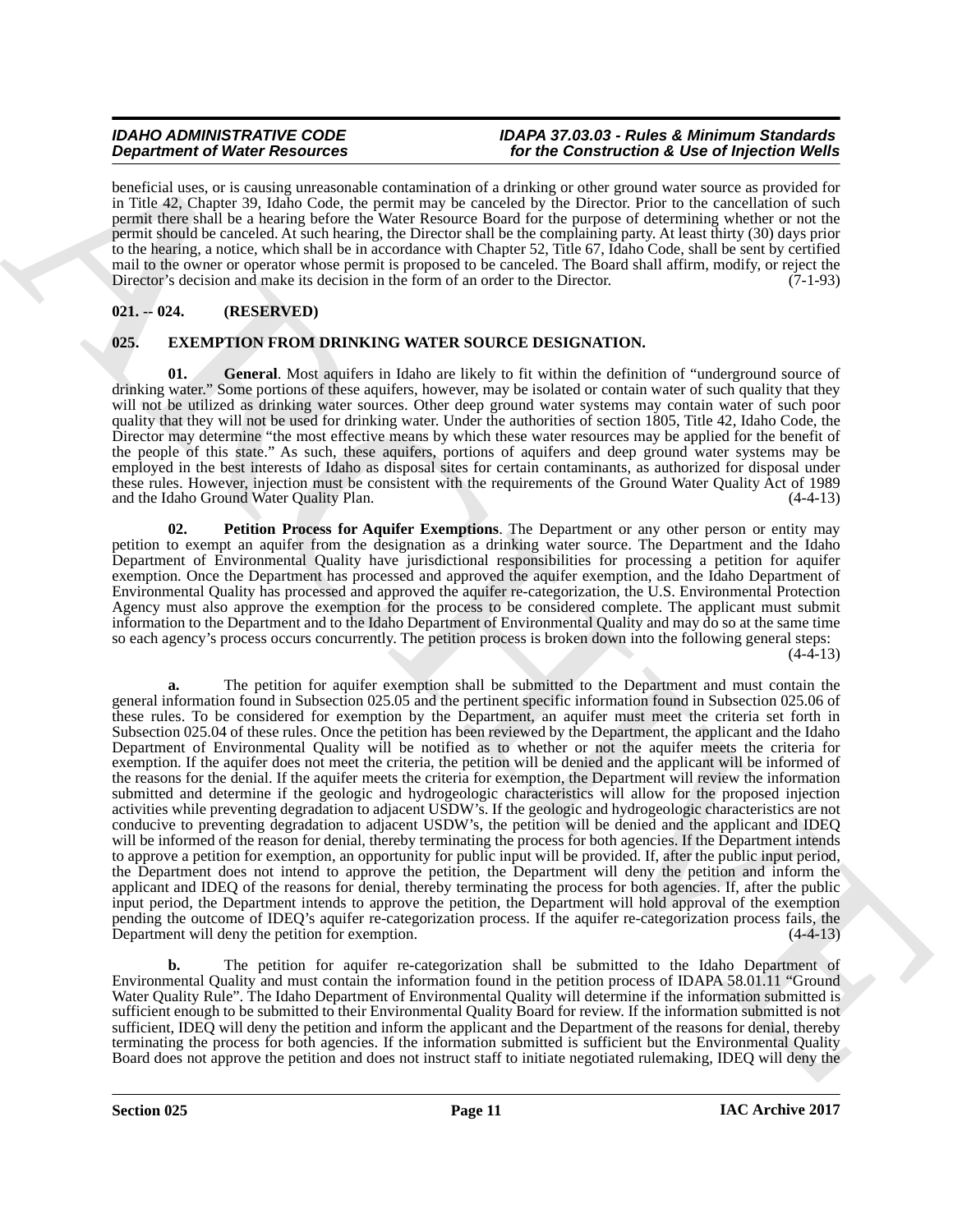beneficial uses, or is causing unreasonable contamination of a drinking or other ground water source as provided for in Title 42, Chapter 39, Idaho Code, the permit may be canceled by the Director. Prior to the cancellation of such permit there shall be a hearing before the Water Resource Board for the purpose of determining whether or not the permit should be canceled. At such hearing, the Director shall be the complaining party. At least thirty (30) days prior to the hearing, a notice, which shall be in accordance with Chapter 52, Title 67, Idaho Code, shall be sent by certified mail to the owner or operator whose permit is proposed to be canceled. The Board shall affirm, modify, or reject the Director's decision and make its decision in the form of an order to the Director. (7-1-93)

## 021. -- 024. (RESERVED)

## 025. EXEMPTION FROM DRINKING WATER SOURCE DESIGNATION.

**01. General**. Most aquifers in Idaho are likely to fit within the definition of "underground source of drinking water." Some portions of these aquifers, however, may be isolated or contain water of such quality that they will not be utilized as drinking water sources. Other deep ground water systems may contain water of such poor quality that they will not be used for drinking water. Under the authorities of section 1805, Title 42, Idaho Code, the Director may determine "the most effective means by which these water resources may be applied for the benefit of the people of this state." As such, these aquifers, portions of aquifers and deep ground water systems may be employed in the best interests of Idaho as disposal sites for certain contaminants, as authorized for disposal under these rules. However, injection must be consistent with the requirements of the Ground Water Quality Act of 1989 and the Idaho Ground Water Quality Plan. (4-4-13)

**02. Petition Process for Aquifer Exemptions**. The Department or any other person or entity may petition to exempt an aquifer from the designation as a drinking water source. The Department and the Idaho Department of Environmental Quality have jurisdictional responsibilities for processing a petition for aquifer exemption. Once the Department has processed and approved the aquifer exemption, and the Idaho Department of Environmental Quality has processed and approved the aquifer re-categorization, the U.S. Environmental Protection Agency must also approve the exemption for the process to be considered complete. The applicant must submit information to the Department and to the Idaho Department of Environmental Quality and may do so at the same time so each agency's process occurs concurrently. The petition process is broken down into the following general steps: (4-4-13)

**a.** The petition for aquifer exemption shall be submitted to the Department and must contain the general information found in Subsection 025.05 and the pertinent specific information found in Subsection 025.06 of these rules. To be considered for exemption by the Department, an aquifer must meet the criteria set forth in Subsection 025.04 of these rules. Once the petition has been reviewed by the Department, the applicant and the Idaho Department of Environmental Quality will be notified as to whether or not the aquifer meets the criteria for exemption. If the aquifer does not meet the criteria, the petition will be denied and the applicant will be informed of the reasons for the denial. If the aquifer meets the criteria for exemption, the Department will review the information submitted and determine if the geologic and hydrogeologic characteristics will allow for the proposed injection activities while preventing degradation to adjacent USDW's. If the geologic and hydrogeologic characteristics are not conducive to preventing degradation to adjacent USDW's, the petition will be denied and the applicant and IDEQ will be informed of the reason for denial, thereby terminating the process for both agencies. If the Department intends to approve a petition for exemption, an opportunity for public input will be provided. If, after the public input period, the Department does not intend to approve the petition, the Department will deny the petition and inform the applicant and IDEQ of the reasons for denial, thereby terminating the process for both agencies. If, after the public input period, the Department intends to approve the petition, the Department will hold approval of the exemption pending the outcome of IDEQ's aquifer re-categorization process. If the aquifer re-categorization process fails, the Department will deny the petition for exemption. (4-4-13)

**b.** The petition for aquifer re-categorization shall be submitted to the Idaho Department of Environmental Quality and must contain the information found in the petition process of IDAPA 58.01.11 "Ground Water Quality Rule". The Idaho Department of Environmental Quality will determine if the information submitted is sufficient enough to be submitted to their Environmental Quality Board for review. If the information submitted is not sufficient, IDEQ will deny the petition and inform the applicant and the Department of the reasons for denial, thereby terminating the process for both agencies. If the information submitted is sufficient but the Environmental Quality Board does not approve the petition and does not instruct staff to initiate negotiated rulemaking, IDEQ will deny the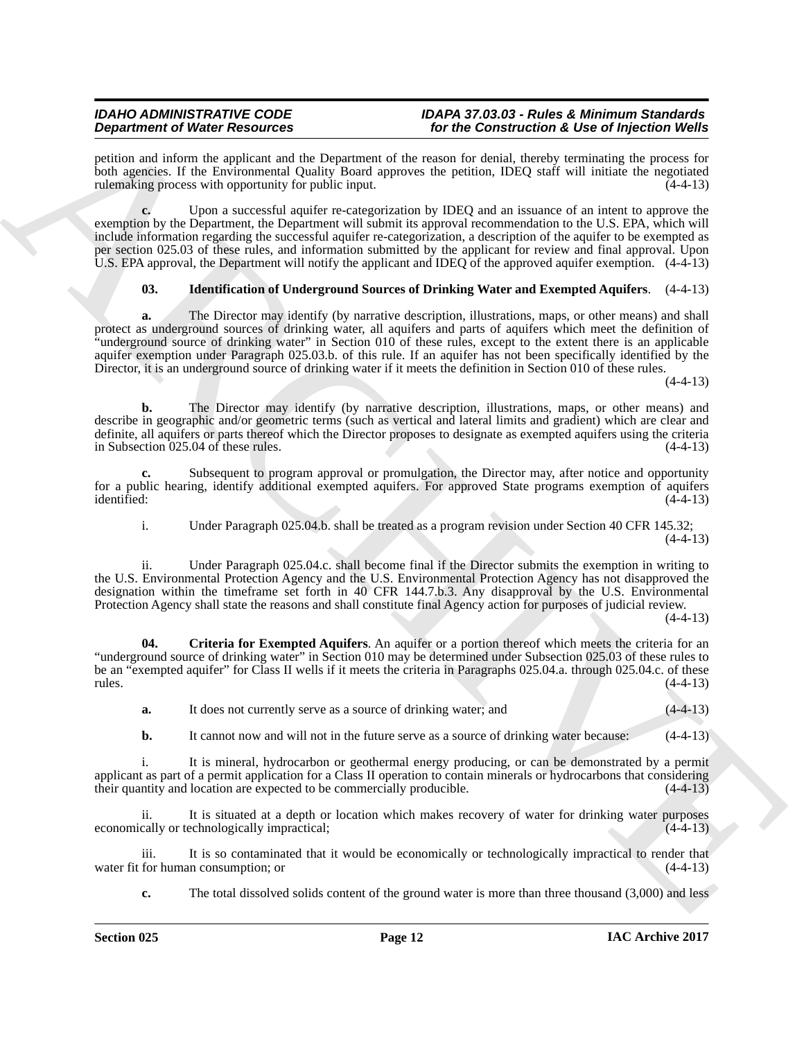petition and inform the applicant and the Department of the reason for denial, thereby terminating the process for both agencies. If the Environmental Quality Board approves the petition, IDEQ staff will initiate the negotiated rulemaking process with opportunity for public input. (4-4-13)

**c.** Upon a successful aquifer re-categorization by IDEQ and an issuance of an intent to approve the exemption by the Department, the Department will submit its approval recommendation to the U.S. EPA, which will include information regarding the successful aquifer re-categorization, a description of the aquifer to be exempted as per section 025.03 of these rules, and information submitted by the applicant for review and final approval. Upon U.S. EPA approval, the Department will notify the applicant and IDEQ of the approved aquifer exemption. (4-4-13)

**03. Identification of Underground Sources of Drinking Water and Exempted Aquifers**. (4-4-13)

**a.** The Director may identify (by narrative description, illustrations, maps, or other means) and shall protect as underground sources of drinking water, all aquifers and parts of aquifers which meet the definition of "underground source of drinking water" in Section 010 of these rules, except to the extent there is an applicable aquifer exemption under Paragraph 025.03.b. of this rule. If an aquifer has not been specifically identified by the Director, it is an underground source of drinking water if it meets the definition in Section 010 of these rules. (4-4-13)

**b.** The Director may identify (by narrative description, illustrations, maps, or other means) and describe in geographic and/or geometric terms (such as vertical and lateral limits and gradient) which are clear and definite, all aquifers or parts thereof which the Director proposes to designate as exempted aquifers using the criteria in Subsection 025.04 of these rules. (4-4-13)

**c.** Subsequent to program approval or promulgation, the Director may, after notice and opportunity for a public hearing, identify additional exempted aquifers. For approved State programs exemption of aquifers identified: (4-4-13)

i. Under Paragraph 025.04.b. shall be treated as a program revision under Section 40 CFR 145.32; (4-4-13)

ii. Under Paragraph 025.04.c. shall become final if the Director submits the exemption in writing to the U.S. Environmental Protection Agency and the U.S. Environmental Protection Agency has not disapproved the designation within the timeframe set forth in 40 CFR 144.7.b.3. Any disapproval by the U.S. Environmental Protection Agency shall state the reasons and shall constitute final Agency action for purposes of judicial review. (4-4-13)

**04. Criteria for Exempted Aquifers**. An aquifer or a portion thereof which meets the criteria for an "underground source of drinking water" in Section 010 may be determined under Subsection 025.03 of these rules to be an "exempted aquifer" for Class II wells if it meets the criteria in Paragraphs 025.04.a. through 025.04.c. of these rules. (4-4-13)

**a.** It does not currently serve as a source of drinking water; and (4-4-13)

**b.** It cannot now and will not in the future serve as a source of drinking water because: (4-4-13)

i. It is mineral, hydrocarbon or geothermal energy producing, or can be demonstrated by a permit applicant as part of a permit application for a Class II operation to contain minerals or hydrocarbons that considering their quantity and location are expected to be commercially producible. (4-4-13)

ii. It is situated at a depth or location which makes recovery of water for drinking water purposes economically or technologically impractical; (4-4-13)

iii. It is so contaminated that it would be economically or technologically impractical to render that water fit for human consumption; or (4-4-13)

**c.** The total dissolved solids content of the ground water is more than three thousand (3,000) and less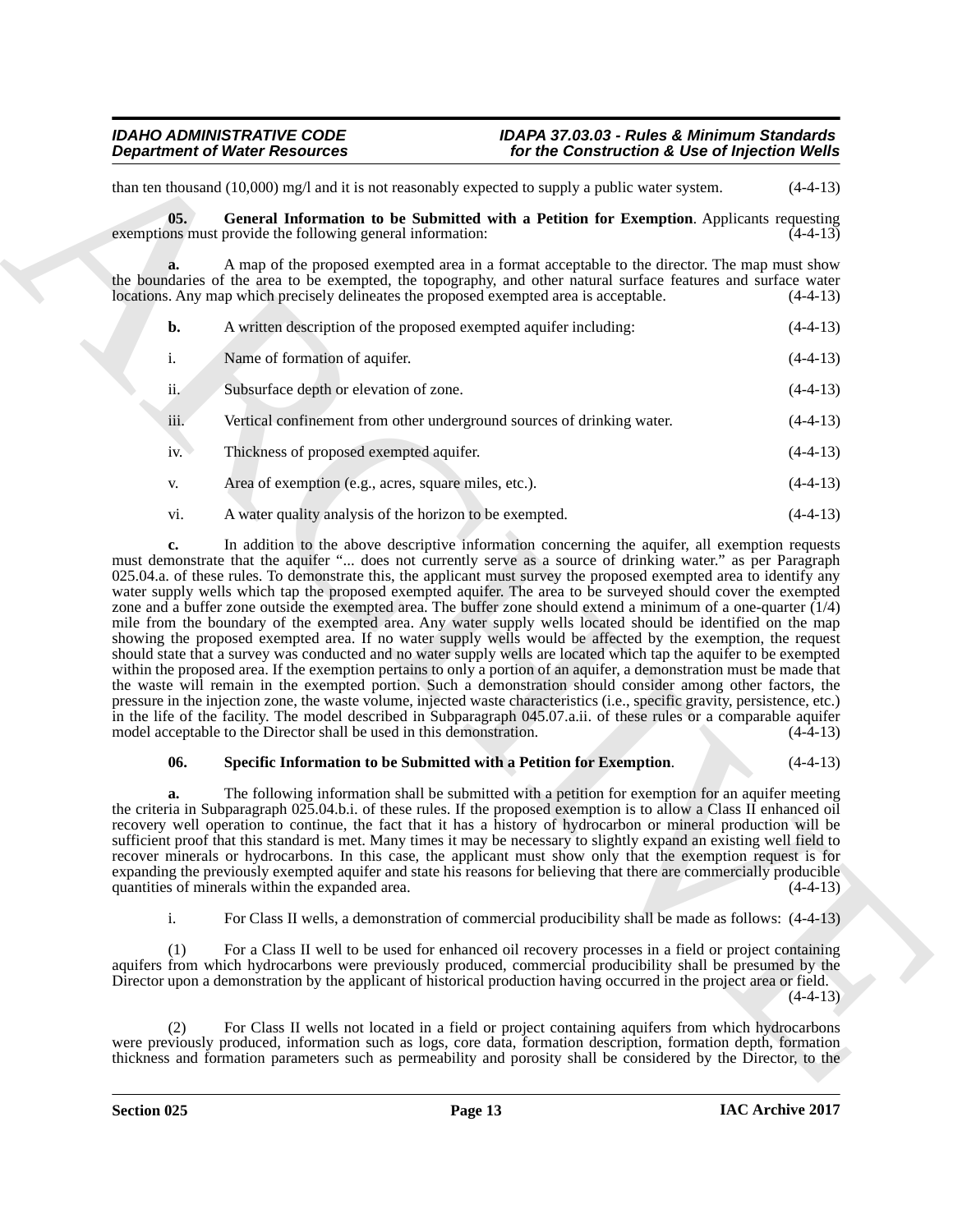than ten thousand (10,000) mg/l and it is not reasonably expected to supply a public water system. (4-4-13)

**05. General Information to be Submitted with a Petition for Exemption**. Applicants requesting exemptions must provide the following general information: (4-4-13)

**a.** A map of the proposed exempted area in a format acceptable to the director. The map must show the boundaries of the area to be exempted, the topography, and other natural surface features and surface water locations. Any map which precisely delineates the proposed exempted area is acceptable. (4-4-13)

**b.** A written description of the proposed exempted aquifer including: (4-4-13)

i. Name of formation of aquifer. (4-4-13)

ii. Subsurface depth or elevation of zone. (4-4-13)

iii. Vertical confinement from other underground sources of drinking water. (4-4-13)

iv. Thickness of proposed exempted aquifer. (4-4-13)

v. Area of exemption (e.g., acres, square miles, etc.). (4-4-13)

vi. A water quality analysis of the horizon to be exempted. (4-4-13)

**c.** In addition to the above descriptive information concerning the aquifer, all exemption requests must demonstrate that the aquifer "... does not currently serve as a source of drinking water." as per Paragraph 025.04.a. of these rules. To demonstrate this, the applicant must survey the proposed exempted area to identify any water supply wells which tap the proposed exempted aquifer. The area to be surveyed should cover the exempted zone and a buffer zone outside the exempted area. The buffer zone should extend a minimum of a one-quarter (1/4) mile from the boundary of the exempted area. Any water supply wells located should be identified on the map showing the proposed exempted area. If no water supply wells would be affected by the exemption, the request should state that a survey was conducted and no water supply wells are located which tap the aquifer to be exempted within the proposed area. If the exemption pertains to only a portion of an aquifer, a demonstration must be made that the waste will remain in the exempted portion. Such a demonstration should consider among other factors, the pressure in the injection zone, the waste volume, injected waste characteristics (i.e., specific gravity, persistence, etc.) in the life of the facility. The model described in Subparagraph 045.07.a.ii. of these rules or a comparable aquifer model acceptable to the Director shall be used in this demonstration. (4-4-13)

**06. Specific Information to be Submitted with a Petition for Exemption**. (4-4-13)

**a.** The following information shall be submitted with a petition for exemption for an aquifer meeting the criteria in Subparagraph 025.04.b.i. of these rules. If the proposed exemption is to allow a Class II enhanced oil recovery well operation to continue, the fact that it has a history of hydrocarbon or mineral production will be sufficient proof that this standard is met. Many times it may be necessary to slightly expand an existing well field to recover minerals or hydrocarbons. In this case, the applicant must show only that the exemption request is for expanding the previously exempted aquifer and state his reasons for believing that there are commercially producible quantities of minerals within the expanded area. (4-4-13)

i. For Class II wells, a demonstration of commercial producibility shall be made as follows: (4-4-13)

(1) For a Class II well to be used for enhanced oil recovery processes in a field or project containing aquifers from which hydrocarbons were previously produced, commercial producibility shall be presumed by the Director upon a demonstration by the applicant of historical production having occurred in the project area or field. (4-4-13)

(2) For Class II wells not located in a field or project containing aquifers from which hydrocarbons were previously produced, information such as logs, core data, formation description, formation depth, formation thickness and formation parameters such as permeability and porosity shall be considered by the Director, to the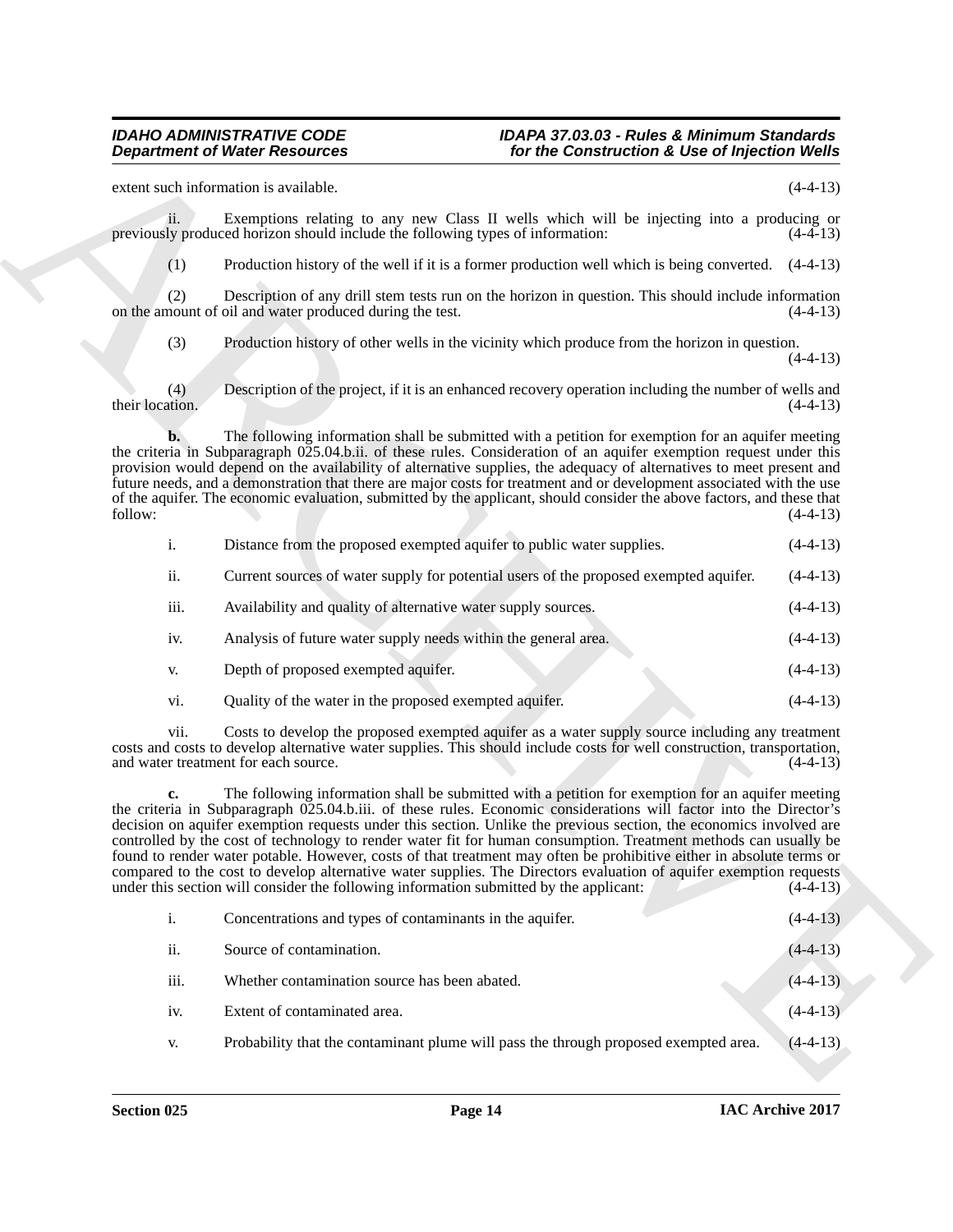extent such information is available. (4-4-13)

ii. Exemptions relating to any new Class II wells which will be injecting into a producing or previously produced horizon should include the following types of information: (4-4-13)

(1) Production history of the well if it is a former production well which is being converted. (4-4-13)

(2) Description of any drill stem tests run on the horizon in question. This should include information on the amount of oil and water produced during the test. (4-4-13)

(3) Production history of other wells in the vicinity which produce from the horizon in question. (4-4-13)

(4) Description of the project, if it is an enhanced recovery operation including the number of wells and their location. (4-4-13)

**b.** The following information shall be submitted with a petition for exemption for an aquifer meeting the criteria in Subparagraph 025.04.b.ii. of these rules. Consideration of an aquifer exemption request under this provision would depend on the availability of alternative supplies, the adequacy of alternatives to meet present and future needs, and a demonstration that there are major costs for treatment and or development associated with the use of the aquifer. The economic evaluation, submitted by the applicant, should consider the above factors, and these that follow: (4-4-13)

i. Distance from the proposed exempted aquifer to public water supplies. (4-4-13)

ii. Current sources of water supply for potential users of the proposed exempted aquifer. (4-4-13)

iii. Availability and quality of alternative water supply sources. (4-4-13)

iv. Analysis of future water supply needs within the general area. (4-4-13)

v. Depth of proposed exempted aquifer. (4-4-13)

vi. Quality of the water in the proposed exempted aquifer. (4-4-13)

vii. Costs to develop the proposed exempted aquifer as a water supply source including any treatment costs and costs to develop alternative water supplies. This should include costs for well construction, transportation, and water treatment for each source. (4-4-13)

**c.** The following information shall be submitted with a petition for exemption for an aquifer meeting the criteria in Subparagraph 025.04.b.iii. of these rules. Economic considerations will factor into the Director's decision on aquifer exemption requests under this section. Unlike the previous section, the economics involved are controlled by the cost of technology to render water fit for human consumption. Treatment methods can usually be found to render water potable. However, costs of that treatment may often be prohibitive either in absolute terms or compared to the cost to develop alternative water supplies. The Directors evaluation of aquifer exemption requests under this section will consider the following information submitted by the applicant: (4-4-13)

i. Concentrations and types of contaminants in the aquifer. (4-4-13)

ii. Source of contamination. (4-4-13)

iii. Whether contamination source has been abated. (4-4-13)

iv. Extent of contaminated area. (4-4-13)

v. Probability that the contaminant plume will pass the through proposed exempted area. (4-4-13)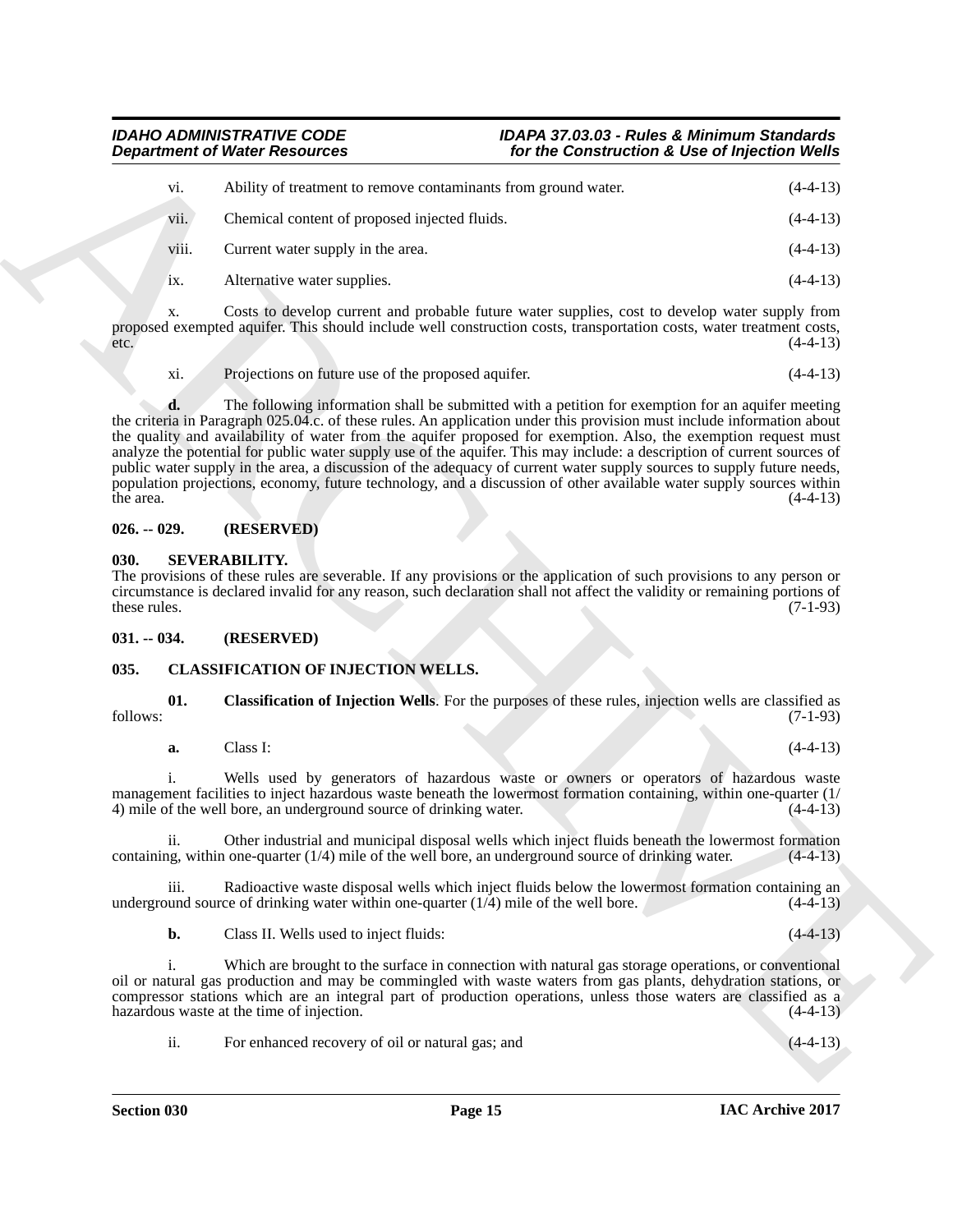vi. Ability of treatment to remove contaminants from ground water. (4-4-13)

vii. Chemical content of proposed injected fluids. (4-4-13)

viii. Current water supply in the area. (4-4-13)

ix. Alternative water supplies. (4-4-13)

x. Costs to develop current and probable future water supplies, cost to develop water supply from proposed exempted aquifer. This should include well construction costs, transportation costs, water treatment costs, etc. (4-4-13)

xi. Projections on future use of the proposed aquifer. (4-4-13)

**d.** The following information shall be submitted with a petition for exemption for an aquifer meeting the criteria in Paragraph 025.04.c. of these rules. An application under this provision must include information about the quality and availability of water from the aquifer proposed for exemption. Also, the exemption request must analyze the potential for public water supply use of the aquifer. This may include: a description of current sources of public water supply in the area, a discussion of the adequacy of current water supply sources to supply future needs, population projections, economy, future technology, and a discussion of other available water supply sources within the area. (4-4-13)

### 026. -- 029. (RESERVED)

### 030. SEVERABILITY.

The provisions of these rules are severable. If any provisions or the application of such provisions to any person or circumstance is declared invalid for any reason, such declaration shall not affect the validity or remaining portions of these rules. (7-1-93)

### 031. -- 034. (RESERVED)

### 035. CLASSIFICATION OF INJECTION WELLS.

**01. Classification of Injection Wells**. For the purposes of these rules, injection wells are classified as follows: (7-1-93)

**a.** Class I: (4-4-13)

i. Wells used by generators of hazardous waste or owners or operators of hazardous waste management facilities to inject hazardous waste beneath the lowermost formation containing, within one-quarter (1/4) mile of the well bore, an underground source of drinking water. (4-4-13)

ii. Other industrial and municipal disposal wells which inject fluids beneath the lowermost formation containing, within one-quarter (1/4) mile of the well bore, an underground source of drinking water. (4-4-13)

iii. Radioactive waste disposal wells which inject fluids below the lowermost formation containing an underground source of drinking water within one-quarter (1/4) mile of the well bore. (4-4-13)

**b.** Class II. Wells used to inject fluids: (4-4-13)

i. Which are brought to the surface in connection with natural gas storage operations, or conventional oil or natural gas production and may be commingled with waste waters from gas plants, dehydration stations, or compressor stations which are an integral part of production operations, unless those waters are classified as a hazardous waste at the time of injection. (4-4-13)

ii. For enhanced recovery of oil or natural gas; and (4-4-13)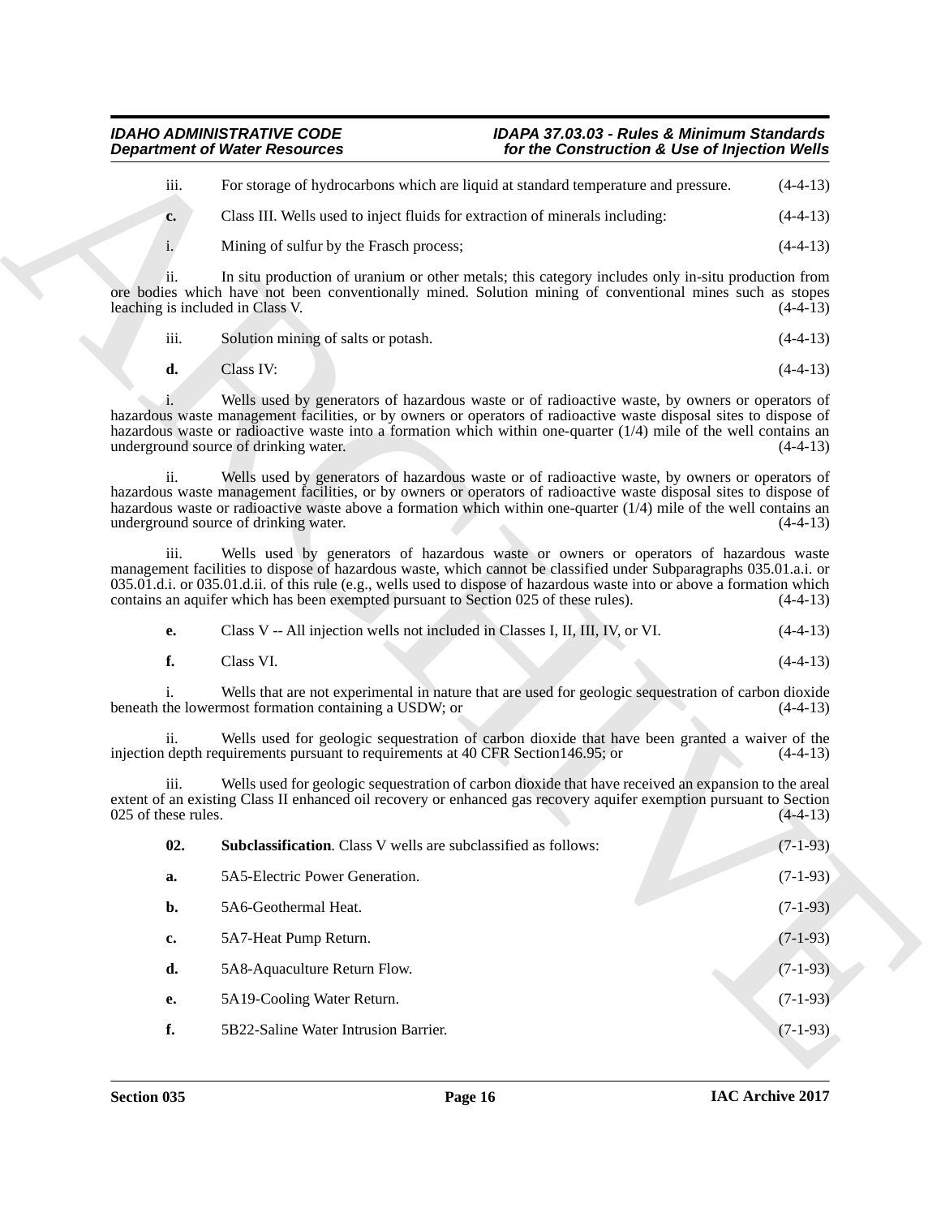iii. For storage of hydrocarbons which are liquid at standard temperature and pressure. (4-4-13)

**c.** Class III. Wells used to inject fluids for extraction of minerals including: (4-4-13)

i. Mining of sulfur by the Frasch process; (4-4-13)

ii. In situ production of uranium or other metals; this category includes only in-situ production from ore bodies which have not been conventionally mined. Solution mining of conventional mines such as stopes leaching is included in Class V. (4-4-13)

iii. Solution mining of salts or potash. (4-4-13)

**d.** Class IV: (4-4-13)

i. Wells used by generators of hazardous waste or of radioactive waste, by owners or operators of hazardous waste management facilities, or by owners or operators of radioactive waste disposal sites to dispose of hazardous waste or radioactive waste into a formation which within one-quarter (1/4) mile of the well contains an underground source of drinking water. (4-4-13)

ii. Wells used by generators of hazardous waste or of radioactive waste, by owners or operators of hazardous waste management facilities, or by owners or operators of radioactive waste disposal sites to dispose of hazardous waste or radioactive waste above a formation which within one-quarter (1/4) mile of the well contains an underground source of drinking water. (4-4-13)

iii. Wells used by generators of hazardous waste or owners or operators of hazardous waste management facilities to dispose of hazardous waste, which cannot be classified under Subparagraphs 035.01.a.i. or 035.01.d.i. or 035.01.d.ii. of this rule (e.g., wells used to dispose of hazardous waste into or above a formation which contains an aquifer which has been exempted pursuant to Section 025 of these rules). (4-4-13)

**e.** Class V -- All injection wells not included in Classes I, II, III, IV, or VI. (4-4-13)

**f.** Class VI. (4-4-13)

i. Wells that are not experimental in nature that are used for geologic sequestration of carbon dioxide beneath the lowermost formation containing a USDW; or (4-4-13)

ii. Wells used for geologic sequestration of carbon dioxide that have been granted a waiver of the injection depth requirements pursuant to requirements at 40 CFR Section146.95; or (4-4-13)

iii. Wells used for geologic sequestration of carbon dioxide that have received an expansion to the areal extent of an existing Class II enhanced oil recovery or enhanced gas recovery aquifer exemption pursuant to Section 025 of these rules. (4-4-13)

**02. Subclassification**. Class V wells are subclassified as follows: (7-1-93)

**a.** 5A5-Electric Power Generation. (7-1-93)

**b.** 5A6-Geothermal Heat. (7-1-93)

**c.** 5A7-Heat Pump Return. (7-1-93)

**d.** 5A8-Aquaculture Return Flow. (7-1-93)

**e.** 5A19-Cooling Water Return. (7-1-93)

**f.** 5B22-Saline Water Intrusion Barrier. (7-1-93)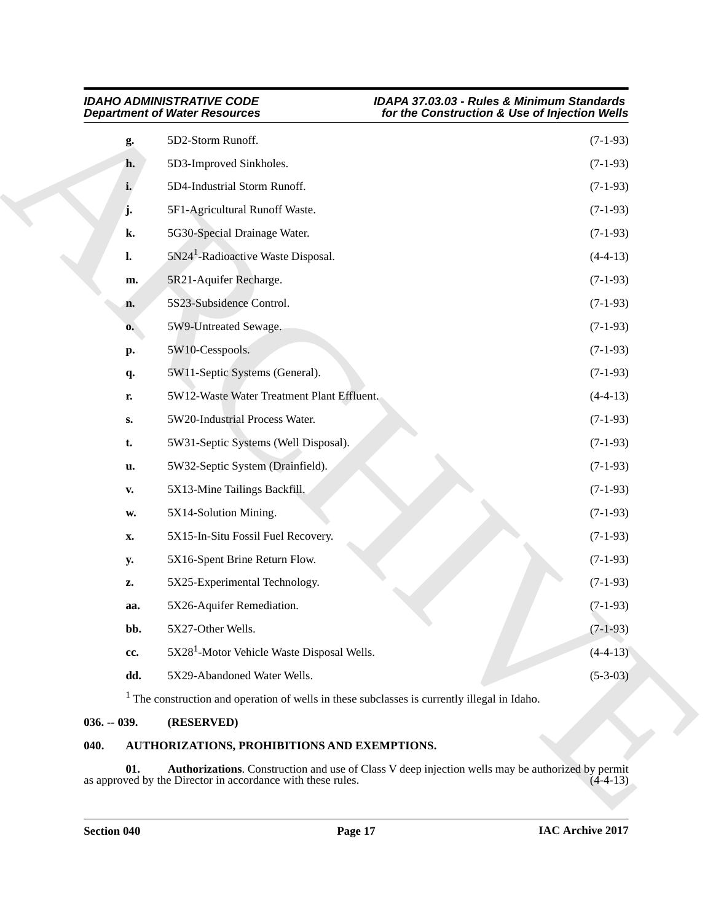**g.** 5D2-Storm Runoff. (7-1-93)

**h.** 5D3-Improved Sinkholes. (7-1-93)

**i.** 5D4-Industrial Storm Runoff. (7-1-93)

**j.** 5F1-Agricultural Runoff Waste. (7-1-93)

**k.** 5G30-Special Drainage Water. (7-1-93)

**l.** 5N24[1]-Radioactive Waste Disposal. (4-4-13)

**m.** 5R21-Aquifer Recharge. (7-1-93)

**n.** 5S23-Subsidence Control. (7-1-93)

**o.** 5W9-Untreated Sewage. (7-1-93)

**p.** 5W10-Cesspools. (7-1-93)

**q.** 5W11-Septic Systems (General). (7-1-93)

**r.** 5W12-Waste Water Treatment Plant Effluent. (4-4-13)

**s.** 5W20-Industrial Process Water. (7-1-93)

**t.** 5W31-Septic Systems (Well Disposal). (7-1-93)

**u.** 5W32-Septic System (Drainfield). (7-1-93)

**v.** 5X13-Mine Tailings Backfill. (7-1-93)

**w.** 5X14-Solution Mining. (7-1-93)

**x.** 5X15-In-Situ Fossil Fuel Recovery. (7-1-93)

**y.** 5X16-Spent Brine Return Flow. (7-1-93)

**z.** 5X25-Experimental Technology. (7-1-93)

**aa.** 5X26-Aquifer Remediation. (7-1-93)

**bb.** 5X27-Other Wells. (7-1-93)

**cc.** 5X28[1]-Motor Vehicle Waste Disposal Wells. (4-4-13)

**dd.** 5X29-Abandoned Water Wells. (5-3-03)

[1] The construction and operation of wells in these subclasses is currently illegal in Idaho.

## 036. -- 039. (RESERVED)

## 040. AUTHORIZATIONS, PROHIBITIONS AND EXEMPTIONS.

**01. Authorizations**. Construction and use of Class V deep injection wells may be authorized by permit as approved by the Director in accordance with these rules. (4-4-13)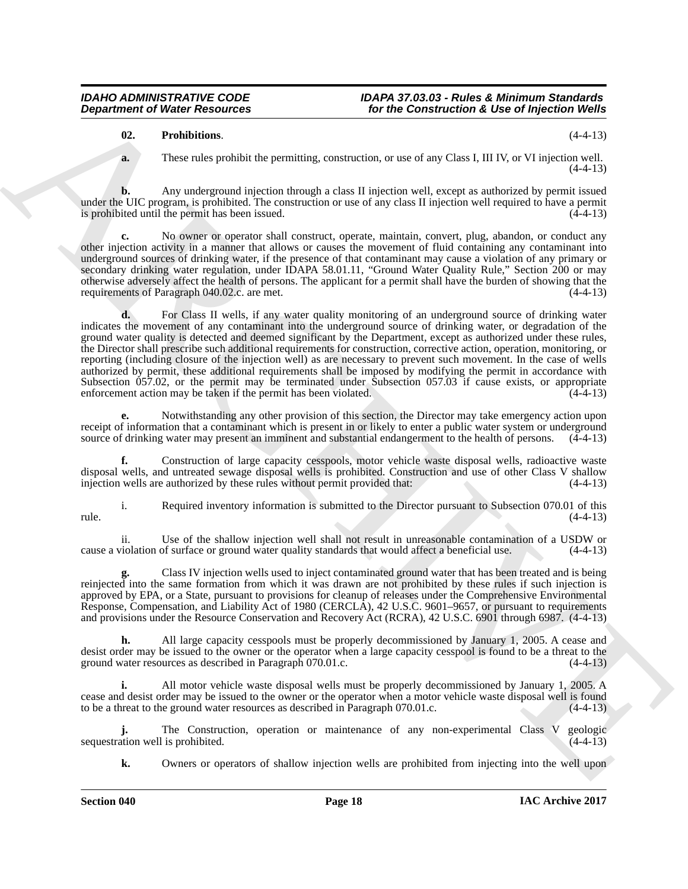**02. Prohibitions**. (4-4-13)

**a.** These rules prohibit the permitting, construction, or use of any Class I, III IV, or VI injection well. (4-4-13)

**b.** Any underground injection through a class II injection well, except as authorized by permit issued under the UIC program, is prohibited. The construction or use of any class II injection well required to have a permit is prohibited until the permit has been issued. (4-4-13)

**c.** No owner or operator shall construct, operate, maintain, convert, plug, abandon, or conduct any other injection activity in a manner that allows or causes the movement of fluid containing any contaminant into underground sources of drinking water, if the presence of that contaminant may cause a violation of any primary or secondary drinking water regulation, under IDAPA 58.01.11, "Ground Water Quality Rule," Section 200 or may otherwise adversely affect the health of persons. The applicant for a permit shall have the burden of showing that the requirements of Paragraph 040.02.c. are met. (4-4-13)

**d.** For Class II wells, if any water quality monitoring of an underground source of drinking water indicates the movement of any contaminant into the underground source of drinking water, or degradation of the ground water quality is detected and deemed significant by the Department, except as authorized under these rules, the Director shall prescribe such additional requirements for construction, corrective action, operation, monitoring, or reporting (including closure of the injection well) as are necessary to prevent such movement. In the case of wells authorized by permit, these additional requirements shall be imposed by modifying the permit in accordance with Subsection 057.02, or the permit may be terminated under Subsection 057.03 if cause exists, or appropriate enforcement action may be taken if the permit has been violated. (4-4-13)

**e.** Notwithstanding any other provision of this section, the Director may take emergency action upon receipt of information that a contaminant which is present in or likely to enter a public water system or underground source of drinking water may present an imminent and substantial endangerment to the health of persons. (4-4-13)

**f.** Construction of large capacity cesspools, motor vehicle waste disposal wells, radioactive waste disposal wells, and untreated sewage disposal wells is prohibited. Construction and use of other Class V shallow injection wells are authorized by these rules without permit provided that: (4-4-13)

i. Required inventory information is submitted to the Director pursuant to Subsection 070.01 of this rule. (4-4-13)

ii. Use of the shallow injection well shall not result in unreasonable contamination of a USDW or cause a violation of surface or ground water quality standards that would affect a beneficial use. (4-4-13)

**g.** Class IV injection wells used to inject contaminated ground water that has been treated and is being reinjected into the same formation from which it was drawn are not prohibited by these rules if such injection is approved by EPA, or a State, pursuant to provisions for cleanup of releases under the Comprehensive Environmental Response, Compensation, and Liability Act of 1980 (CERCLA), 42 U.S.C. 9601–9657, or pursuant to requirements and provisions under the Resource Conservation and Recovery Act (RCRA), 42 U.S.C. 6901 through 6987. (4-4-13)

**h.** All large capacity cesspools must be properly decommissioned by January 1, 2005. A cease and desist order may be issued to the owner or the operator when a large capacity cesspool is found to be a threat to the ground water resources as described in Paragraph 070.01.c. (4-4-13)

**i.** All motor vehicle waste disposal wells must be properly decommissioned by January 1, 2005. A cease and desist order may be issued to the owner or the operator when a motor vehicle waste disposal well is found to be a threat to the ground water resources as described in Paragraph 070.01.c. (4-4-13)

**j.** The Construction, operation or maintenance of any non-experimental Class V geologic sequestration well is prohibited. (4-4-13)

**k.** Owners or operators of shallow injection wells are prohibited from injecting into the well upon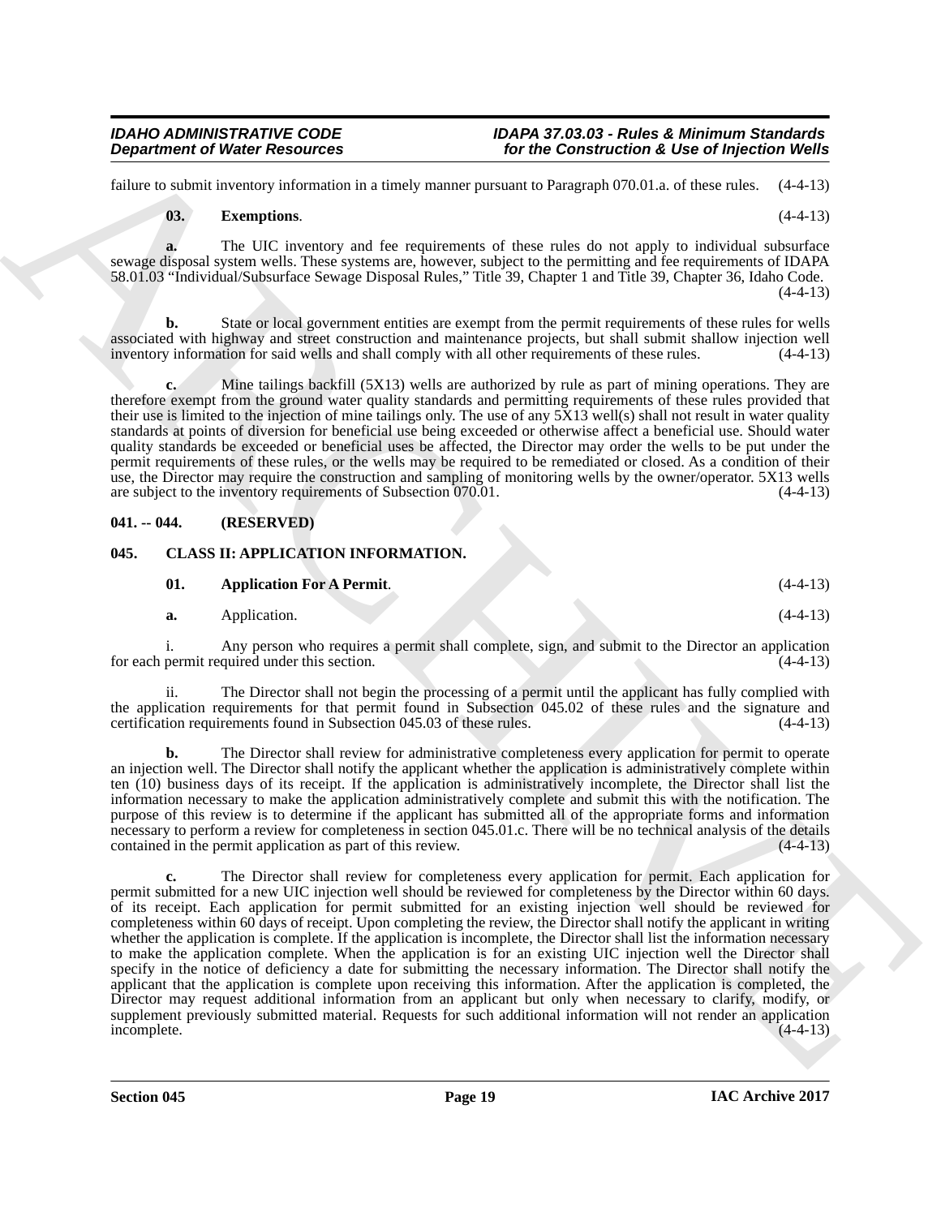failure to submit inventory information in a timely manner pursuant to Paragraph 070.01.a. of these rules. (4-4-13)

**03. Exemptions**. (4-4-13)

**a.** The UIC inventory and fee requirements of these rules do not apply to individual subsurface sewage disposal system wells. These systems are, however, subject to the permitting and fee requirements of IDAPA 58.01.03 "Individual/Subsurface Sewage Disposal Rules," Title 39, Chapter 1 and Title 39, Chapter 36, Idaho Code. (4-4-13)

**b.** State or local government entities are exempt from the permit requirements of these rules for wells associated with highway and street construction and maintenance projects, but shall submit shallow injection well inventory information for said wells and shall comply with all other requirements of these rules. (4-4-13)

**c.** Mine tailings backfill (5X13) wells are authorized by rule as part of mining operations. They are therefore exempt from the ground water quality standards and permitting requirements of these rules provided that their use is limited to the injection of mine tailings only. The use of any 5X13 well(s) shall not result in water quality standards at points of diversion for beneficial use being exceeded or otherwise affect a beneficial use. Should water quality standards be exceeded or beneficial uses be affected, the Director may order the wells to be put under the permit requirements of these rules, or the wells may be required to be remediated or closed. As a condition of their use, the Director may require the construction and sampling of monitoring wells by the owner/operator. 5X13 wells are subject to the inventory requirements of Subsection 070.01. (4-4-13)

## 041. -- 044. (RESERVED)

## 045. CLASS II: APPLICATION INFORMATION.

**01. Application For A Permit**. (4-4-13)

**a.** Application. (4-4-13)

i. Any person who requires a permit shall complete, sign, and submit to the Director an application for each permit required under this section. (4-4-13)

ii. The Director shall not begin the processing of a permit until the applicant has fully complied with the application requirements for that permit found in Subsection 045.02 of these rules and the signature and certification requirements found in Subsection 045.03 of these rules. (4-4-13)

**b.** The Director shall review for administrative completeness every application for permit to operate an injection well. The Director shall notify the applicant whether the application is administratively complete within ten (10) business days of its receipt. If the application is administratively incomplete, the Director shall list the information necessary to make the application administratively complete and submit this with the notification. The purpose of this review is to determine if the applicant has submitted all of the appropriate forms and information necessary to perform a review for completeness in section 045.01.c. There will be no technical analysis of the details contained in the permit application as part of this review. (4-4-13)

**c.** The Director shall review for completeness every application for permit. Each application for permit submitted for a new UIC injection well should be reviewed for completeness by the Director within 60 days. of its receipt. Each application for permit submitted for an existing injection well should be reviewed for completeness within 60 days of receipt. Upon completing the review, the Director shall notify the applicant in writing whether the application is complete. If the application is incomplete, the Director shall list the information necessary to make the application complete. When the application is for an existing UIC injection well the Director shall specify in the notice of deficiency a date for submitting the necessary information. The Director shall notify the applicant that the application is complete upon receiving this information. After the application is completed, the Director may request additional information from an applicant but only when necessary to clarify, modify, or supplement previously submitted material. Requests for such additional information will not render an application incomplete. (4-4-13)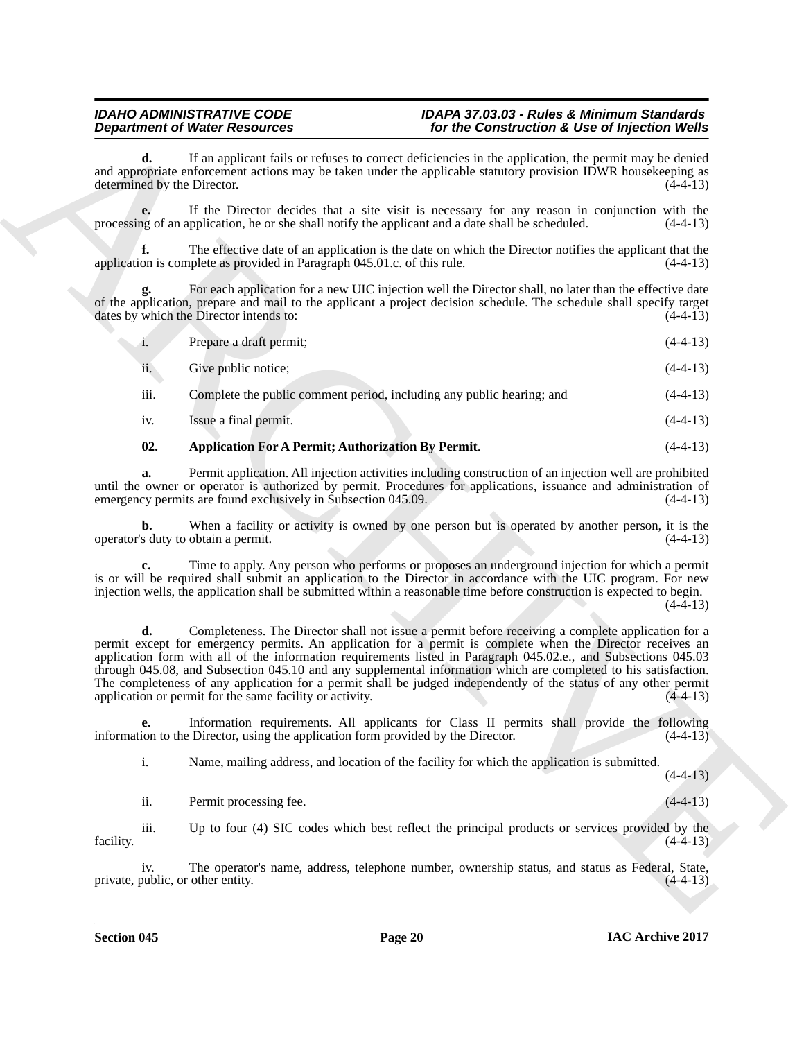**d.** If an applicant fails or refuses to correct deficiencies in the application, the permit may be denied and appropriate enforcement actions may be taken under the applicable statutory provision IDWR housekeeping as determined by the Director. (4-4-13)

**e.** If the Director decides that a site visit is necessary for any reason in conjunction with the processing of an application, he or she shall notify the applicant and a date shall be scheduled. (4-4-13)

**f.** The effective date of an application is the date on which the Director notifies the applicant that the application is complete as provided in Paragraph 045.01.c. of this rule. (4-4-13)

**g.** For each application for a new UIC injection well the Director shall, no later than the effective date of the application, prepare and mail to the applicant a project decision schedule. The schedule shall specify target dates by which the Director intends to: (4-4-13)

i. Prepare a draft permit; (4-4-13)

ii. Give public notice; (4-4-13)

iii. Complete the public comment period, including any public hearing; and (4-4-13)

iv. Issue a final permit. (4-4-13)

**02. Application For A Permit; Authorization By Permit**. (4-4-13)

**a.** Permit application. All injection activities including construction of an injection well are prohibited until the owner or operator is authorized by permit. Procedures for applications, issuance and administration of emergency permits are found exclusively in Subsection 045.09. (4-4-13)

**b.** When a facility or activity is owned by one person but is operated by another person, it is the operator's duty to obtain a permit. (4-4-13)

**c.** Time to apply. Any person who performs or proposes an underground injection for which a permit is or will be required shall submit an application to the Director in accordance with the UIC program. For new injection wells, the application shall be submitted within a reasonable time before construction is expected to begin. (4-4-13)

**d.** Completeness. The Director shall not issue a permit before receiving a complete application for a permit except for emergency permits. An application for a permit is complete when the Director receives an application form with all of the information requirements listed in Paragraph 045.02.e., and Subsections 045.03 through 045.08, and Subsection 045.10 and any supplemental information which are completed to his satisfaction. The completeness of any application for a permit shall be judged independently of the status of any other permit application or permit for the same facility or activity. (4-4-13)

**e.** Information requirements. All applicants for Class II permits shall provide the following information to the Director, using the application form provided by the Director. (4-4-13)

i. Name, mailing address, and location of the facility for which the application is submitted. (4-4-13)

ii. Permit processing fee. (4-4-13)

iii. Up to four (4) SIC codes which best reflect the principal products or services provided by the facility. (4-4-13)

iv. The operator's name, address, telephone number, ownership status, and status as Federal, State, private, public, or other entity. (4-4-13)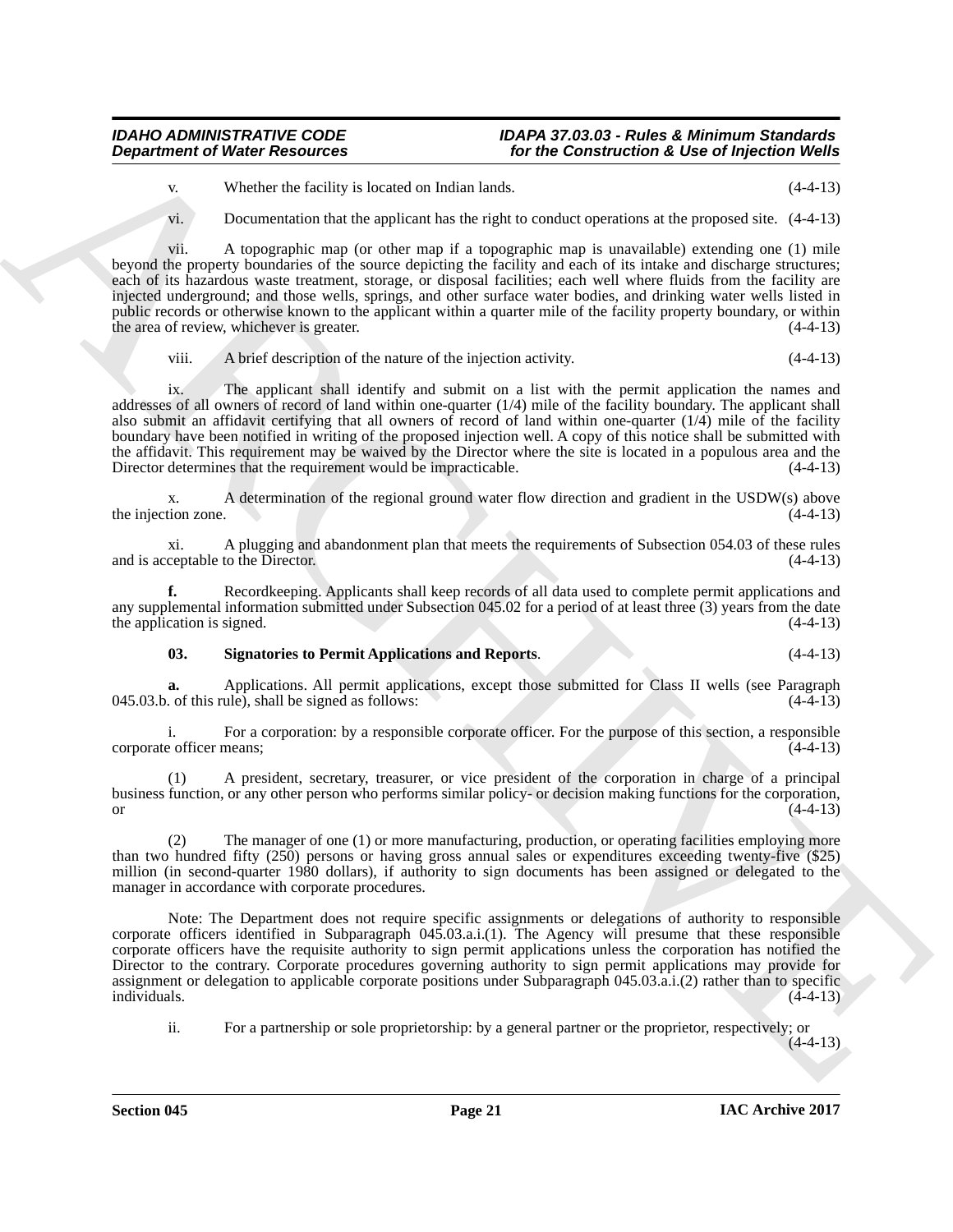v. Whether the facility is located on Indian lands. (4-4-13)

vi. Documentation that the applicant has the right to conduct operations at the proposed site. (4-4-13)

vii. A topographic map (or other map if a topographic map is unavailable) extending one (1) mile beyond the property boundaries of the source depicting the facility and each of its intake and discharge structures; each of its hazardous waste treatment, storage, or disposal facilities; each well where fluids from the facility are injected underground; and those wells, springs, and other surface water bodies, and drinking water wells listed in public records or otherwise known to the applicant within a quarter mile of the facility property boundary, or within the area of review, whichever is greater. (4-4-13)

viii. A brief description of the nature of the injection activity. (4-4-13)

ix. The applicant shall identify and submit on a list with the permit application the names and addresses of all owners of record of land within one-quarter (1/4) mile of the facility boundary. The applicant shall also submit an affidavit certifying that all owners of record of land within one-quarter (1/4) mile of the facility boundary have been notified in writing of the proposed injection well. A copy of this notice shall be submitted with the affidavit. This requirement may be waived by the Director where the site is located in a populous area and the Director determines that the requirement would be impracticable. (4-4-13)

x. A determination of the regional ground water flow direction and gradient in the USDW(s) above the injection zone. (4-4-13)

xi. A plugging and abandonment plan that meets the requirements of Subsection 054.03 of these rules and is acceptable to the Director. (4-4-13)

**f.** Recordkeeping. Applicants shall keep records of all data used to complete permit applications and any supplemental information submitted under Subsection 045.02 for a period of at least three (3) years from the date the application is signed. (4-4-13)

**03. Signatories to Permit Applications and Reports**. (4-4-13)

**a.** Applications. All permit applications, except those submitted for Class II wells (see Paragraph 045.03.b. of this rule), shall be signed as follows: (4-4-13)

i. For a corporation: by a responsible corporate officer. For the purpose of this section, a responsible corporate officer means; (4-4-13)

(1) A president, secretary, treasurer, or vice president of the corporation in charge of a principal business function, or any other person who performs similar policy- or decision making functions for the corporation, or (4-4-13)

(2) The manager of one (1) or more manufacturing, production, or operating facilities employing more than two hundred fifty (250) persons or having gross annual sales or expenditures exceeding twenty-five ($25) million (in second-quarter 1980 dollars), if authority to sign documents has been assigned or delegated to the manager in accordance with corporate procedures.

Note: The Department does not require specific assignments or delegations of authority to responsible corporate officers identified in Subparagraph 045.03.a.i.(1). The Agency will presume that these responsible corporate officers have the requisite authority to sign permit applications unless the corporation has notified the Director to the contrary. Corporate procedures governing authority to sign permit applications may provide for assignment or delegation to applicable corporate positions under Subparagraph 045.03.a.i.(2) rather than to specific individuals. (4-4-13)

ii. For a partnership or sole proprietorship: by a general partner or the proprietor, respectively; or (4-4-13)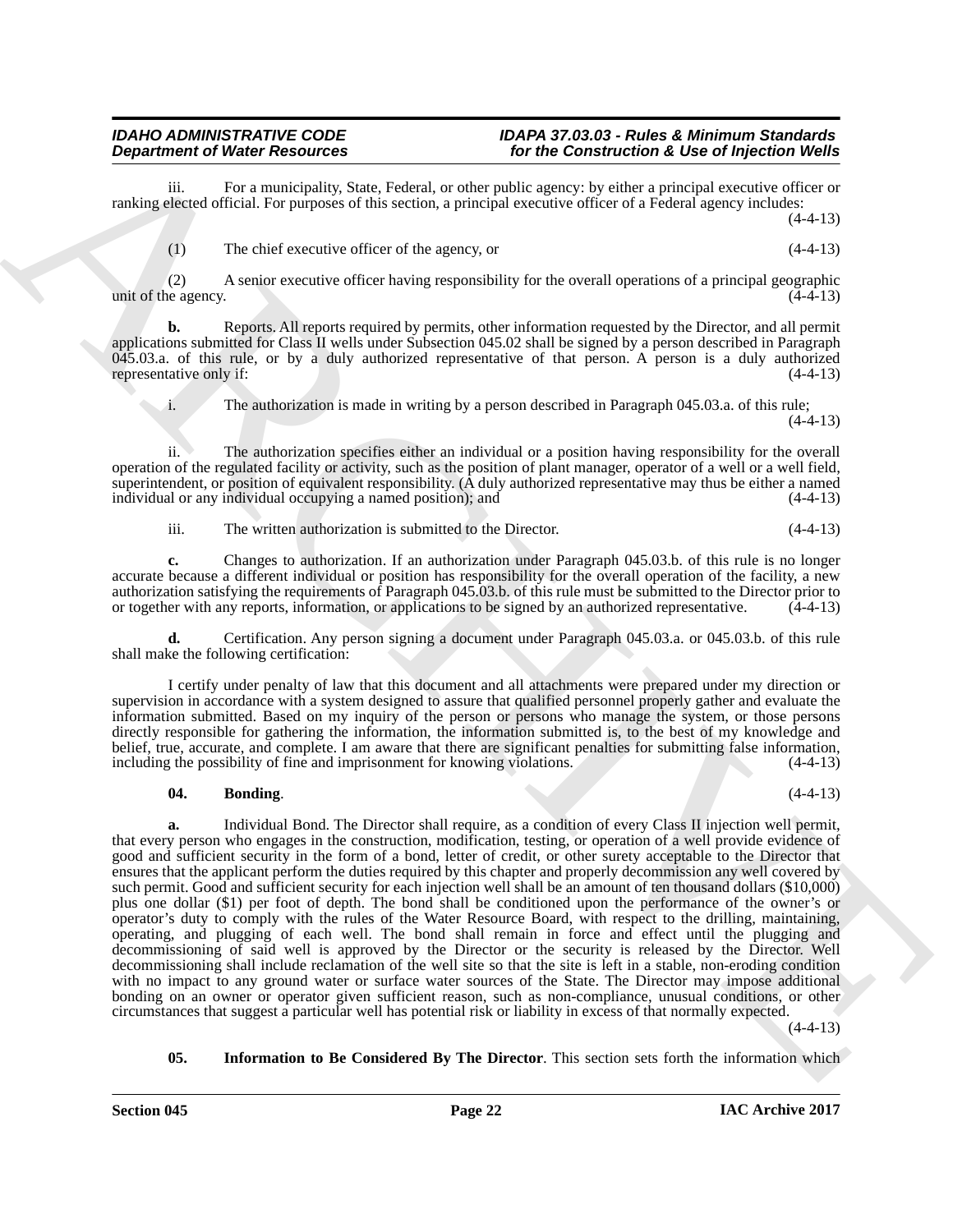iii. For a municipality, State, Federal, or other public agency: by either a principal executive officer or ranking elected official. For purposes of this section, a principal executive officer of a Federal agency includes: (4-4-13)

(1) The chief executive officer of the agency, or (4-4-13)

(2) A senior executive officer having responsibility for the overall operations of a principal geographic unit of the agency. (4-4-13)

**b.** Reports. All reports required by permits, other information requested by the Director, and all permit applications submitted for Class II wells under Subsection 045.02 shall be signed by a person described in Paragraph 045.03.a. of this rule, or by a duly authorized representative of that person. A person is a duly authorized representative only if: (4-4-13)

i. The authorization is made in writing by a person described in Paragraph 045.03.a. of this rule; (4-4-13)

ii. The authorization specifies either an individual or a position having responsibility for the overall operation of the regulated facility or activity, such as the position of plant manager, operator of a well or a well field, superintendent, or position of equivalent responsibility. (A duly authorized representative may thus be either a named individual or any individual occupying a named position); and (4-4-13)

iii. The written authorization is submitted to the Director. (4-4-13)

**c.** Changes to authorization. If an authorization under Paragraph 045.03.b. of this rule is no longer accurate because a different individual or position has responsibility for the overall operation of the facility, a new authorization satisfying the requirements of Paragraph 045.03.b. of this rule must be submitted to the Director prior to or together with any reports, information, or applications to be signed by an authorized representative. (4-4-13)

**d.** Certification. Any person signing a document under Paragraph 045.03.a. or 045.03.b. of this rule shall make the following certification:

I certify under penalty of law that this document and all attachments were prepared under my direction or supervision in accordance with a system designed to assure that qualified personnel properly gather and evaluate the information submitted. Based on my inquiry of the person or persons who manage the system, or those persons directly responsible for gathering the information, the information submitted is, to the best of my knowledge and belief, true, accurate, and complete. I am aware that there are significant penalties for submitting false information, including the possibility of fine and imprisonment for knowing violations. (4-4-13)

**04. Bonding**. (4-4-13)

**a.** Individual Bond. The Director shall require, as a condition of every Class II injection well permit, that every person who engages in the construction, modification, testing, or operation of a well provide evidence of good and sufficient security in the form of a bond, letter of credit, or other surety acceptable to the Director that ensures that the applicant perform the duties required by this chapter and properly decommission any well covered by such permit. Good and sufficient security for each injection well shall be an amount of ten thousand dollars ($10,000) plus one dollar ($1) per foot of depth. The bond shall be conditioned upon the performance of the owner's or operator's duty to comply with the rules of the Water Resource Board, with respect to the drilling, maintaining, operating, and plugging of each well. The bond shall remain in force and effect until the plugging and decommissioning of said well is approved by the Director or the security is released by the Director. Well decommissioning shall include reclamation of the well site so that the site is left in a stable, non-eroding condition with no impact to any ground water or surface water sources of the State. The Director may impose additional bonding on an owner or operator given sufficient reason, such as non-compliance, unusual conditions, or other circumstances that suggest a particular well has potential risk or liability in excess of that normally expected. (4-4-13)

**05. Information to Be Considered By The Director**. This section sets forth the information which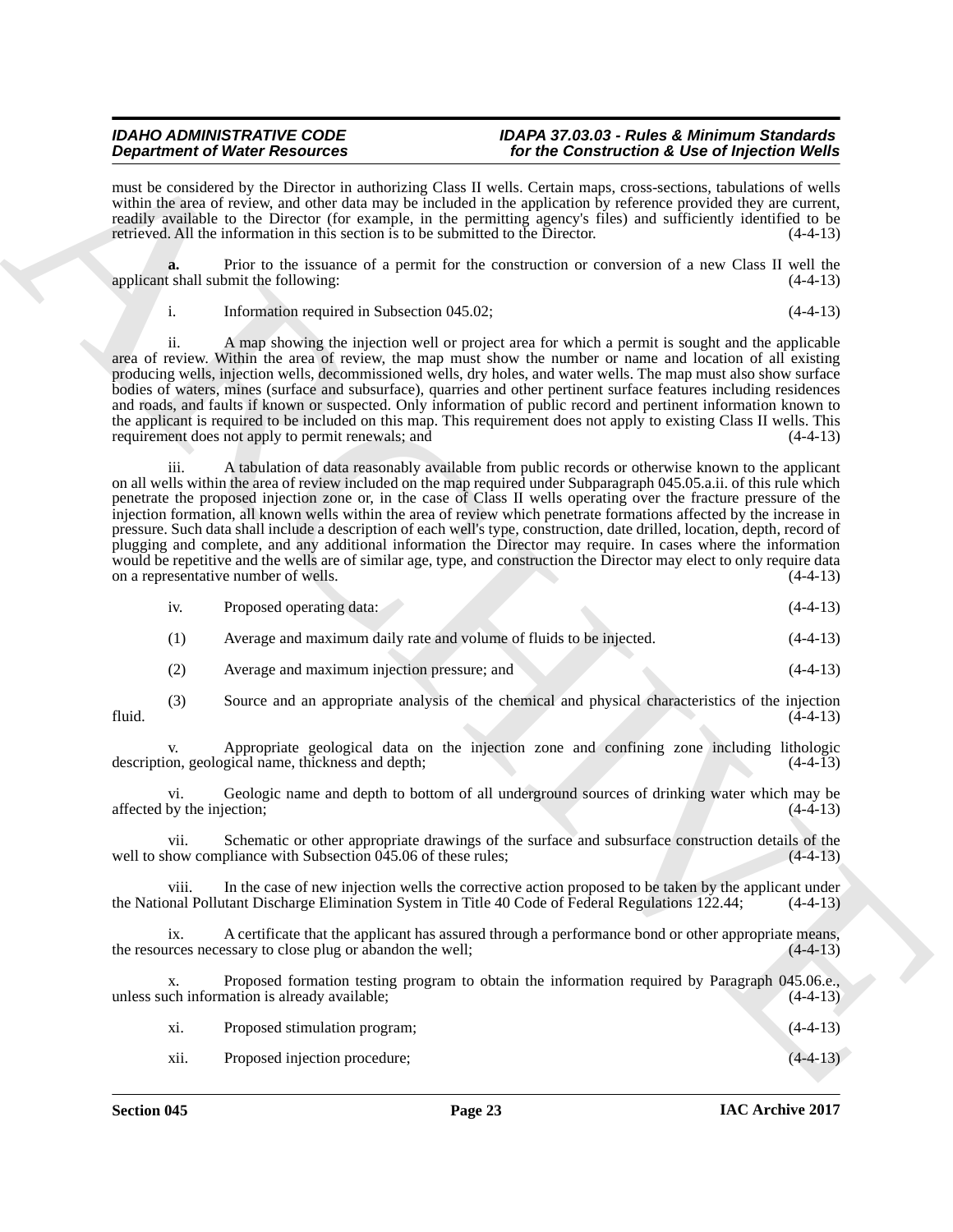must be considered by the Director in authorizing Class II wells. Certain maps, cross-sections, tabulations of wells within the area of review, and other data may be included in the application by reference provided they are current, readily available to the Director (for example, in the permitting agency's files) and sufficiently identified to be retrieved. All the information in this section is to be submitted to the Director. (4-4-13)

**a.** Prior to the issuance of a permit for the construction or conversion of a new Class II well the applicant shall submit the following: (4-4-13)

i. Information required in Subsection 045.02; (4-4-13)

ii. A map showing the injection well or project area for which a permit is sought and the applicable area of review. Within the area of review, the map must show the number or name and location of all existing producing wells, injection wells, decommissioned wells, dry holes, and water wells. The map must also show surface bodies of waters, mines (surface and subsurface), quarries and other pertinent surface features including residences and roads, and faults if known or suspected. Only information of public record and pertinent information known to the applicant is required to be included on this map. This requirement does not apply to existing Class II wells. This requirement does not apply to permit renewals; and (4-4-13)

iii. A tabulation of data reasonably available from public records or otherwise known to the applicant on all wells within the area of review included on the map required under Subparagraph 045.05.a.ii. of this rule which penetrate the proposed injection zone or, in the case of Class II wells operating over the fracture pressure of the injection formation, all known wells within the area of review which penetrate formations affected by the increase in pressure. Such data shall include a description of each well's type, construction, date drilled, location, depth, record of plugging and complete, and any additional information the Director may require. In cases where the information would be repetitive and the wells are of similar age, type, and construction the Director may elect to only require data on a representative number of wells. (4-4-13)

iv. Proposed operating data: (4-4-13)

(1) Average and maximum daily rate and volume of fluids to be injected. (4-4-13)

(2) Average and maximum injection pressure; and (4-4-13)

(3) Source and an appropriate analysis of the chemical and physical characteristics of the injection fluid. (4-4-13)

v. Appropriate geological data on the injection zone and confining zone including lithologic description, geological name, thickness and depth; (4-4-13)

vi. Geologic name and depth to bottom of all underground sources of drinking water which may be affected by the injection; (4-4-13)

vii. Schematic or other appropriate drawings of the surface and subsurface construction details of the well to show compliance with Subsection 045.06 of these rules; (4-4-13)

viii. In the case of new injection wells the corrective action proposed to be taken by the applicant under the National Pollutant Discharge Elimination System in Title 40 Code of Federal Regulations 122.44; (4-4-13)

ix. A certificate that the applicant has assured through a performance bond or other appropriate means, the resources necessary to close plug or abandon the well; (4-4-13)

x. Proposed formation testing program to obtain the information required by Paragraph 045.06.e., unless such information is already available; (4-4-13)

xi. Proposed stimulation program; (4-4-13)

xii. Proposed injection procedure; (4-4-13)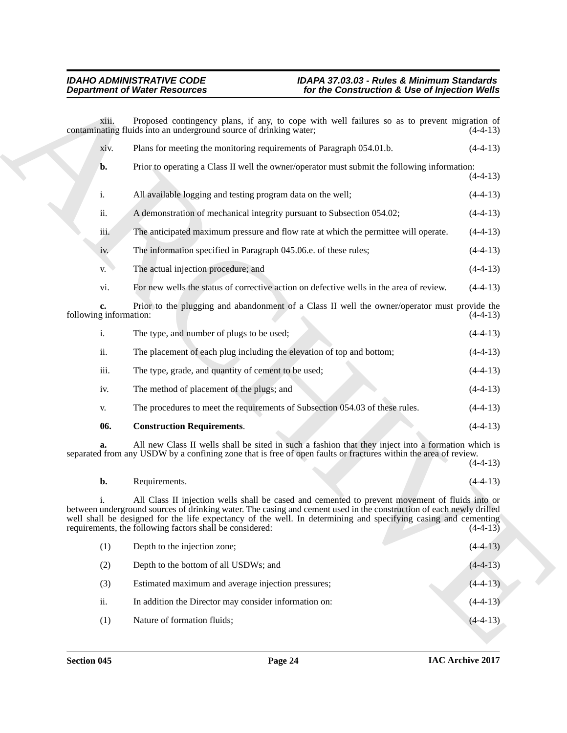xiii. Proposed contingency plans, if any, to cope with well failures so as to prevent migration of contaminating fluids into an underground source of drinking water; (4-4-13)

xiv. Plans for meeting the monitoring requirements of Paragraph 054.01.b. (4-4-13)

**b.** Prior to operating a Class II well the owner/operator must submit the following information: (4-4-13)

i. All available logging and testing program data on the well; (4-4-13)

ii. A demonstration of mechanical integrity pursuant to Subsection 054.02; (4-4-13)

iii. The anticipated maximum pressure and flow rate at which the permittee will operate. (4-4-13)

iv. The information specified in Paragraph 045.06.e. of these rules; (4-4-13)

v. The actual injection procedure; and (4-4-13)

vi. For new wells the status of corrective action on defective wells in the area of review. (4-4-13)

**c.** Prior to the plugging and abandonment of a Class II well the owner/operator must provide the following information: (4-4-13)

i. The type, and number of plugs to be used; (4-4-13)

ii. The placement of each plug including the elevation of top and bottom; (4-4-13)

iii. The type, grade, and quantity of cement to be used; (4-4-13)

iv. The method of placement of the plugs; and (4-4-13)

v. The procedures to meet the requirements of Subsection 054.03 of these rules. (4-4-13)

**06. Construction Requirements**. (4-4-13)

**a.** All new Class II wells shall be sited in such a fashion that they inject into a formation which is separated from any USDW by a confining zone that is free of open faults or fractures within the area of review. (4-4-13)

**b.** Requirements. (4-4-13)

i. All Class II injection wells shall be cased and cemented to prevent movement of fluids into or between underground sources of drinking water. The casing and cement used in the construction of each newly drilled well shall be designed for the life expectancy of the well. In determining and specifying casing and cementing requirements, the following factors shall be considered: (4-4-13)

(1) Depth to the injection zone; (4-4-13)

(2) Depth to the bottom of all USDWs; and (4-4-13)

(3) Estimated maximum and average injection pressures; (4-4-13)

ii. In addition the Director may consider information on: (4-4-13)

(1) Nature of formation fluids; (4-4-13)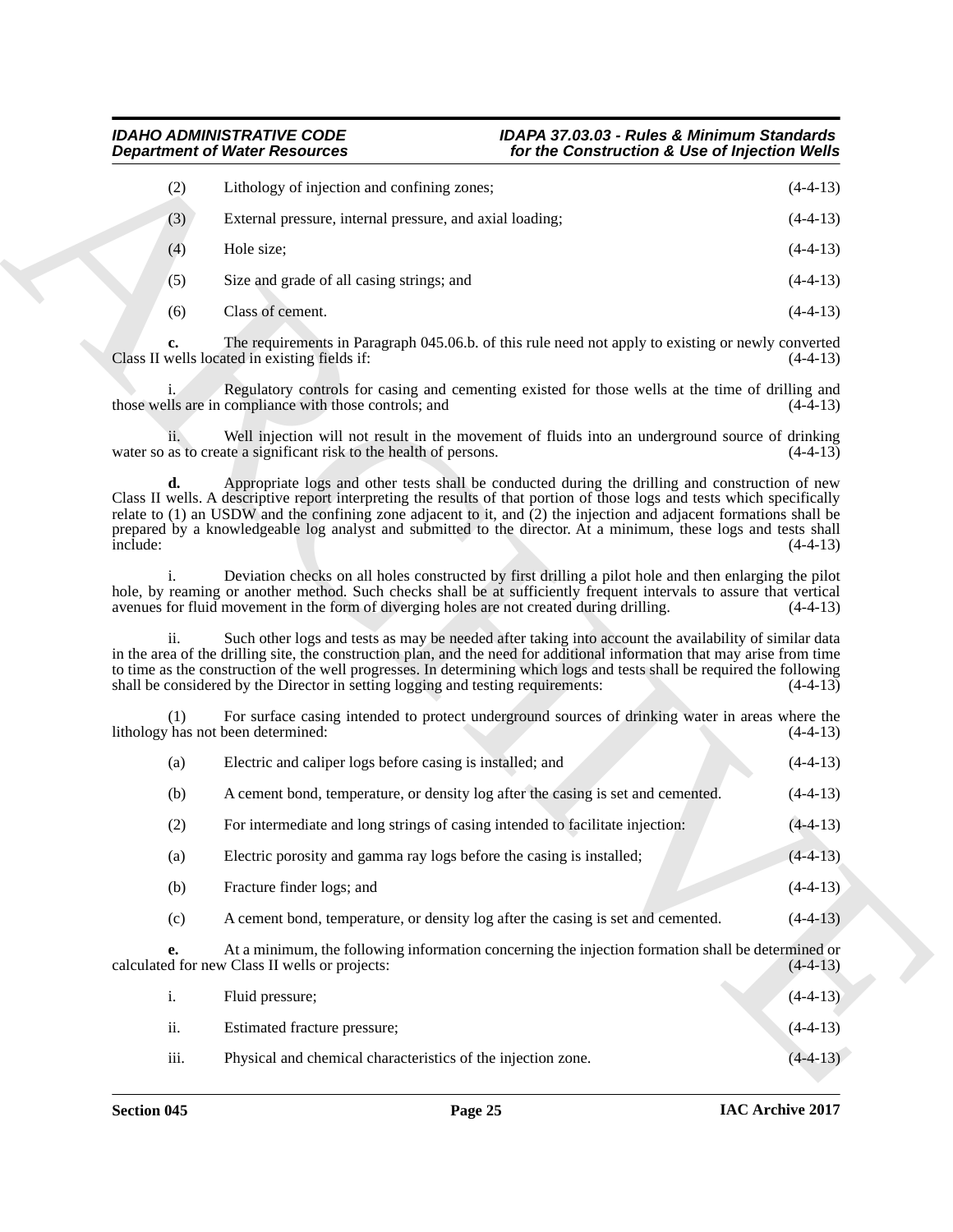(2) Lithology of injection and confining zones; (4-4-13)

(3) External pressure, internal pressure, and axial loading; (4-4-13)

(4) Hole size; (4-4-13)

(5) Size and grade of all casing strings; and (4-4-13)

(6) Class of cement. (4-4-13)

**c.** The requirements in Paragraph 045.06.b. of this rule need not apply to existing or newly converted Class II wells located in existing fields if: (4-4-13)

i. Regulatory controls for casing and cementing existed for those wells at the time of drilling and those wells are in compliance with those controls; and (4-4-13)

ii. Well injection will not result in the movement of fluids into an underground source of drinking water so as to create a significant risk to the health of persons. (4-4-13)

**d.** Appropriate logs and other tests shall be conducted during the drilling and construction of new Class II wells. A descriptive report interpreting the results of that portion of those logs and tests which specifically relate to (1) an USDW and the confining zone adjacent to it, and (2) the injection and adjacent formations shall be prepared by a knowledgeable log analyst and submitted to the director. At a minimum, these logs and tests shall include: (4-4-13)

i. Deviation checks on all holes constructed by first drilling a pilot hole and then enlarging the pilot hole, by reaming or another method. Such checks shall be at sufficiently frequent intervals to assure that vertical avenues for fluid movement in the form of diverging holes are not created during drilling. (4-4-13)

ii. Such other logs and tests as may be needed after taking into account the availability of similar data in the area of the drilling site, the construction plan, and the need for additional information that may arise from time to time as the construction of the well progresses. In determining which logs and tests shall be required the following shall be considered by the Director in setting logging and testing requirements: (4-4-13)

(1) For surface casing intended to protect underground sources of drinking water in areas where the lithology has not been determined: (4-4-13)

(a) Electric and caliper logs before casing is installed; and (4-4-13)

(b) A cement bond, temperature, or density log after the casing is set and cemented. (4-4-13)

(2) For intermediate and long strings of casing intended to facilitate injection: (4-4-13)

(a) Electric porosity and gamma ray logs before the casing is installed; (4-4-13)

(b) Fracture finder logs; and (4-4-13)

(c) A cement bond, temperature, or density log after the casing is set and cemented. (4-4-13)

**e.** At a minimum, the following information concerning the injection formation shall be determined or calculated for new Class II wells or projects: (4-4-13)

i. Fluid pressure; (4-4-13)

ii. Estimated fracture pressure; (4-4-13)

iii. Physical and chemical characteristics of the injection zone. (4-4-13)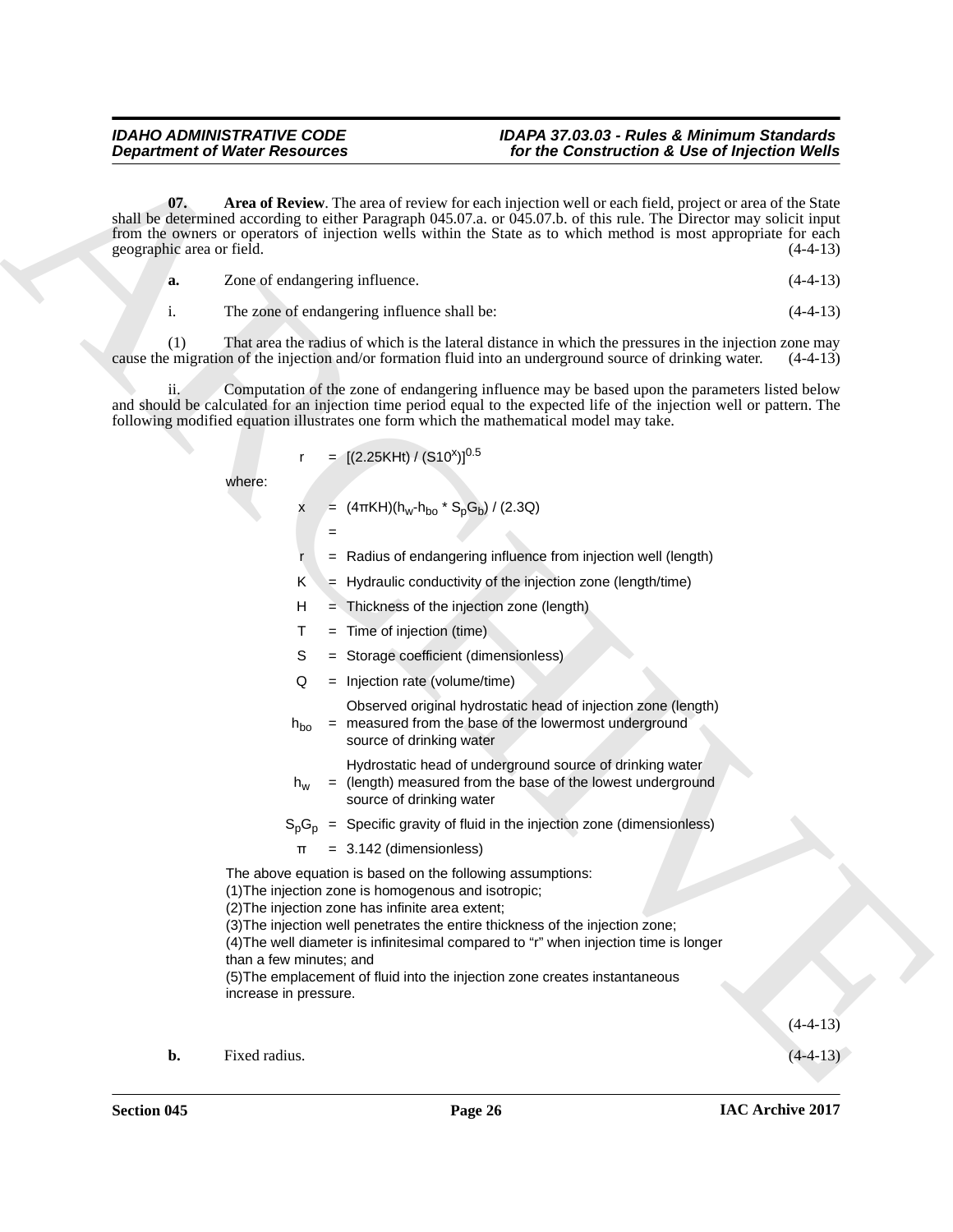**07. Area of Review**. The area of review for each injection well or each field, project or area of the State shall be determined according to either Paragraph 045.07.a. or 045.07.b. of this rule. The Director may solicit input from the owners or operators of injection wells within the State as to which method is most appropriate for each geographic area or field. (4-4-13)

**a.** Zone of endangering influence. (4-4-13)

i. The zone of endangering influence shall be: (4-4-13)

(1) That area the radius of which is the lateral distance in which the pressures in the injection zone may cause the migration of the injection and/or formation fluid into an underground source of drinking water. (4-4-13)

ii. Computation of the zone of endangering influence may be based upon the parameters listed below and should be calculated for an injection time period equal to the expected life of the injection well or pattern. The following modified equation illustrates one form which the mathematical model may take.

$$r = [(2.25KHt) / (S10^{x})]^{0.5}$$

where:

$x$ = $(4\pi KH)(h_w\text{-}h_{bo} * S_pG_b) / (2.3Q)$

=

$r$ = Radius of endangering influence from injection well (length)

$K$ = Hydraulic conductivity of the injection zone (length/time)

$H$ = Thickness of the injection zone (length)

$T$ = Time of injection (time)

$S$ = Storage coefficient (dimensionless)

$Q$ = Injection rate (volume/time)

$h_{bo}$ = Observed original hydrostatic head of injection zone (length) measured from the base of the lowermost underground source of drinking water

$h_w$ = Hydrostatic head of underground source of drinking water (length) measured from the base of the lowest underground source of drinking water

$S_pG_p$ = Specific gravity of fluid in the injection zone (dimensionless)

$\pi$ = 3.142 (dimensionless)

The above equation is based on the following assumptions:
(1)The injection zone is homogenous and isotropic;
(2)The injection zone has infinite area extent;
(3)The injection well penetrates the entire thickness of the injection zone;
(4)The well diameter is infinitesimal compared to "r" when injection time is longer than a few minutes; and
(5)The emplacement of fluid into the injection zone creates instantaneous increase in pressure.

(4-4-13)

**b.** Fixed radius. (4-4-13)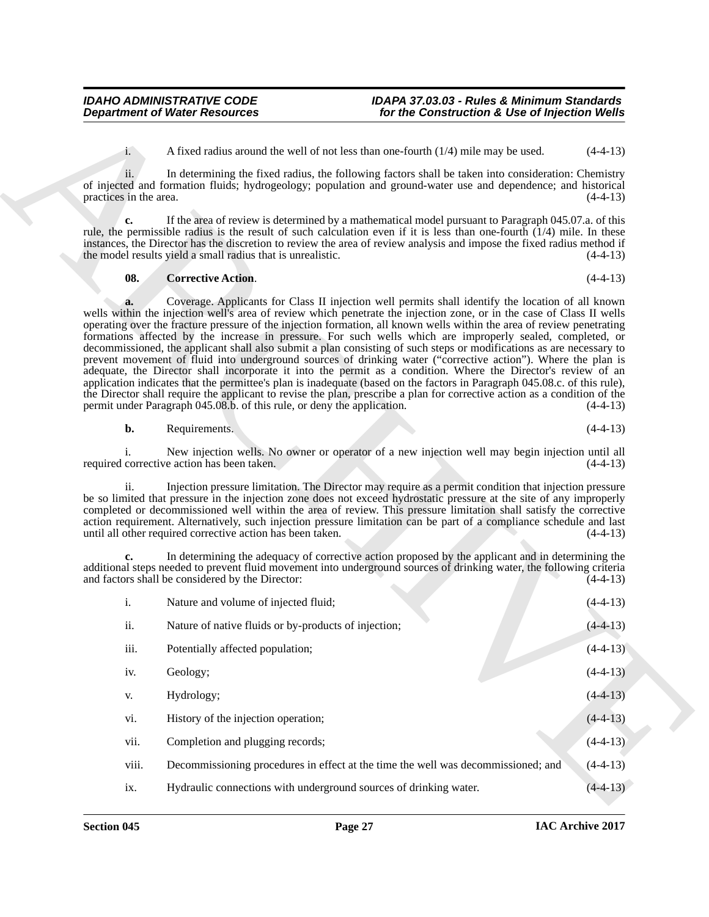i. A fixed radius around the well of not less than one-fourth (1/4) mile may be used. (4-4-13)

ii. In determining the fixed radius, the following factors shall be taken into consideration: Chemistry of injected and formation fluids; hydrogeology; population and ground-water use and dependence; and historical practices in the area. (4-4-13)

**c.** If the area of review is determined by a mathematical model pursuant to Paragraph 045.07.a. of this rule, the permissible radius is the result of such calculation even if it is less than one-fourth (1/4) mile. In these instances, the Director has the discretion to review the area of review analysis and impose the fixed radius method if the model results yield a small radius that is unrealistic. (4-4-13)

**08. Corrective Action**. (4-4-13)

**a.** Coverage. Applicants for Class II injection well permits shall identify the location of all known wells within the injection well's area of review which penetrate the injection zone, or in the case of Class II wells operating over the fracture pressure of the injection formation, all known wells within the area of review penetrating formations affected by the increase in pressure. For such wells which are improperly sealed, completed, or decommissioned, the applicant shall also submit a plan consisting of such steps or modifications as are necessary to prevent movement of fluid into underground sources of drinking water ("corrective action"). Where the plan is adequate, the Director shall incorporate it into the permit as a condition. Where the Director's review of an application indicates that the permittee's plan is inadequate (based on the factors in Paragraph 045.08.c. of this rule), the Director shall require the applicant to revise the plan, prescribe a plan for corrective action as a condition of the permit under Paragraph 045.08.b. of this rule, or deny the application. (4-4-13)

**b.** Requirements. (4-4-13)

i. New injection wells. No owner or operator of a new injection well may begin injection until all required corrective action has been taken. (4-4-13)

ii. Injection pressure limitation. The Director may require as a permit condition that injection pressure be so limited that pressure in the injection zone does not exceed hydrostatic pressure at the site of any improperly completed or decommissioned well within the area of review. This pressure limitation shall satisfy the corrective action requirement. Alternatively, such injection pressure limitation can be part of a compliance schedule and last until all other required corrective action has been taken. (4-4-13)

**c.** In determining the adequacy of corrective action proposed by the applicant and in determining the additional steps needed to prevent fluid movement into underground sources of drinking water, the following criteria and factors shall be considered by the Director: (4-4-13)

i. Nature and volume of injected fluid; (4-4-13)

ii. Nature of native fluids or by-products of injection; (4-4-13)

iii. Potentially affected population; (4-4-13)

iv. Geology; (4-4-13)

v. Hydrology; (4-4-13)

vi. History of the injection operation; (4-4-13)

vii. Completion and plugging records; (4-4-13)

viii. Decommissioning procedures in effect at the time the well was decommissioned; and (4-4-13)

ix. Hydraulic connections with underground sources of drinking water. (4-4-13)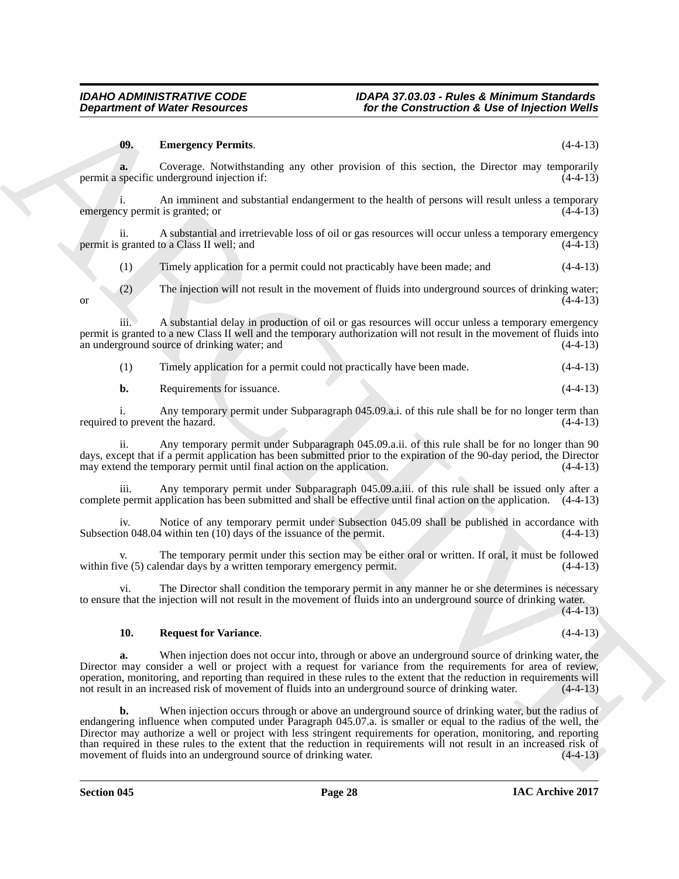**09. Emergency Permits.** (4-4-13)

**a.** Coverage. Notwithstanding any other provision of this section, the Director may temporarily permit a specific underground injection if: (4-4-13)

i. An imminent and substantial endangerment to the health of persons will result unless a temporary emergency permit is granted; or (4-4-13)

ii. A substantial and irretrievable loss of oil or gas resources will occur unless a temporary emergency permit is granted to a Class II well; and (4-4-13)

(1) Timely application for a permit could not practicably have been made; and (4-4-13)

(2) The injection will not result in the movement of fluids into underground sources of drinking water; or (4-4-13)

iii. A substantial delay in production of oil or gas resources will occur unless a temporary emergency permit is granted to a new Class II well and the temporary authorization will not result in the movement of fluids into an underground source of drinking water; and (4-4-13)

(1) Timely application for a permit could not practically have been made. (4-4-13)

**b.** Requirements for issuance. (4-4-13)

i. Any temporary permit under Subparagraph 045.09.a.i. of this rule shall be for no longer term than required to prevent the hazard. (4-4-13)

ii. Any temporary permit under Subparagraph 045.09.a.ii. of this rule shall be for no longer than 90 days, except that if a permit application has been submitted prior to the expiration of the 90-day period, the Director may extend the temporary permit until final action on the application. (4-4-13)

iii. Any temporary permit under Subparagraph 045.09.a.iii. of this rule shall be issued only after a complete permit application has been submitted and shall be effective until final action on the application. (4-4-13)

iv. Notice of any temporary permit under Subsection 045.09 shall be published in accordance with Subsection 048.04 within ten (10) days of the issuance of the permit. (4-4-13)

v. The temporary permit under this section may be either oral or written. If oral, it must be followed within five (5) calendar days by a written temporary emergency permit. (4-4-13)

vi. The Director shall condition the temporary permit in any manner he or she determines is necessary to ensure that the injection will not result in the movement of fluids into an underground source of drinking water. (4-4-13)

**10. Request for Variance.** (4-4-13)

**a.** When injection does not occur into, through or above an underground source of drinking water, the Director may consider a well or project with a request for variance from the requirements for area of review, operation, monitoring, and reporting than required in these rules to the extent that the reduction in requirements will not result in an increased risk of movement of fluids into an underground source of drinking water. (4-4-13)

**b.** When injection occurs through or above an underground source of drinking water, but the radius of endangering influence when computed under Paragraph 045.07.a. is smaller or equal to the radius of the well, the Director may authorize a well or project with less stringent requirements for operation, monitoring, and reporting than required in these rules to the extent that the reduction in requirements will not result in an increased risk of movement of fluids into an underground source of drinking water. (4-4-13)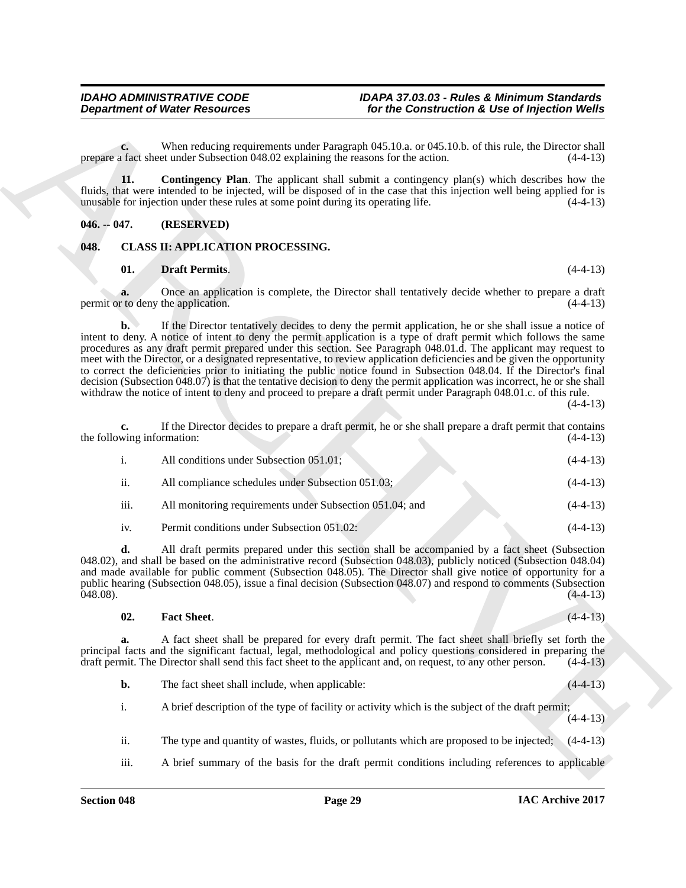**c.** When reducing requirements under Paragraph 045.10.a. or 045.10.b. of this rule, the Director shall prepare a fact sheet under Subsection 048.02 explaining the reasons for the action. (4-4-13)

**11. Contingency Plan**. The applicant shall submit a contingency plan(s) which describes how the fluids, that were intended to be injected, will be disposed of in the case that this injection well being applied for is unusable for injection under these rules at some point during its operating life. (4-4-13)

## 046. -- 047. (RESERVED)

## 048. CLASS II: APPLICATION PROCESSING.

**01. Draft Permits**. (4-4-13)

**a.** Once an application is complete, the Director shall tentatively decide whether to prepare a draft permit or to deny the application. (4-4-13)

**b.** If the Director tentatively decides to deny the permit application, he or she shall issue a notice of intent to deny. A notice of intent to deny the permit application is a type of draft permit which follows the same procedures as any draft permit prepared under this section. See Paragraph 048.01.d. The applicant may request to meet with the Director, or a designated representative, to review application deficiencies and be given the opportunity to correct the deficiencies prior to initiating the public notice found in Subsection 048.04. If the Director's final decision (Subsection 048.07) is that the tentative decision to deny the permit application was incorrect, he or she shall withdraw the notice of intent to deny and proceed to prepare a draft permit under Paragraph 048.01.c. of this rule. (4-4-13)

**c.** If the Director decides to prepare a draft permit, he or she shall prepare a draft permit that contains the following information: (4-4-13)

i. All conditions under Subsection 051.01; (4-4-13)

ii. All compliance schedules under Subsection 051.03; (4-4-13)

iii. All monitoring requirements under Subsection 051.04; and (4-4-13)

iv. Permit conditions under Subsection 051.02: (4-4-13)

**d.** All draft permits prepared under this section shall be accompanied by a fact sheet (Subsection 048.02), and shall be based on the administrative record (Subsection 048.03), publicly noticed (Subsection 048.04) and made available for public comment (Subsection 048.05). The Director shall give notice of opportunity for a public hearing (Subsection 048.05), issue a final decision (Subsection 048.07) and respond to comments (Subsection 048.08). (4-4-13)

**02. Fact Sheet**. (4-4-13)

**a.** A fact sheet shall be prepared for every draft permit. The fact sheet shall briefly set forth the principal facts and the significant factual, legal, methodological and policy questions considered in preparing the draft permit. The Director shall send this fact sheet to the applicant and, on request, to any other person. (4-4-13)

**b.** The fact sheet shall include, when applicable: (4-4-13)

i. A brief description of the type of facility or activity which is the subject of the draft permit; (4-4-13)

ii. The type and quantity of wastes, fluids, or pollutants which are proposed to be injected; (4-4-13)

iii. A brief summary of the basis for the draft permit conditions including references to applicable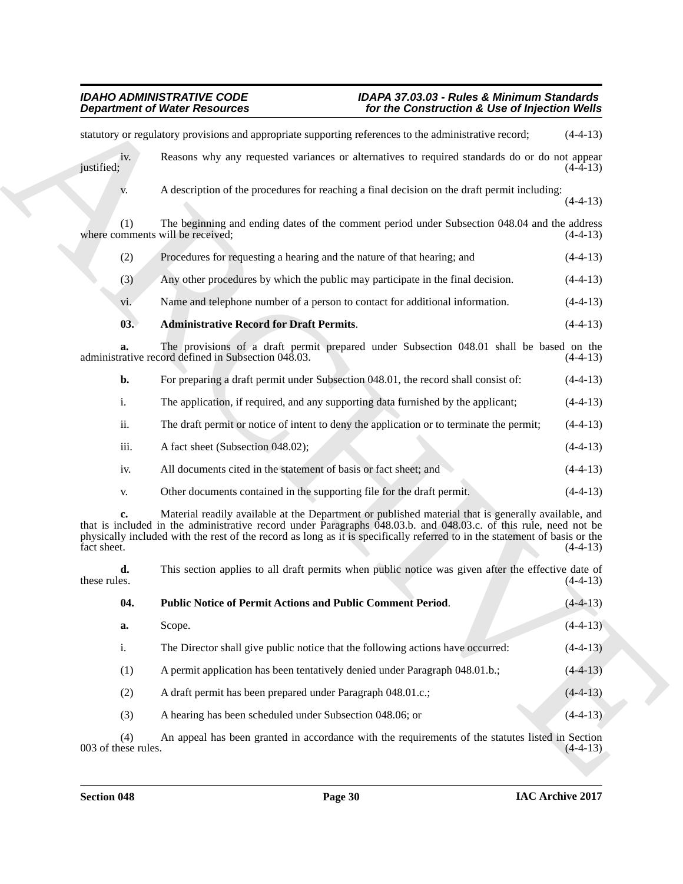statutory or regulatory provisions and appropriate supporting references to the administrative record; (4-4-13)

iv. Reasons why any requested variances or alternatives to required standards do or do not appear justified; (4-4-13)

v. A description of the procedures for reaching a final decision on the draft permit including: (4-4-13)

(1) The beginning and ending dates of the comment period under Subsection 048.04 and the address where comments will be received; (4-4-13)

(2) Procedures for requesting a hearing and the nature of that hearing; and (4-4-13)

(3) Any other procedures by which the public may participate in the final decision. (4-4-13)

vi. Name and telephone number of a person to contact for additional information. (4-4-13)

**03. Administrative Record for Draft Permits**. (4-4-13)

**a.** The provisions of a draft permit prepared under Subsection 048.01 shall be based on the administrative record defined in Subsection 048.03. (4-4-13)

**b.** For preparing a draft permit under Subsection 048.01, the record shall consist of: (4-4-13)

i. The application, if required, and any supporting data furnished by the applicant; (4-4-13)

ii. The draft permit or notice of intent to deny the application or to terminate the permit; (4-4-13)

iii. A fact sheet (Subsection 048.02); (4-4-13)

iv. All documents cited in the statement of basis or fact sheet; and (4-4-13)

v. Other documents contained in the supporting file for the draft permit. (4-4-13)

**c.** Material readily available at the Department or published material that is generally available, and that is included in the administrative record under Paragraphs 048.03.b. and 048.03.c. of this rule, need not be physically included with the rest of the record as long as it is specifically referred to in the statement of basis or the fact sheet. (4-4-13)

**d.** This section applies to all draft permits when public notice was given after the effective date of these rules. (4-4-13)

**04. Public Notice of Permit Actions and Public Comment Period**. (4-4-13)

**a.** Scope. (4-4-13)

i. The Director shall give public notice that the following actions have occurred: (4-4-13)

(1) A permit application has been tentatively denied under Paragraph 048.01.b.; (4-4-13)

(2) A draft permit has been prepared under Paragraph 048.01.c.; (4-4-13)

(3) A hearing has been scheduled under Subsection 048.06; or (4-4-13)

(4) An appeal has been granted in accordance with the requirements of the statutes listed in Section 003 of these rules. (4-4-13)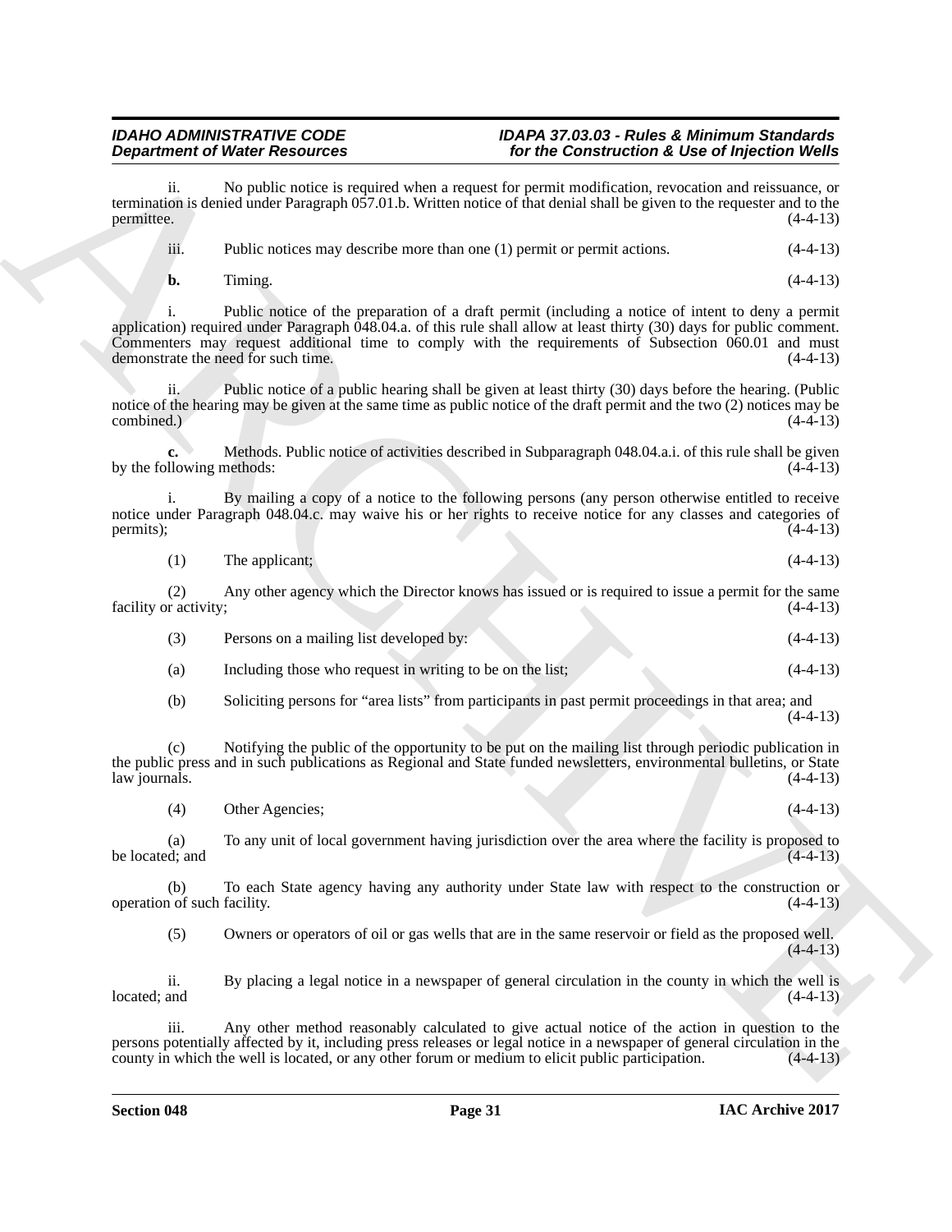ii. No public notice is required when a request for permit modification, revocation and reissuance, or termination is denied under Paragraph 057.01.b. Written notice of that denial shall be given to the requester and to the permittee. (4-4-13)

iii. Public notices may describe more than one (1) permit or permit actions. (4-4-13)

**b.** Timing. (4-4-13)

i. Public notice of the preparation of a draft permit (including a notice of intent to deny a permit application) required under Paragraph 048.04.a. of this rule shall allow at least thirty (30) days for public comment. Commenters may request additional time to comply with the requirements of Subsection 060.01 and must demonstrate the need for such time. (4-4-13)

ii. Public notice of a public hearing shall be given at least thirty (30) days before the hearing. (Public notice of the hearing may be given at the same time as public notice of the draft permit and the two (2) notices may be combined.) (4-4-13)

**c.** Methods. Public notice of activities described in Subparagraph 048.04.a.i. of this rule shall be given by the following methods: (4-4-13)

i. By mailing a copy of a notice to the following persons (any person otherwise entitled to receive notice under Paragraph 048.04.c. may waive his or her rights to receive notice for any classes and categories of permits); (4-4-13)

(1) The applicant; (4-4-13)

(2) Any other agency which the Director knows has issued or is required to issue a permit for the same facility or activity; (4-4-13)

(3) Persons on a mailing list developed by: (4-4-13)

(a) Including those who request in writing to be on the list; (4-4-13)

(b) Soliciting persons for "area lists" from participants in past permit proceedings in that area; and (4-4-13)

(c) Notifying the public of the opportunity to be put on the mailing list through periodic publication in the public press and in such publications as Regional and State funded newsletters, environmental bulletins, or State law journals. (4-4-13)

(4) Other Agencies; (4-4-13)

(a) To any unit of local government having jurisdiction over the area where the facility is proposed to be located; and (4-4-13)

(b) To each State agency having any authority under State law with respect to the construction or operation of such facility. (4-4-13)

(5) Owners or operators of oil or gas wells that are in the same reservoir or field as the proposed well. (4-4-13)

ii. By placing a legal notice in a newspaper of general circulation in the county in which the well is located; and (4-4-13)

iii. Any other method reasonably calculated to give actual notice of the action in question to the persons potentially affected by it, including press releases or legal notice in a newspaper of general circulation in the county in which the well is located, or any other forum or medium to elicit public participation. (4-4-13)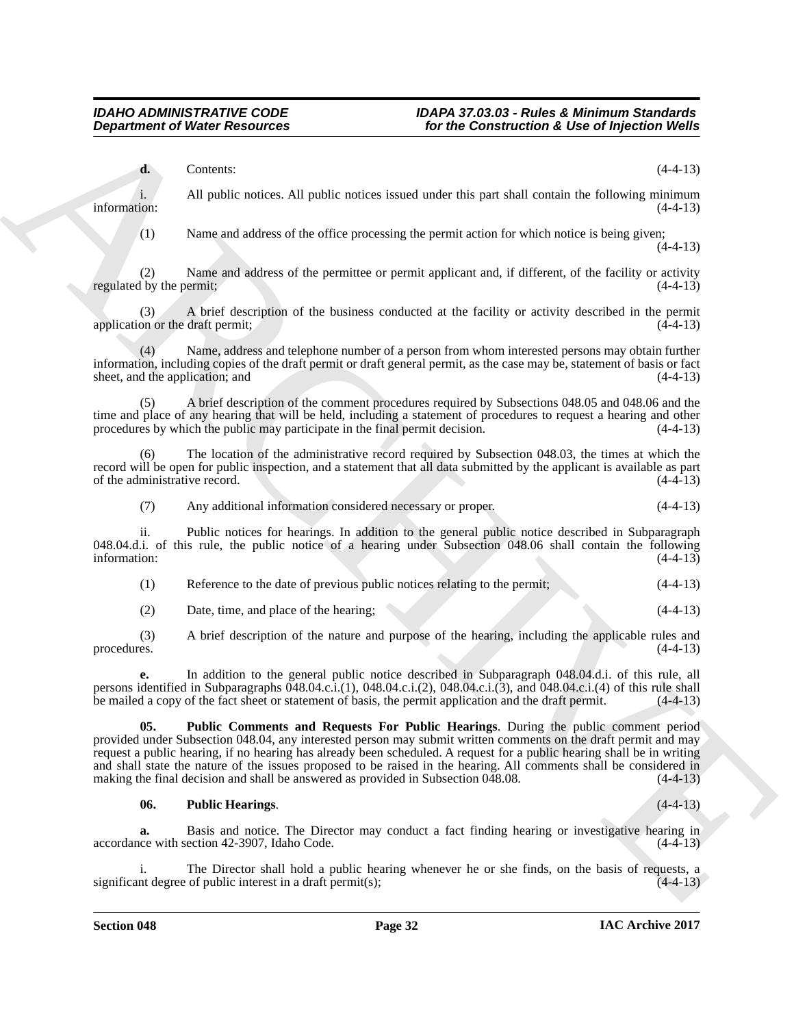**d.** Contents: (4-4-13)

i. All public notices. All public notices issued under this part shall contain the following minimum information: (4-4-13)

(1) Name and address of the office processing the permit action for which notice is being given; (4-4-13)

(2) Name and address of the permittee or permit applicant and, if different, of the facility or activity regulated by the permit; (4-4-13)

(3) A brief description of the business conducted at the facility or activity described in the permit application or the draft permit; (4-4-13)

(4) Name, address and telephone number of a person from whom interested persons may obtain further information, including copies of the draft permit or draft general permit, as the case may be, statement of basis or fact sheet, and the application; and (4-4-13)

(5) A brief description of the comment procedures required by Subsections 048.05 and 048.06 and the time and place of any hearing that will be held, including a statement of procedures to request a hearing and other procedures by which the public may participate in the final permit decision. (4-4-13)

(6) The location of the administrative record required by Subsection 048.03, the times at which the record will be open for public inspection, and a statement that all data submitted by the applicant is available as part of the administrative record. (4-4-13)

(7) Any additional information considered necessary or proper. (4-4-13)

ii. Public notices for hearings. In addition to the general public notice described in Subparagraph 048.04.d.i. of this rule, the public notice of a hearing under Subsection 048.06 shall contain the following information: (4-4-13)

(1) Reference to the date of previous public notices relating to the permit; (4-4-13)

(2) Date, time, and place of the hearing; (4-4-13)

(3) A brief description of the nature and purpose of the hearing, including the applicable rules and procedures. (4-4-13)

**e.** In addition to the general public notice described in Subparagraph 048.04.d.i. of this rule, all persons identified in Subparagraphs 048.04.c.i.(1), 048.04.c.i.(2), 048.04.c.i.(3), and 048.04.c.i.(4) of this rule shall be mailed a copy of the fact sheet or statement of basis, the permit application and the draft permit. (4-4-13)

**05. Public Comments and Requests For Public Hearings**. During the public comment period provided under Subsection 048.04, any interested person may submit written comments on the draft permit and may request a public hearing, if no hearing has already been scheduled. A request for a public hearing shall be in writing and shall state the nature of the issues proposed to be raised in the hearing. All comments shall be considered in making the final decision and shall be answered as provided in Subsection 048.08. (4-4-13)

**06. Public Hearings**. (4-4-13)

**a.** Basis and notice. The Director may conduct a fact finding hearing or investigative hearing in accordance with section 42-3907, Idaho Code. (4-4-13)

i. The Director shall hold a public hearing whenever he or she finds, on the basis of requests, a significant degree of public interest in a draft permit(s); (4-4-13)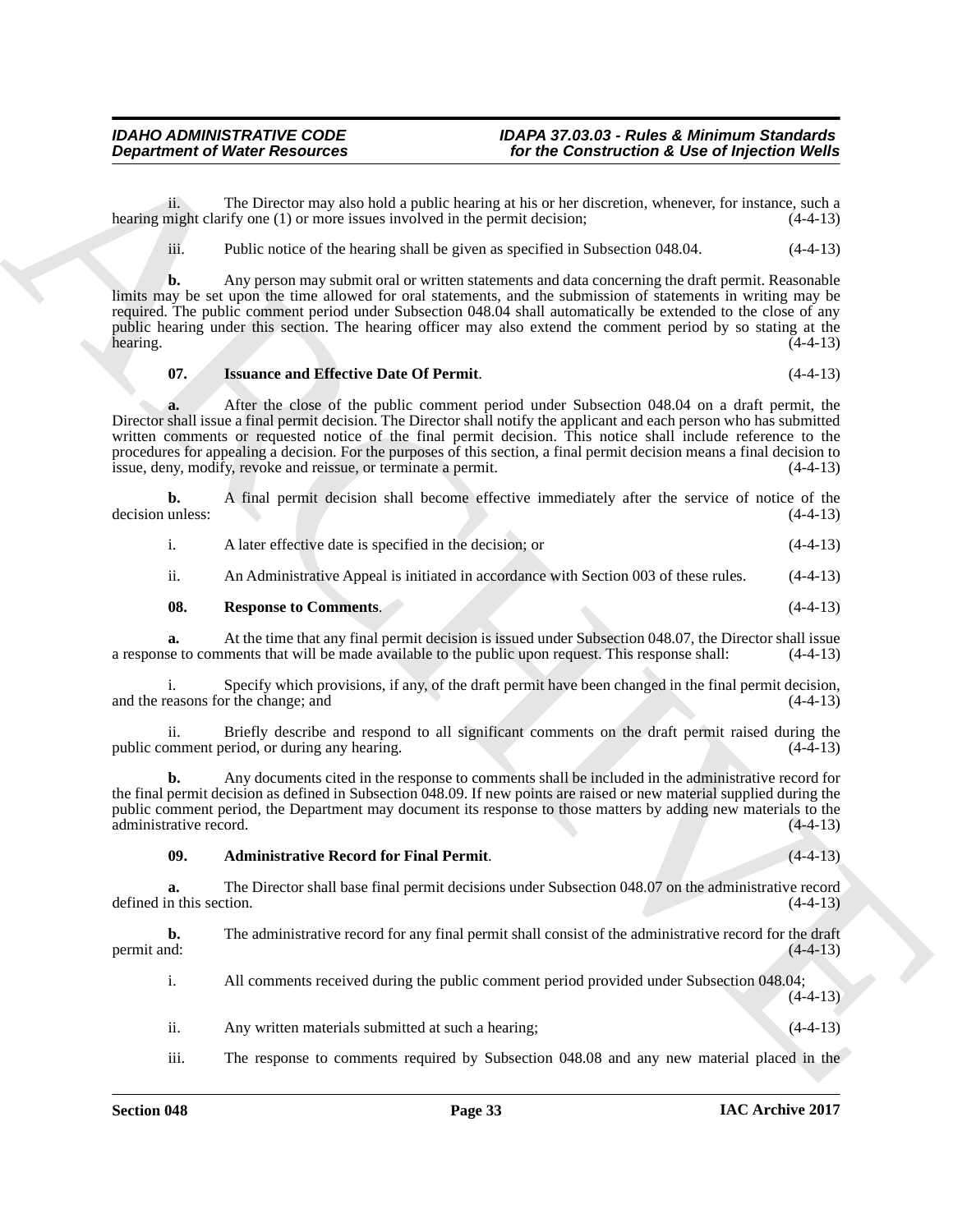ii. The Director may also hold a public hearing at his or her discretion, whenever, for instance, such a hearing might clarify one (1) or more issues involved in the permit decision; (4-4-13)

iii. Public notice of the hearing shall be given as specified in Subsection 048.04. (4-4-13)

**b.** Any person may submit oral or written statements and data concerning the draft permit. Reasonable limits may be set upon the time allowed for oral statements, and the submission of statements in writing may be required. The public comment period under Subsection 048.04 shall automatically be extended to the close of any public hearing under this section. The hearing officer may also extend the comment period by so stating at the hearing. (4-4-13)

**07. Issuance and Effective Date Of Permit**. (4-4-13)

**a.** After the close of the public comment period under Subsection 048.04 on a draft permit, the Director shall issue a final permit decision. The Director shall notify the applicant and each person who has submitted written comments or requested notice of the final permit decision. This notice shall include reference to the procedures for appealing a decision. For the purposes of this section, a final permit decision means a final decision to issue, deny, modify, revoke and reissue, or terminate a permit. (4-4-13)

**b.** A final permit decision shall become effective immediately after the service of notice of the decision unless: (4-4-13)

i. A later effective date is specified in the decision; or (4-4-13)

ii. An Administrative Appeal is initiated in accordance with Section 003 of these rules. (4-4-13)

**08. Response to Comments**. (4-4-13)

**a.** At the time that any final permit decision is issued under Subsection 048.07, the Director shall issue a response to comments that will be made available to the public upon request. This response shall: (4-4-13)

i. Specify which provisions, if any, of the draft permit have been changed in the final permit decision, and the reasons for the change; and (4-4-13)

ii. Briefly describe and respond to all significant comments on the draft permit raised during the public comment period, or during any hearing. (4-4-13)

**b.** Any documents cited in the response to comments shall be included in the administrative record for the final permit decision as defined in Subsection 048.09. If new points are raised or new material supplied during the public comment period, the Department may document its response to those matters by adding new materials to the administrative record. (4-4-13)

**09. Administrative Record for Final Permit**. (4-4-13)

**a.** The Director shall base final permit decisions under Subsection 048.07 on the administrative record defined in this section. (4-4-13)

**b.** The administrative record for any final permit shall consist of the administrative record for the draft permit and: (4-4-13)

i. All comments received during the public comment period provided under Subsection 048.04; (4-4-13)

ii. Any written materials submitted at such a hearing; (4-4-13)

iii. The response to comments required by Subsection 048.08 and any new material placed in the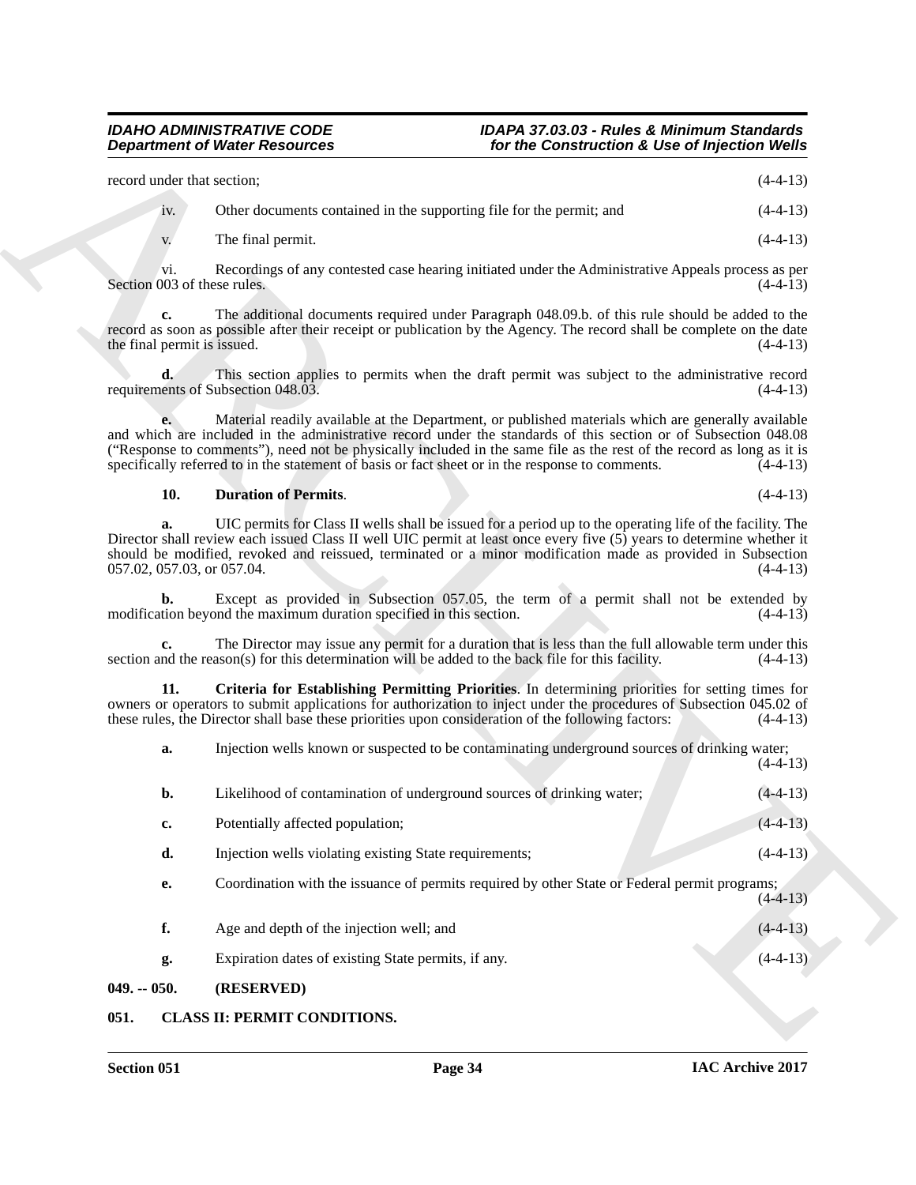record under that section; (4-4-13)

iv. Other documents contained in the supporting file for the permit; and (4-4-13)

v. The final permit. (4-4-13)

vi. Recordings of any contested case hearing initiated under the Administrative Appeals process as per Section 003 of these rules. (4-4-13)

**c.** The additional documents required under Paragraph 048.09.b. of this rule should be added to the record as soon as possible after their receipt or publication by the Agency. The record shall be complete on the date the final permit is issued. (4-4-13)

**d.** This section applies to permits when the draft permit was subject to the administrative record requirements of Subsection 048.03. (4-4-13)

**e.** Material readily available at the Department, or published materials which are generally available and which are included in the administrative record under the standards of this section or of Subsection 048.08 ("Response to comments"), need not be physically included in the same file as the rest of the record as long as it is specifically referred to in the statement of basis or fact sheet or in the response to comments. (4-4-13)

**10. Duration of Permits**. (4-4-13)

**a.** UIC permits for Class II wells shall be issued for a period up to the operating life of the facility. The Director shall review each issued Class II well UIC permit at least once every five (5) years to determine whether it should be modified, revoked and reissued, terminated or a minor modification made as provided in Subsection 057.02, 057.03, or 057.04. (4-4-13)

**b.** Except as provided in Subsection 057.05, the term of a permit shall not be extended by modification beyond the maximum duration specified in this section. (4-4-13)

**c.** The Director may issue any permit for a duration that is less than the full allowable term under this section and the reason(s) for this determination will be added to the back file for this facility. (4-4-13)

**11. Criteria for Establishing Permitting Priorities**. In determining priorities for setting times for owners or operators to submit applications for authorization to inject under the procedures of Subsection 045.02 of these rules, the Director shall base these priorities upon consideration of the following factors: (4-4-13)

**a.** Injection wells known or suspected to be contaminating underground sources of drinking water; (4-4-13)

**b.** Likelihood of contamination of underground sources of drinking water; (4-4-13)

**c.** Potentially affected population; (4-4-13)

**d.** Injection wells violating existing State requirements; (4-4-13)

**e.** Coordination with the issuance of permits required by other State or Federal permit programs; (4-4-13)

**f.** Age and depth of the injection well; and (4-4-13)

**g.** Expiration dates of existing State permits, if any. (4-4-13)

## 049. -- 050. (RESERVED)

## 051. CLASS II: PERMIT CONDITIONS.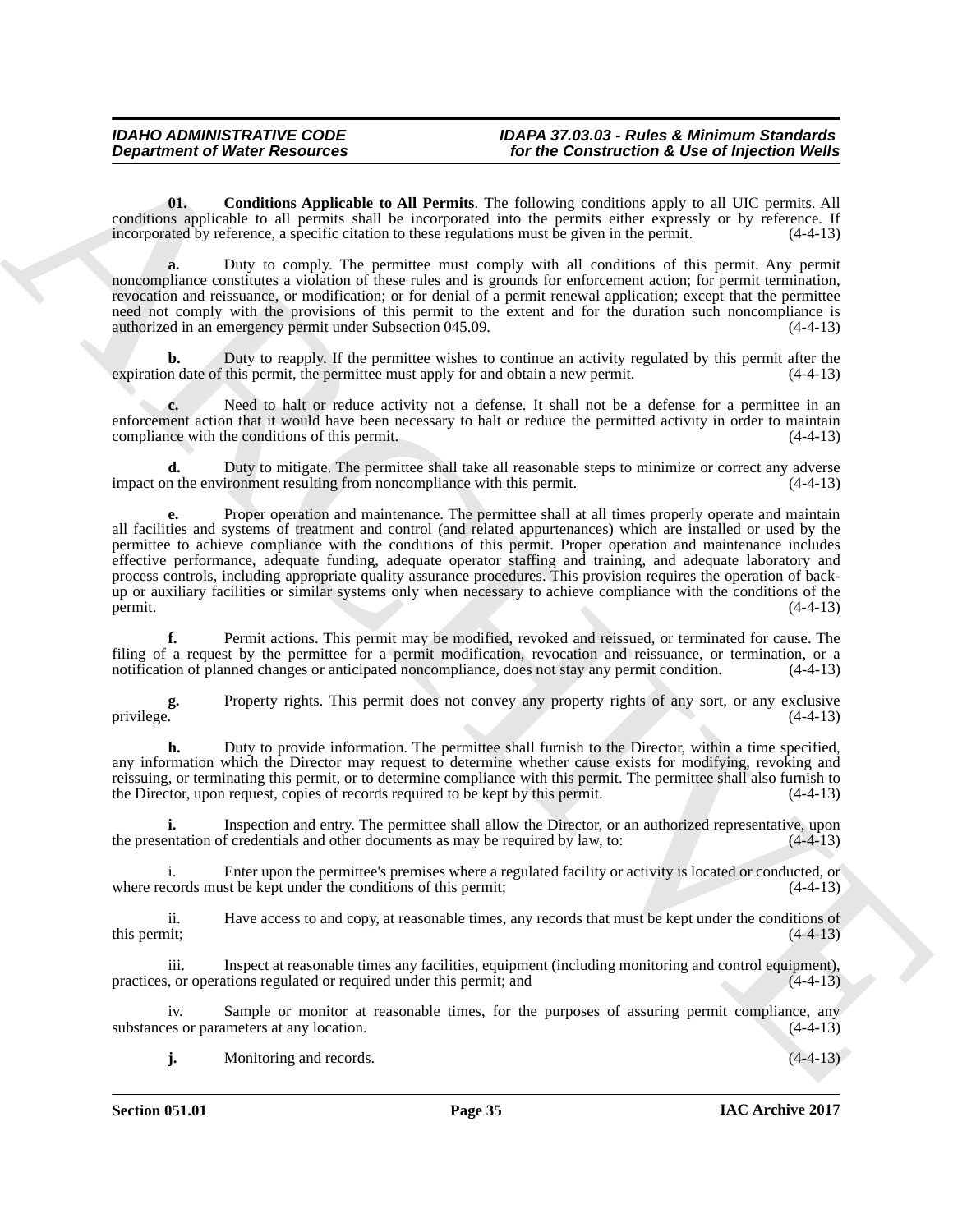**01. Conditions Applicable to All Permits**. The following conditions apply to all UIC permits. All conditions applicable to all permits shall be incorporated into the permits either expressly or by reference. If incorporated by reference, a specific citation to these regulations must be given in the permit. (4-4-13)

**a.** Duty to comply. The permittee must comply with all conditions of this permit. Any permit noncompliance constitutes a violation of these rules and is grounds for enforcement action; for permit termination, revocation and reissuance, or modification; or for denial of a permit renewal application; except that the permittee need not comply with the provisions of this permit to the extent and for the duration such noncompliance is authorized in an emergency permit under Subsection 045.09. (4-4-13)

**b.** Duty to reapply. If the permittee wishes to continue an activity regulated by this permit after the expiration date of this permit, the permittee must apply for and obtain a new permit. (4-4-13)

**c.** Need to halt or reduce activity not a defense. It shall not be a defense for a permittee in an enforcement action that it would have been necessary to halt or reduce the permitted activity in order to maintain compliance with the conditions of this permit. (4-4-13)

**d.** Duty to mitigate. The permittee shall take all reasonable steps to minimize or correct any adverse impact on the environment resulting from noncompliance with this permit. (4-4-13)

**e.** Proper operation and maintenance. The permittee shall at all times properly operate and maintain all facilities and systems of treatment and control (and related appurtenances) which are installed or used by the permittee to achieve compliance with the conditions of this permit. Proper operation and maintenance includes effective performance, adequate funding, adequate operator staffing and training, and adequate laboratory and process controls, including appropriate quality assurance procedures. This provision requires the operation of back-up or auxiliary facilities or similar systems only when necessary to achieve compliance with the conditions of the permit. (4-4-13)

**f.** Permit actions. This permit may be modified, revoked and reissued, or terminated for cause. The filing of a request by the permittee for a permit modification, revocation and reissuance, or termination, or a notification of planned changes or anticipated noncompliance, does not stay any permit condition. (4-4-13)

**g.** Property rights. This permit does not convey any property rights of any sort, or any exclusive privilege. (4-4-13)

**h.** Duty to provide information. The permittee shall furnish to the Director, within a time specified, any information which the Director may request to determine whether cause exists for modifying, revoking and reissuing, or terminating this permit, or to determine compliance with this permit. The permittee shall also furnish to the Director, upon request, copies of records required to be kept by this permit. (4-4-13)

**i.** Inspection and entry. The permittee shall allow the Director, or an authorized representative, upon the presentation of credentials and other documents as may be required by law, to: (4-4-13)

i. Enter upon the permittee's premises where a regulated facility or activity is located or conducted, or where records must be kept under the conditions of this permit; (4-4-13)

ii. Have access to and copy, at reasonable times, any records that must be kept under the conditions of this permit; (4-4-13)

iii. Inspect at reasonable times any facilities, equipment (including monitoring and control equipment), practices, or operations regulated or required under this permit; and (4-4-13)

iv. Sample or monitor at reasonable times, for the purposes of assuring permit compliance, any substances or parameters at any location. (4-4-13)

**j.** Monitoring and records. (4-4-13)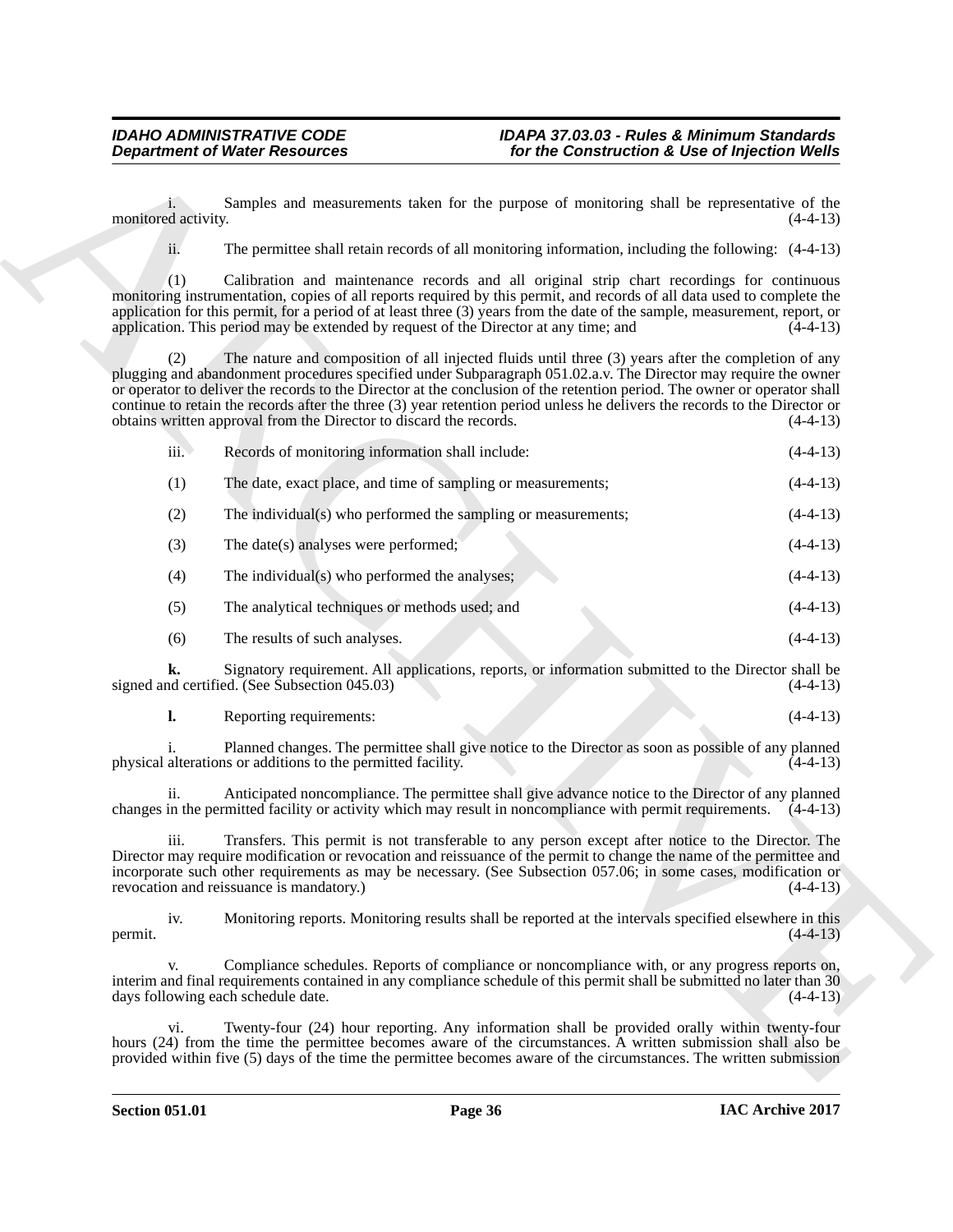i. Samples and measurements taken for the purpose of monitoring shall be representative of the monitored activity. (4-4-13)

ii. The permittee shall retain records of all monitoring information, including the following: (4-4-13)

(1) Calibration and maintenance records and all original strip chart recordings for continuous monitoring instrumentation, copies of all reports required by this permit, and records of all data used to complete the application for this permit, for a period of at least three (3) years from the date of the sample, measurement, report, or application. This period may be extended by request of the Director at any time; and (4-4-13)

(2) The nature and composition of all injected fluids until three (3) years after the completion of any plugging and abandonment procedures specified under Subparagraph 051.02.a.v. The Director may require the owner or operator to deliver the records to the Director at the conclusion of the retention period. The owner or operator shall continue to retain the records after the three (3) year retention period unless he delivers the records to the Director or obtains written approval from the Director to discard the records. (4-4-13)

iii. Records of monitoring information shall include: (4-4-13)

(1) The date, exact place, and time of sampling or measurements; (4-4-13)

(2) The individual(s) who performed the sampling or measurements; (4-4-13)

(3) The date(s) analyses were performed; (4-4-13)

(4) The individual(s) who performed the analyses; (4-4-13)

(5) The analytical techniques or methods used; and (4-4-13)

(6) The results of such analyses. (4-4-13)

**k.** Signatory requirement. All applications, reports, or information submitted to the Director shall be signed and certified. (See Subsection 045.03) (4-4-13)

**l.** Reporting requirements: (4-4-13)

i. Planned changes. The permittee shall give notice to the Director as soon as possible of any planned physical alterations or additions to the permitted facility. (4-4-13)

ii. Anticipated noncompliance. The permittee shall give advance notice to the Director of any planned changes in the permitted facility or activity which may result in noncompliance with permit requirements. (4-4-13)

iii. Transfers. This permit is not transferable to any person except after notice to the Director. The Director may require modification or revocation and reissuance of the permit to change the name of the permittee and incorporate such other requirements as may be necessary. (See Subsection 057.06; in some cases, modification or revocation and reissuance is mandatory.) (4-4-13)

iv. Monitoring reports. Monitoring results shall be reported at the intervals specified elsewhere in this permit. (4-4-13)

v. Compliance schedules. Reports of compliance or noncompliance with, or any progress reports on, interim and final requirements contained in any compliance schedule of this permit shall be submitted no later than 30 days following each schedule date. (4-4-13)

vi. Twenty-four (24) hour reporting. Any information shall be provided orally within twenty-four hours (24) from the time the permittee becomes aware of the circumstances. A written submission shall also be provided within five (5) days of the time the permittee becomes aware of the circumstances. The written submission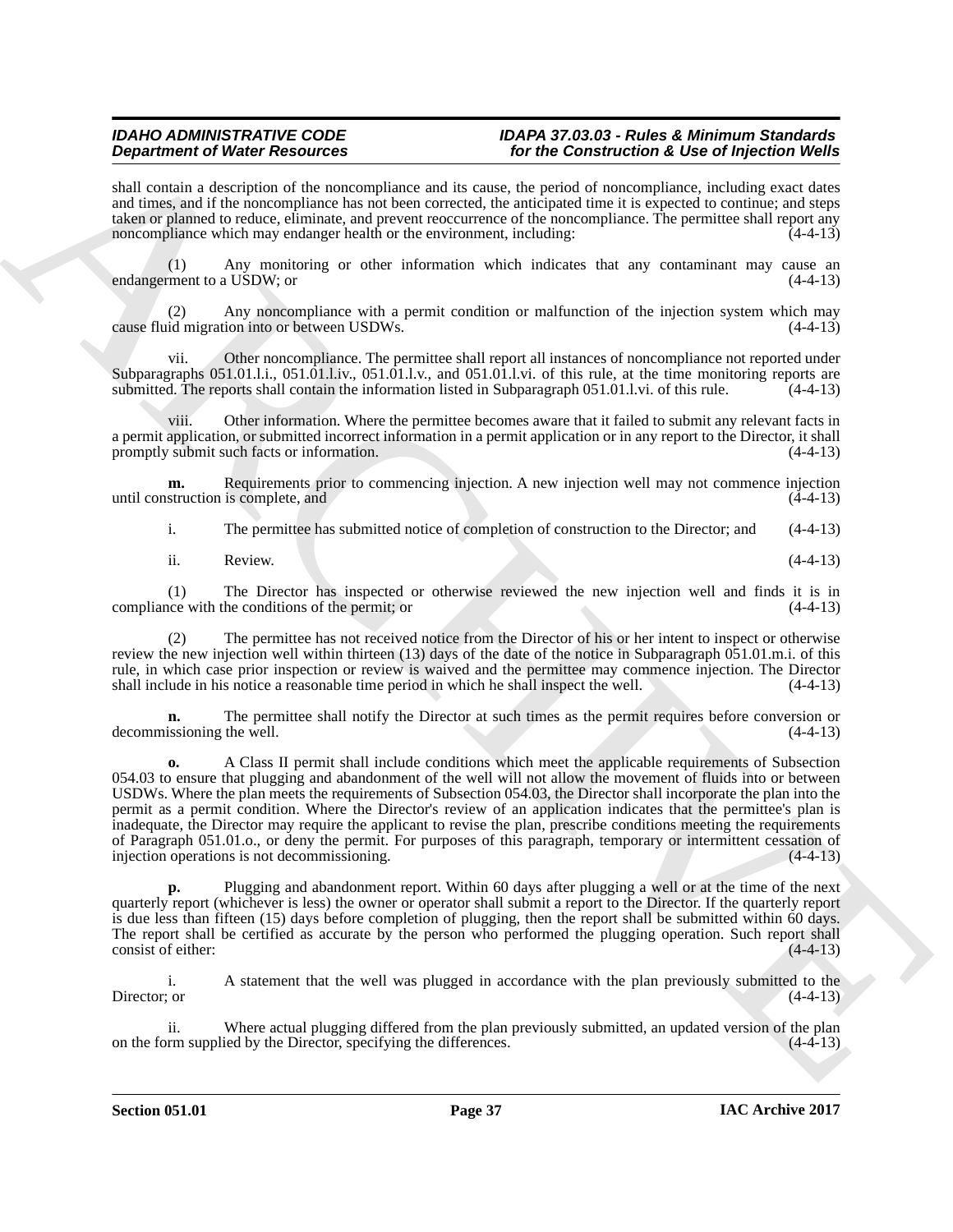shall contain a description of the noncompliance and its cause, the period of noncompliance, including exact dates and times, and if the noncompliance has not been corrected, the anticipated time it is expected to continue; and steps taken or planned to reduce, eliminate, and prevent reoccurrence of the noncompliance. The permittee shall report any noncompliance which may endanger health or the environment, including: (4-4-13)

(1) Any monitoring or other information which indicates that any contaminant may cause an endangerment to a USDW; or (4-4-13)

(2) Any noncompliance with a permit condition or malfunction of the injection system which may cause fluid migration into or between USDWs. (4-4-13)

vii. Other noncompliance. The permittee shall report all instances of noncompliance not reported under Subparagraphs 051.01.l.i., 051.01.l.iv., 051.01.l.v., and 051.01.l.vi. of this rule, at the time monitoring reports are submitted. The reports shall contain the information listed in Subparagraph 051.01.l.vi. of this rule. (4-4-13)

viii. Other information. Where the permittee becomes aware that it failed to submit any relevant facts in a permit application, or submitted incorrect information in a permit application or in any report to the Director, it shall promptly submit such facts or information. (4-4-13)

**m.** Requirements prior to commencing injection. A new injection well may not commence injection until construction is complete, and (4-4-13)

i. The permittee has submitted notice of completion of construction to the Director; and (4-4-13)

ii. Review. (4-4-13)

(1) The Director has inspected or otherwise reviewed the new injection well and finds it is in compliance with the conditions of the permit; or (4-4-13)

(2) The permittee has not received notice from the Director of his or her intent to inspect or otherwise review the new injection well within thirteen (13) days of the date of the notice in Subparagraph 051.01.m.i. of this rule, in which case prior inspection or review is waived and the permittee may commence injection. The Director shall include in his notice a reasonable time period in which he shall inspect the well. (4-4-13)

**n.** The permittee shall notify the Director at such times as the permit requires before conversion or decommissioning the well. (4-4-13)

**o.** A Class II permit shall include conditions which meet the applicable requirements of Subsection 054.03 to ensure that plugging and abandonment of the well will not allow the movement of fluids into or between USDWs. Where the plan meets the requirements of Subsection 054.03, the Director shall incorporate the plan into the permit as a permit condition. Where the Director's review of an application indicates that the permittee's plan is inadequate, the Director may require the applicant to revise the plan, prescribe conditions meeting the requirements of Paragraph 051.01.o., or deny the permit. For purposes of this paragraph, temporary or intermittent cessation of injection operations is not decommissioning. (4-4-13)

**p.** Plugging and abandonment report. Within 60 days after plugging a well or at the time of the next quarterly report (whichever is less) the owner or operator shall submit a report to the Director. If the quarterly report is due less than fifteen (15) days before completion of plugging, then the report shall be submitted within 60 days. The report shall be certified as accurate by the person who performed the plugging operation. Such report shall consist of either: (4-4-13)

i. A statement that the well was plugged in accordance with the plan previously submitted to the Director; or (4-4-13)

ii. Where actual plugging differed from the plan previously submitted, an updated version of the plan on the form supplied by the Director, specifying the differences. (4-4-13)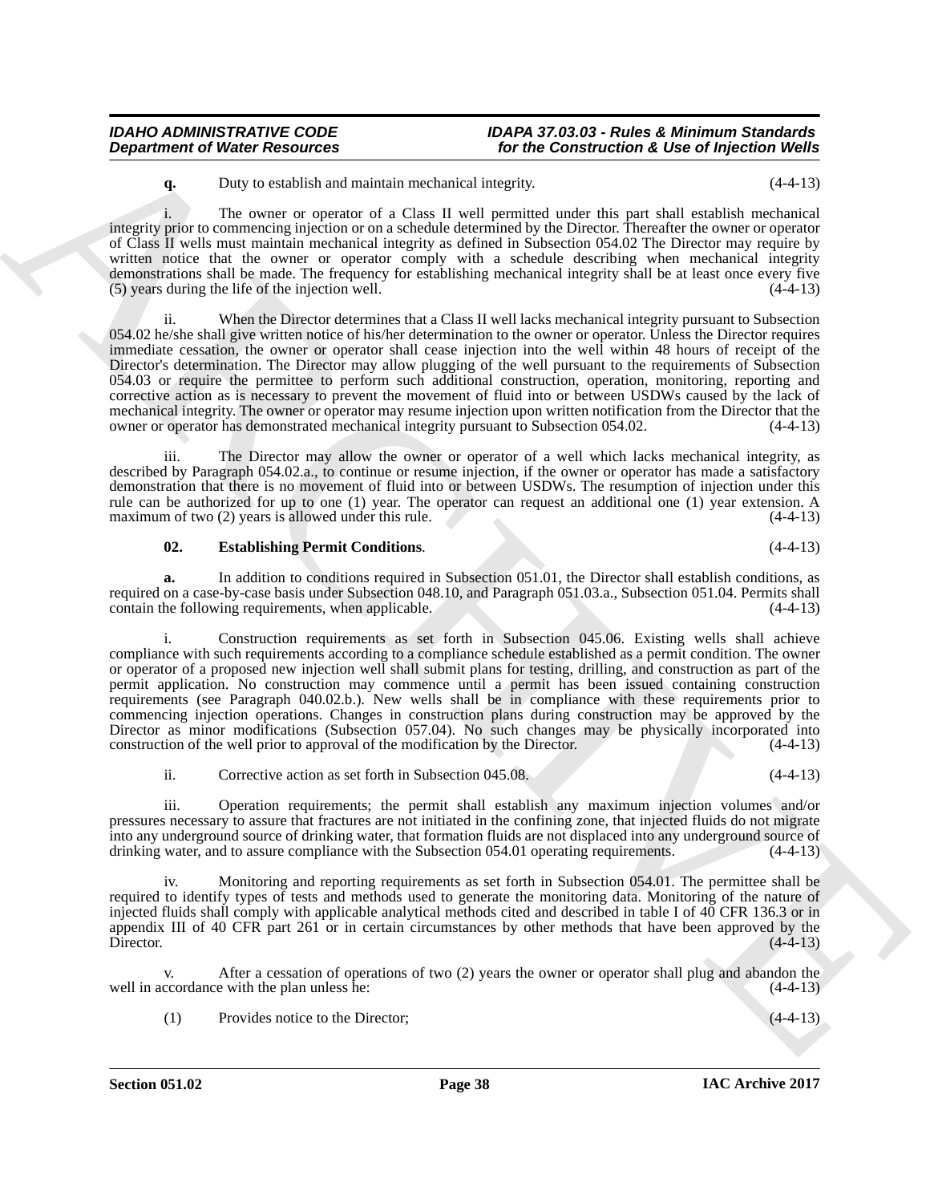**q.** Duty to establish and maintain mechanical integrity. (4-4-13)

i. The owner or operator of a Class II well permitted under this part shall establish mechanical integrity prior to commencing injection or on a schedule determined by the Director. Thereafter the owner or operator of Class II wells must maintain mechanical integrity as defined in Subsection 054.02 The Director may require by written notice that the owner or operator comply with a schedule describing when mechanical integrity demonstrations shall be made. The frequency for establishing mechanical integrity shall be at least once every five (5) years during the life of the injection well. (4-4-13)

ii. When the Director determines that a Class II well lacks mechanical integrity pursuant to Subsection 054.02 he/she shall give written notice of his/her determination to the owner or operator. Unless the Director requires immediate cessation, the owner or operator shall cease injection into the well within 48 hours of receipt of the Director's determination. The Director may allow plugging of the well pursuant to the requirements of Subsection 054.03 or require the permittee to perform such additional construction, operation, monitoring, reporting and corrective action as is necessary to prevent the movement of fluid into or between USDWs caused by the lack of mechanical integrity. The owner or operator may resume injection upon written notification from the Director that the owner or operator has demonstrated mechanical integrity pursuant to Subsection 054.02. (4-4-13)

iii. The Director may allow the owner or operator of a well which lacks mechanical integrity, as described by Paragraph 054.02.a., to continue or resume injection, if the owner or operator has made a satisfactory demonstration that there is no movement of fluid into or between USDWs. The resumption of injection under this rule can be authorized for up to one (1) year. The operator can request an additional one (1) year extension. A maximum of two (2) years is allowed under this rule. (4-4-13)

**02. Establishing Permit Conditions**. (4-4-13)

**a.** In addition to conditions required in Subsection 051.01, the Director shall establish conditions, as required on a case-by-case basis under Subsection 048.10, and Paragraph 051.03.a., Subsection 051.04. Permits shall contain the following requirements, when applicable. (4-4-13)

i. Construction requirements as set forth in Subsection 045.06. Existing wells shall achieve compliance with such requirements according to a compliance schedule established as a permit condition. The owner or operator of a proposed new injection well shall submit plans for testing, drilling, and construction as part of the permit application. No construction may commence until a permit has been issued containing construction requirements (see Paragraph 040.02.b.). New wells shall be in compliance with these requirements prior to commencing injection operations. Changes in construction plans during construction may be approved by the Director as minor modifications (Subsection 057.04). No such changes may be physically incorporated into construction of the well prior to approval of the modification by the Director. (4-4-13)

ii. Corrective action as set forth in Subsection 045.08. (4-4-13)

iii. Operation requirements; the permit shall establish any maximum injection volumes and/or pressures necessary to assure that fractures are not initiated in the confining zone, that injected fluids do not migrate into any underground source of drinking water, that formation fluids are not displaced into any underground source of drinking water, and to assure compliance with the Subsection 054.01 operating requirements. (4-4-13)

iv. Monitoring and reporting requirements as set forth in Subsection 054.01. The permittee shall be required to identify types of tests and methods used to generate the monitoring data. Monitoring of the nature of injected fluids shall comply with applicable analytical methods cited and described in table I of 40 CFR 136.3 or in appendix III of 40 CFR part 261 or in certain circumstances by other methods that have been approved by the Director. (4-4-13)

v. After a cessation of operations of two (2) years the owner or operator shall plug and abandon the well in accordance with the plan unless he: (4-4-13)

(1) Provides notice to the Director; (4-4-13)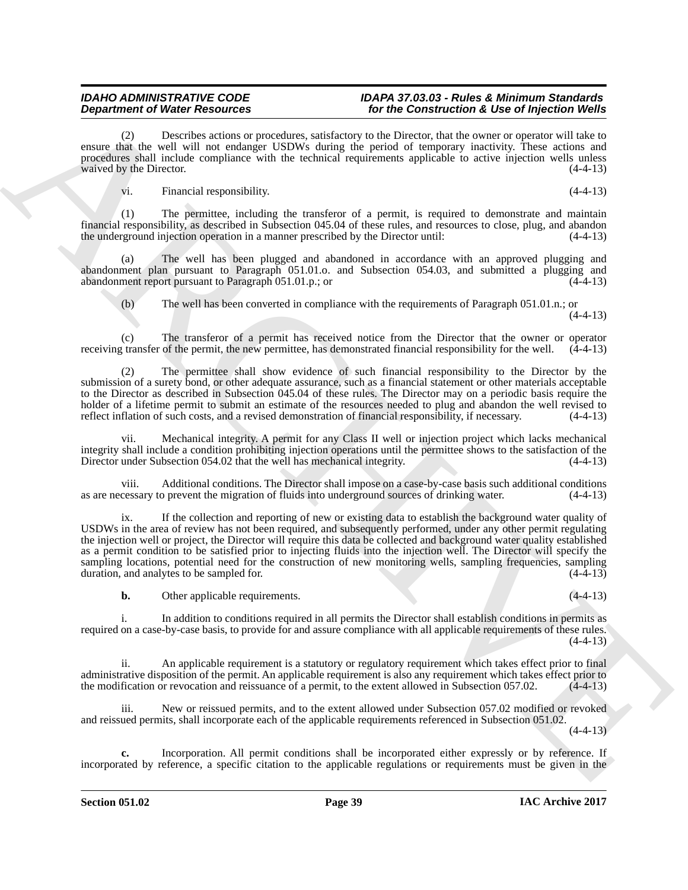(2) Describes actions or procedures, satisfactory to the Director, that the owner or operator will take to ensure that the well will not endanger USDWs during the period of temporary inactivity. These actions and procedures shall include compliance with the technical requirements applicable to active injection wells unless waived by the Director. (4-4-13)

vi. Financial responsibility. (4-4-13)

(1) The permittee, including the transferor of a permit, is required to demonstrate and maintain financial responsibility, as described in Subsection 045.04 of these rules, and resources to close, plug, and abandon the underground injection operation in a manner prescribed by the Director until: (4-4-13)

(a) The well has been plugged and abandoned in accordance with an approved plugging and abandonment plan pursuant to Paragraph 051.01.o. and Subsection 054.03, and submitted a plugging and abandonment report pursuant to Paragraph 051.01.p.; or (4-4-13)

(b) The well has been converted in compliance with the requirements of Paragraph 051.01.n.; or (4-4-13)

(c) The transferor of a permit has received notice from the Director that the owner or operator receiving transfer of the permit, the new permittee, has demonstrated financial responsibility for the well. (4-4-13)

(2) The permittee shall show evidence of such financial responsibility to the Director by the submission of a surety bond, or other adequate assurance, such as a financial statement or other materials acceptable to the Director as described in Subsection 045.04 of these rules. The Director may on a periodic basis require the holder of a lifetime permit to submit an estimate of the resources needed to plug and abandon the well revised to reflect inflation of such costs, and a revised demonstration of financial responsibility, if necessary. (4-4-13)

vii. Mechanical integrity. A permit for any Class II well or injection project which lacks mechanical integrity shall include a condition prohibiting injection operations until the permittee shows to the satisfaction of the Director under Subsection 054.02 that the well has mechanical integrity. (4-4-13)

viii. Additional conditions. The Director shall impose on a case-by-case basis such additional conditions as are necessary to prevent the migration of fluids into underground sources of drinking water. (4-4-13)

ix. If the collection and reporting of new or existing data to establish the background water quality of USDWs in the area of review has not been required, and subsequently performed, under any other permit regulating the injection well or project, the Director will require this data be collected and background water quality established as a permit condition to be satisfied prior to injecting fluids into the injection well. The Director will specify the sampling locations, potential need for the construction of new monitoring wells, sampling frequencies, sampling duration, and analytes to be sampled for. (4-4-13)

**b.** Other applicable requirements. (4-4-13)

i. In addition to conditions required in all permits the Director shall establish conditions in permits as required on a case-by-case basis, to provide for and assure compliance with all applicable requirements of these rules. (4-4-13)

ii. An applicable requirement is a statutory or regulatory requirement which takes effect prior to final administrative disposition of the permit. An applicable requirement is also any requirement which takes effect prior to the modification or revocation and reissuance of a permit, to the extent allowed in Subsection 057.02. (4-4-13)

iii. New or reissued permits, and to the extent allowed under Subsection 057.02 modified or revoked and reissued permits, shall incorporate each of the applicable requirements referenced in Subsection 051.02. (4-4-13)

**c.** Incorporation. All permit conditions shall be incorporated either expressly or by reference. If incorporated by reference, a specific citation to the applicable regulations or requirements must be given in the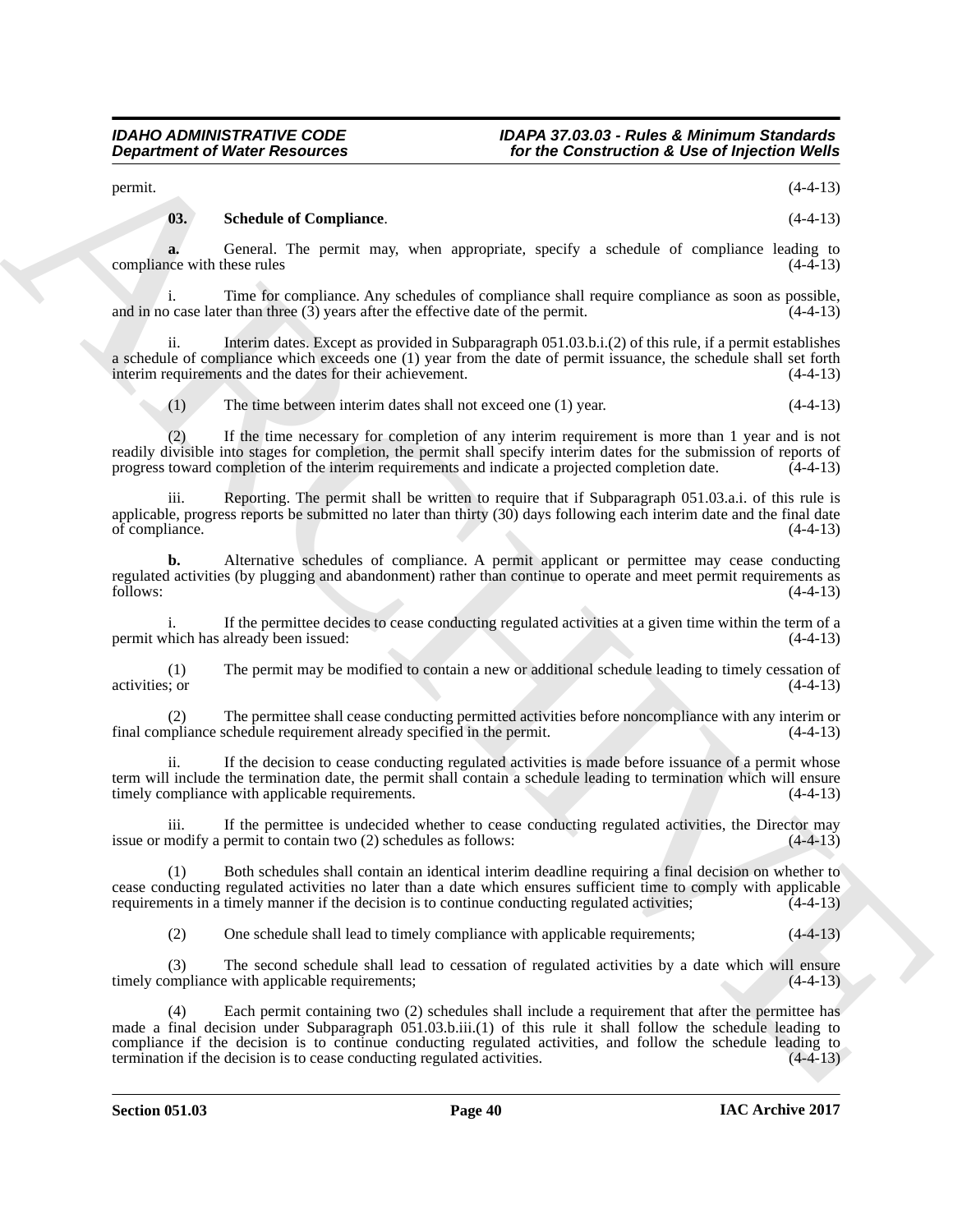permit. (4-4-13)

**03. Schedule of Compliance**. (4-4-13)

**a.** General. The permit may, when appropriate, specify a schedule of compliance leading to compliance with these rules (4-4-13)

i. Time for compliance. Any schedules of compliance shall require compliance as soon as possible, and in no case later than three (3) years after the effective date of the permit. (4-4-13)

ii. Interim dates. Except as provided in Subparagraph 051.03.b.i.(2) of this rule, if a permit establishes a schedule of compliance which exceeds one (1) year from the date of permit issuance, the schedule shall set forth interim requirements and the dates for their achievement. (4-4-13)

(1) The time between interim dates shall not exceed one (1) year. (4-4-13)

(2) If the time necessary for completion of any interim requirement is more than 1 year and is not readily divisible into stages for completion, the permit shall specify interim dates for the submission of reports of progress toward completion of the interim requirements and indicate a projected completion date. (4-4-13)

iii. Reporting. The permit shall be written to require that if Subparagraph 051.03.a.i. of this rule is applicable, progress reports be submitted no later than thirty (30) days following each interim date and the final date of compliance. (4-4-13)

**b.** Alternative schedules of compliance. A permit applicant or permittee may cease conducting regulated activities (by plugging and abandonment) rather than continue to operate and meet permit requirements as follows: (4-4-13)

i. If the permittee decides to cease conducting regulated activities at a given time within the term of a permit which has already been issued: (4-4-13)

(1) The permit may be modified to contain a new or additional schedule leading to timely cessation of activities; or (4-4-13)

(2) The permittee shall cease conducting permitted activities before noncompliance with any interim or final compliance schedule requirement already specified in the permit. (4-4-13)

ii. If the decision to cease conducting regulated activities is made before issuance of a permit whose term will include the termination date, the permit shall contain a schedule leading to termination which will ensure timely compliance with applicable requirements. (4-4-13)

iii. If the permittee is undecided whether to cease conducting regulated activities, the Director may issue or modify a permit to contain two (2) schedules as follows: (4-4-13)

(1) Both schedules shall contain an identical interim deadline requiring a final decision on whether to cease conducting regulated activities no later than a date which ensures sufficient time to comply with applicable requirements in a timely manner if the decision is to continue conducting regulated activities; (4-4-13)

(2) One schedule shall lead to timely compliance with applicable requirements; (4-4-13)

(3) The second schedule shall lead to cessation of regulated activities by a date which will ensure timely compliance with applicable requirements; (4-4-13)

(4) Each permit containing two (2) schedules shall include a requirement that after the permittee has made a final decision under Subparagraph 051.03.b.iii.(1) of this rule it shall follow the schedule leading to compliance if the decision is to continue conducting regulated activities, and follow the schedule leading to termination if the decision is to cease conducting regulated activities. (4-4-13)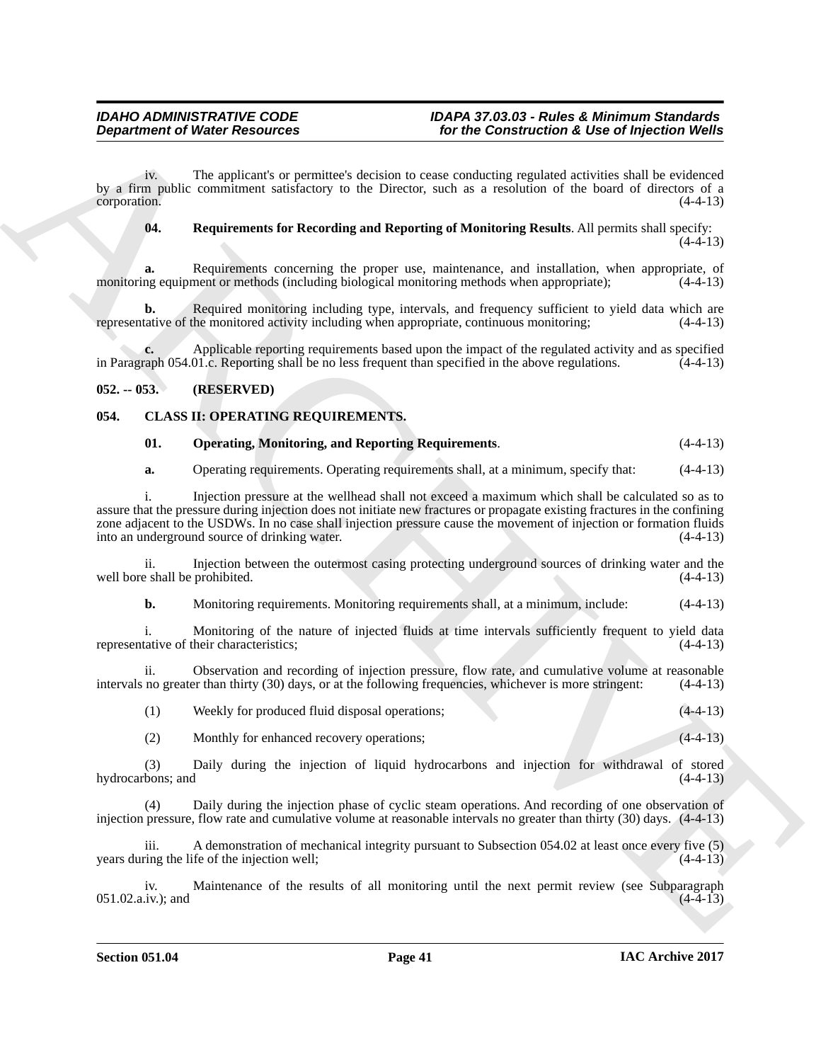iv. The applicant's or permittee's decision to cease conducting regulated activities shall be evidenced by a firm public commitment satisfactory to the Director, such as a resolution of the board of directors of a corporation. (4-4-13)

**04. Requirements for Recording and Reporting of Monitoring Results**. All permits shall specify: (4-4-13)

**a.** Requirements concerning the proper use, maintenance, and installation, when appropriate, of monitoring equipment or methods (including biological monitoring methods when appropriate); (4-4-13)

**b.** Required monitoring including type, intervals, and frequency sufficient to yield data which are representative of the monitored activity including when appropriate, continuous monitoring; (4-4-13)

**c.** Applicable reporting requirements based upon the impact of the regulated activity and as specified in Paragraph 054.01.c. Reporting shall be no less frequent than specified in the above regulations. (4-4-13)

## 052. -- 053. (RESERVED)

## 054. CLASS II: OPERATING REQUIREMENTS.

**01. Operating, Monitoring, and Reporting Requirements**. (4-4-13)

**a.** Operating requirements. Operating requirements shall, at a minimum, specify that: (4-4-13)

i. Injection pressure at the wellhead shall not exceed a maximum which shall be calculated so as to assure that the pressure during injection does not initiate new fractures or propagate existing fractures in the confining zone adjacent to the USDWs. In no case shall injection pressure cause the movement of injection or formation fluids into an underground source of drinking water. (4-4-13)

ii. Injection between the outermost casing protecting underground sources of drinking water and the well bore shall be prohibited. (4-4-13)

**b.** Monitoring requirements. Monitoring requirements shall, at a minimum, include: (4-4-13)

i. Monitoring of the nature of injected fluids at time intervals sufficiently frequent to yield data representative of their characteristics; (4-4-13)

ii. Observation and recording of injection pressure, flow rate, and cumulative volume at reasonable intervals no greater than thirty (30) days, or at the following frequencies, whichever is more stringent: (4-4-13)

(1) Weekly for produced fluid disposal operations; (4-4-13)

(2) Monthly for enhanced recovery operations; (4-4-13)

(3) Daily during the injection of liquid hydrocarbons and injection for withdrawal of stored hydrocarbons; and (4-4-13)

(4) Daily during the injection phase of cyclic steam operations. And recording of one observation of injection pressure, flow rate and cumulative volume at reasonable intervals no greater than thirty (30) days. (4-4-13)

iii. A demonstration of mechanical integrity pursuant to Subsection 054.02 at least once every five (5) years during the life of the injection well; (4-4-13)

iv. Maintenance of the results of all monitoring until the next permit review (see Subparagraph 051.02.a.iv.); and (4-4-13)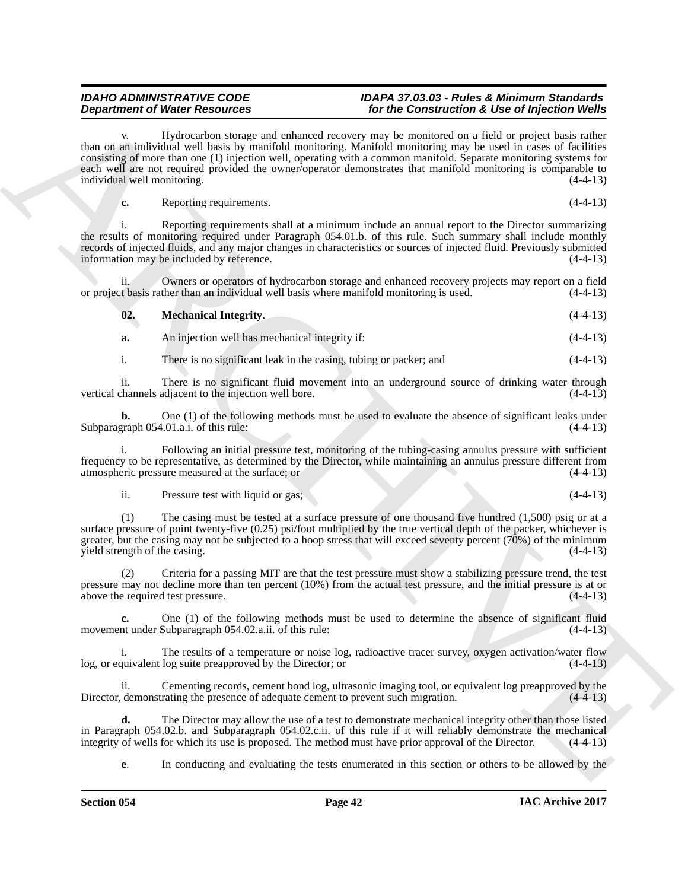v. Hydrocarbon storage and enhanced recovery may be monitored on a field or project basis rather than on an individual well basis by manifold monitoring. Manifold monitoring may be used in cases of facilities consisting of more than one (1) injection well, operating with a common manifold. Separate monitoring systems for each well are not required provided the owner/operator demonstrates that manifold monitoring is comparable to individual well monitoring. (4-4-13)

**c.** Reporting requirements. (4-4-13)

i. Reporting requirements shall at a minimum include an annual report to the Director summarizing the results of monitoring required under Paragraph 054.01.b. of this rule. Such summary shall include monthly records of injected fluids, and any major changes in characteristics or sources of injected fluid. Previously submitted information may be included by reference. (4-4-13)

ii. Owners or operators of hydrocarbon storage and enhanced recovery projects may report on a field or project basis rather than an individual well basis where manifold monitoring is used. (4-4-13)

**02. Mechanical Integrity**. (4-4-13)

**a.** An injection well has mechanical integrity if: (4-4-13)

i. There is no significant leak in the casing, tubing or packer; and (4-4-13)

ii. There is no significant fluid movement into an underground source of drinking water through vertical channels adjacent to the injection well bore. (4-4-13)

**b.** One (1) of the following methods must be used to evaluate the absence of significant leaks under Subparagraph 054.01.a.i. of this rule: (4-4-13)

i. Following an initial pressure test, monitoring of the tubing-casing annulus pressure with sufficient frequency to be representative, as determined by the Director, while maintaining an annulus pressure different from atmospheric pressure measured at the surface; or (4-4-13)

ii. Pressure test with liquid or gas; (4-4-13)

(1) The casing must be tested at a surface pressure of one thousand five hundred (1,500) psig or at a surface pressure of point twenty-five (0.25) psi/foot multiplied by the true vertical depth of the packer, whichever is greater, but the casing may not be subjected to a hoop stress that will exceed seventy percent (70%) of the minimum yield strength of the casing. (4-4-13)

(2) Criteria for a passing MIT are that the test pressure must show a stabilizing pressure trend, the test pressure may not decline more than ten percent (10%) from the actual test pressure, and the initial pressure is at or above the required test pressure. (4-4-13)

**c.** One (1) of the following methods must be used to determine the absence of significant fluid movement under Subparagraph 054.02.a.ii. of this rule: (4-4-13)

i. The results of a temperature or noise log, radioactive tracer survey, oxygen activation/water flow log, or equivalent log suite preapproved by the Director; or (4-4-13)

ii. Cementing records, cement bond log, ultrasonic imaging tool, or equivalent log preapproved by the Director, demonstrating the presence of adequate cement to prevent such migration. (4-4-13)

**d.** The Director may allow the use of a test to demonstrate mechanical integrity other than those listed in Paragraph 054.02.b. and Subparagraph 054.02.c.ii. of this rule if it will reliably demonstrate the mechanical integrity of wells for which its use is proposed. The method must have prior approval of the Director. (4-4-13)

**e**. In conducting and evaluating the tests enumerated in this section or others to be allowed by the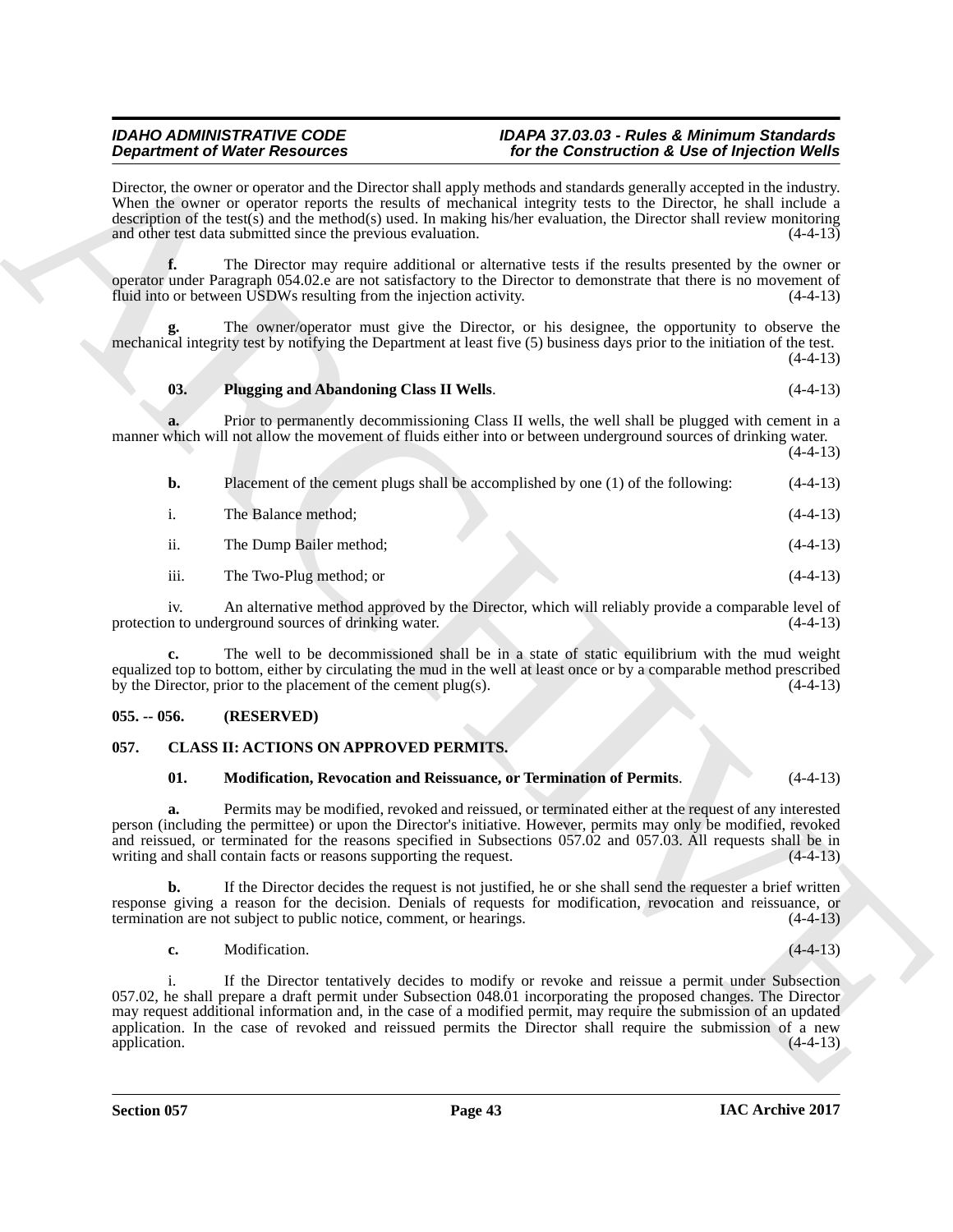Director, the owner or operator and the Director shall apply methods and standards generally accepted in the industry. When the owner or operator reports the results of mechanical integrity tests to the Director, he shall include a description of the test(s) and the method(s) used. In making his/her evaluation, the Director shall review monitoring and other test data submitted since the previous evaluation. (4-4-13)

**f.** The Director may require additional or alternative tests if the results presented by the owner or operator under Paragraph 054.02.e are not satisfactory to the Director to demonstrate that there is no movement of fluid into or between USDWs resulting from the injection activity. (4-4-13)

**g.** The owner/operator must give the Director, or his designee, the opportunity to observe the mechanical integrity test by notifying the Department at least five (5) business days prior to the initiation of the test. (4-4-13)

**03. Plugging and Abandoning Class II Wells**. (4-4-13)

**a.** Prior to permanently decommissioning Class II wells, the well shall be plugged with cement in a manner which will not allow the movement of fluids either into or between underground sources of drinking water. (4-4-13)

**b.** Placement of the cement plugs shall be accomplished by one (1) of the following: (4-4-13)

i. The Balance method; (4-4-13)

ii. The Dump Bailer method; (4-4-13)

iii. The Two-Plug method; or (4-4-13)

iv. An alternative method approved by the Director, which will reliably provide a comparable level of protection to underground sources of drinking water. (4-4-13)

**c.** The well to be decommissioned shall be in a state of static equilibrium with the mud weight equalized top to bottom, either by circulating the mud in the well at least once or by a comparable method prescribed by the Director, prior to the placement of the cement plug(s). (4-4-13)

## 055. -- 056. (RESERVED)

## 057. CLASS II: ACTIONS ON APPROVED PERMITS.

**01. Modification, Revocation and Reissuance, or Termination of Permits**. (4-4-13)

**a.** Permits may be modified, revoked and reissued, or terminated either at the request of any interested person (including the permittee) or upon the Director's initiative. However, permits may only be modified, revoked and reissued, or terminated for the reasons specified in Subsections 057.02 and 057.03. All requests shall be in writing and shall contain facts or reasons supporting the request. (4-4-13)

**b.** If the Director decides the request is not justified, he or she shall send the requester a brief written response giving a reason for the decision. Denials of requests for modification, revocation and reissuance, or termination are not subject to public notice, comment, or hearings. (4-4-13)

**c.** Modification. (4-4-13)

i. If the Director tentatively decides to modify or revoke and reissue a permit under Subsection 057.02, he shall prepare a draft permit under Subsection 048.01 incorporating the proposed changes. The Director may request additional information and, in the case of a modified permit, may require the submission of an updated application. In the case of revoked and reissued permits the Director shall require the submission of a new application. (4-4-13)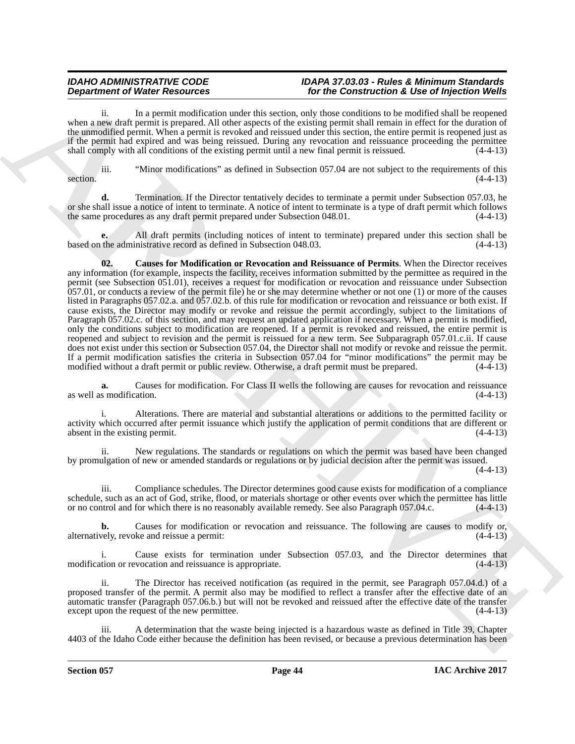ii. In a permit modification under this section, only those conditions to be modified shall be reopened when a new draft permit is prepared. All other aspects of the existing permit shall remain in effect for the duration of the unmodified permit. When a permit is revoked and reissued under this section, the entire permit is reopened just as if the permit had expired and was being reissued. During any revocation and reissuance proceeding the permittee shall comply with all conditions of the existing permit until a new final permit is reissued. (4-4-13)

iii. "Minor modifications" as defined in Subsection 057.04 are not subject to the requirements of this section. (4-4-13)

**d.** Termination. If the Director tentatively decides to terminate a permit under Subsection 057.03, he or she shall issue a notice of intent to terminate. A notice of intent to terminate is a type of draft permit which follows the same procedures as any draft permit prepared under Subsection 048.01. (4-4-13)

**e.** All draft permits (including notices of intent to terminate) prepared under this section shall be based on the administrative record as defined in Subsection 048.03. (4-4-13)

**02. Causes for Modification or Revocation and Reissuance of Permits**. When the Director receives any information (for example, inspects the facility, receives information submitted by the permittee as required in the permit (see Subsection 051.01), receives a request for modification or revocation and reissuance under Subsection 057.01, or conducts a review of the permit file) he or she may determine whether or not one (1) or more of the causes listed in Paragraphs 057.02.a. and 057.02.b. of this rule for modification or revocation and reissuance or both exist. If cause exists, the Director may modify or revoke and reissue the permit accordingly, subject to the limitations of Paragraph 057.02.c. of this section, and may request an updated application if necessary. When a permit is modified, only the conditions subject to modification are reopened. If a permit is revoked and reissued, the entire permit is reopened and subject to revision and the permit is reissued for a new term. See Subparagraph 057.01.c.ii. If cause does not exist under this section or Subsection 057.04, the Director shall not modify or revoke and reissue the permit. If a permit modification satisfies the criteria in Subsection 057.04 for "minor modifications" the permit may be modified without a draft permit or public review. Otherwise, a draft permit must be prepared. (4-4-13)

**a.** Causes for modification. For Class II wells the following are causes for revocation and reissuance as well as modification. (4-4-13)

i. Alterations. There are material and substantial alterations or additions to the permitted facility or activity which occurred after permit issuance which justify the application of permit conditions that are different or absent in the existing permit. (4-4-13)

ii. New regulations. The standards or regulations on which the permit was based have been changed by promulgation of new or amended standards or regulations or by judicial decision after the permit was issued. (4-4-13)

iii. Compliance schedules. The Director determines good cause exists for modification of a compliance schedule, such as an act of God, strike, flood, or materials shortage or other events over which the permittee has little or no control and for which there is no reasonably available remedy. See also Paragraph 057.04.c. (4-4-13)

**b.** Causes for modification or revocation and reissuance. The following are causes to modify or, alternatively, revoke and reissue a permit: (4-4-13)

i. Cause exists for termination under Subsection 057.03, and the Director determines that modification or revocation and reissuance is appropriate. (4-4-13)

ii. The Director has received notification (as required in the permit, see Paragraph 057.04.d.) of a proposed transfer of the permit. A permit also may be modified to reflect a transfer after the effective date of an automatic transfer (Paragraph 057.06.b.) but will not be revoked and reissued after the effective date of the transfer except upon the request of the new permittee. (4-4-13)

iii. A determination that the waste being injected is a hazardous waste as defined in Title 39, Chapter 4403 of the Idaho Code either because the definition has been revised, or because a previous determination has been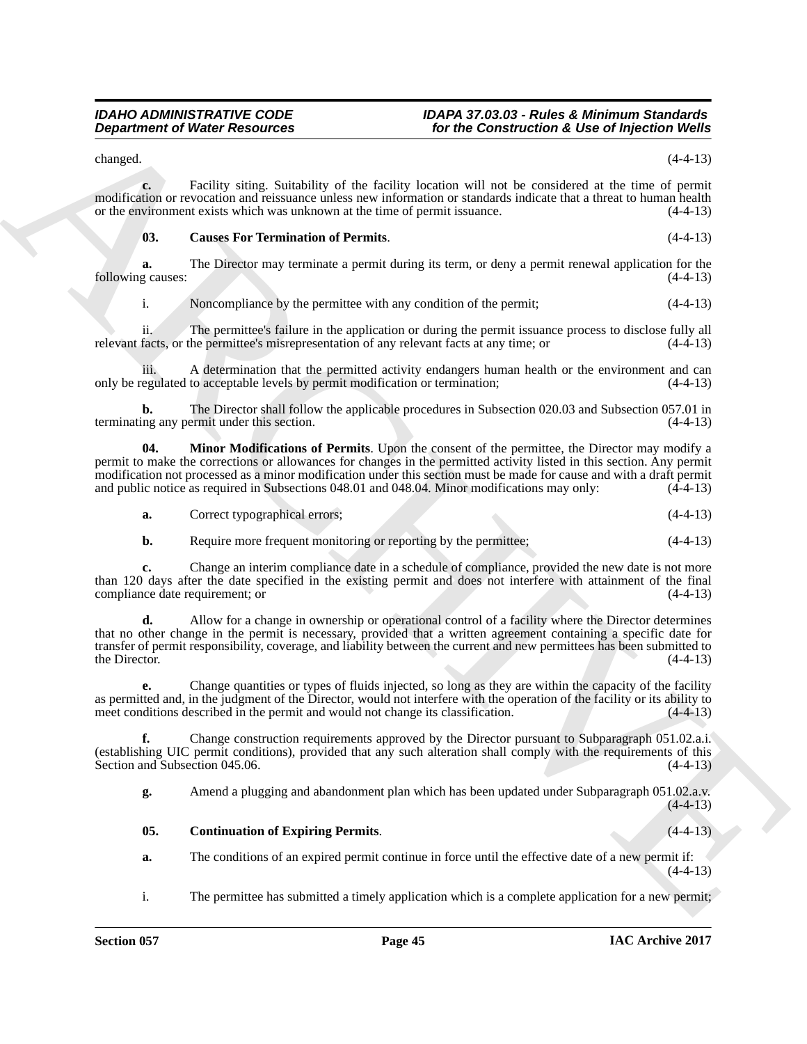changed. (4-4-13)

**c.** Facility siting. Suitability of the facility location will not be considered at the time of permit modification or revocation and reissuance unless new information or standards indicate that a threat to human health or the environment exists which was unknown at the time of permit issuance. (4-4-13)

**03. Causes For Termination of Permits**. (4-4-13)

**a.** The Director may terminate a permit during its term, or deny a permit renewal application for the following causes: (4-4-13)

i. Noncompliance by the permittee with any condition of the permit; (4-4-13)

ii. The permittee's failure in the application or during the permit issuance process to disclose fully all relevant facts, or the permittee's misrepresentation of any relevant facts at any time; or (4-4-13)

iii. A determination that the permitted activity endangers human health or the environment and can only be regulated to acceptable levels by permit modification or termination; (4-4-13)

**b.** The Director shall follow the applicable procedures in Subsection 020.03 and Subsection 057.01 in terminating any permit under this section. (4-4-13)

**04. Minor Modifications of Permits**. Upon the consent of the permittee, the Director may modify a permit to make the corrections or allowances for changes in the permitted activity listed in this section. Any permit modification not processed as a minor modification under this section must be made for cause and with a draft permit and public notice as required in Subsections 048.01 and 048.04. Minor modifications may only: (4-4-13)

**a.** Correct typographical errors; (4-4-13)

**b.** Require more frequent monitoring or reporting by the permittee; (4-4-13)

**c.** Change an interim compliance date in a schedule of compliance, provided the new date is not more than 120 days after the date specified in the existing permit and does not interfere with attainment of the final compliance date requirement; or (4-4-13)

**d.** Allow for a change in ownership or operational control of a facility where the Director determines that no other change in the permit is necessary, provided that a written agreement containing a specific date for transfer of permit responsibility, coverage, and liability between the current and new permittees has been submitted to the Director. (4-4-13)

**e.** Change quantities or types of fluids injected, so long as they are within the capacity of the facility as permitted and, in the judgment of the Director, would not interfere with the operation of the facility or its ability to meet conditions described in the permit and would not change its classification. (4-4-13)

**f.** Change construction requirements approved by the Director pursuant to Subparagraph 051.02.a.i. (establishing UIC permit conditions), provided that any such alteration shall comply with the requirements of this Section and Subsection 045.06. (4-4-13)

**g.** Amend a plugging and abandonment plan which has been updated under Subparagraph 051.02.a.v. (4-4-13)

**05. Continuation of Expiring Permits**. (4-4-13)

**a.** The conditions of an expired permit continue in force until the effective date of a new permit if: (4-4-13)

i. The permittee has submitted a timely application which is a complete application for a new permit;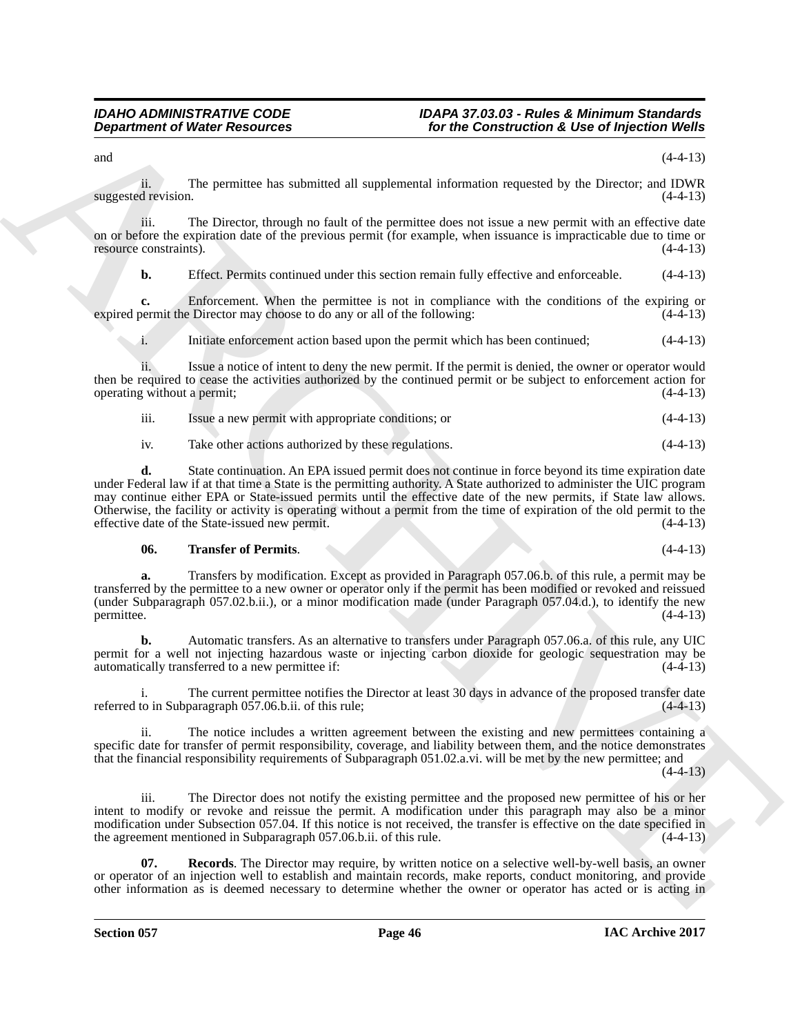and (4-4-13)

ii. The permittee has submitted all supplemental information requested by the Director; and IDWR suggested revision. (4-4-13)

iii. The Director, through no fault of the permittee does not issue a new permit with an effective date on or before the expiration date of the previous permit (for example, when issuance is impracticable due to time or resource constraints). (4-4-13)

**b.** Effect. Permits continued under this section remain fully effective and enforceable. (4-4-13)

**c.** Enforcement. When the permittee is not in compliance with the conditions of the expiring or expired permit the Director may choose to do any or all of the following: (4-4-13)

i. Initiate enforcement action based upon the permit which has been continued; (4-4-13)

ii. Issue a notice of intent to deny the new permit. If the permit is denied, the owner or operator would then be required to cease the activities authorized by the continued permit or be subject to enforcement action for operating without a permit; (4-4-13)

iii. Issue a new permit with appropriate conditions; or (4-4-13)

iv. Take other actions authorized by these regulations. (4-4-13)

**d.** State continuation. An EPA issued permit does not continue in force beyond its time expiration date under Federal law if at that time a State is the permitting authority. A State authorized to administer the UIC program may continue either EPA or State-issued permits until the effective date of the new permits, if State law allows. Otherwise, the facility or activity is operating without a permit from the time of expiration of the old permit to the effective date of the State-issued new permit. (4-4-13)

**06. Transfer of Permits**. (4-4-13)

**a.** Transfers by modification. Except as provided in Paragraph 057.06.b. of this rule, a permit may be transferred by the permittee to a new owner or operator only if the permit has been modified or revoked and reissued (under Subparagraph 057.02.b.ii.), or a minor modification made (under Paragraph 057.04.d.), to identify the new permittee. (4-4-13)

**b.** Automatic transfers. As an alternative to transfers under Paragraph 057.06.a. of this rule, any UIC permit for a well not injecting hazardous waste or injecting carbon dioxide for geologic sequestration may be automatically transferred to a new permittee if: (4-4-13)

i. The current permittee notifies the Director at least 30 days in advance of the proposed transfer date referred to in Subparagraph 057.06.b.ii. of this rule; (4-4-13)

ii. The notice includes a written agreement between the existing and new permittees containing a specific date for transfer of permit responsibility, coverage, and liability between them, and the notice demonstrates that the financial responsibility requirements of Subparagraph 051.02.a.vi. will be met by the new permittee; and (4-4-13)

iii. The Director does not notify the existing permittee and the proposed new permittee of his or her intent to modify or revoke and reissue the permit. A modification under this paragraph may also be a minor modification under Subsection 057.04. If this notice is not received, the transfer is effective on the date specified in the agreement mentioned in Subparagraph 057.06.b.ii. of this rule. (4-4-13)

**07. Records**. The Director may require, by written notice on a selective well-by-well basis, an owner or operator of an injection well to establish and maintain records, make reports, conduct monitoring, and provide other information as is deemed necessary to determine whether the owner or operator has acted or is acting in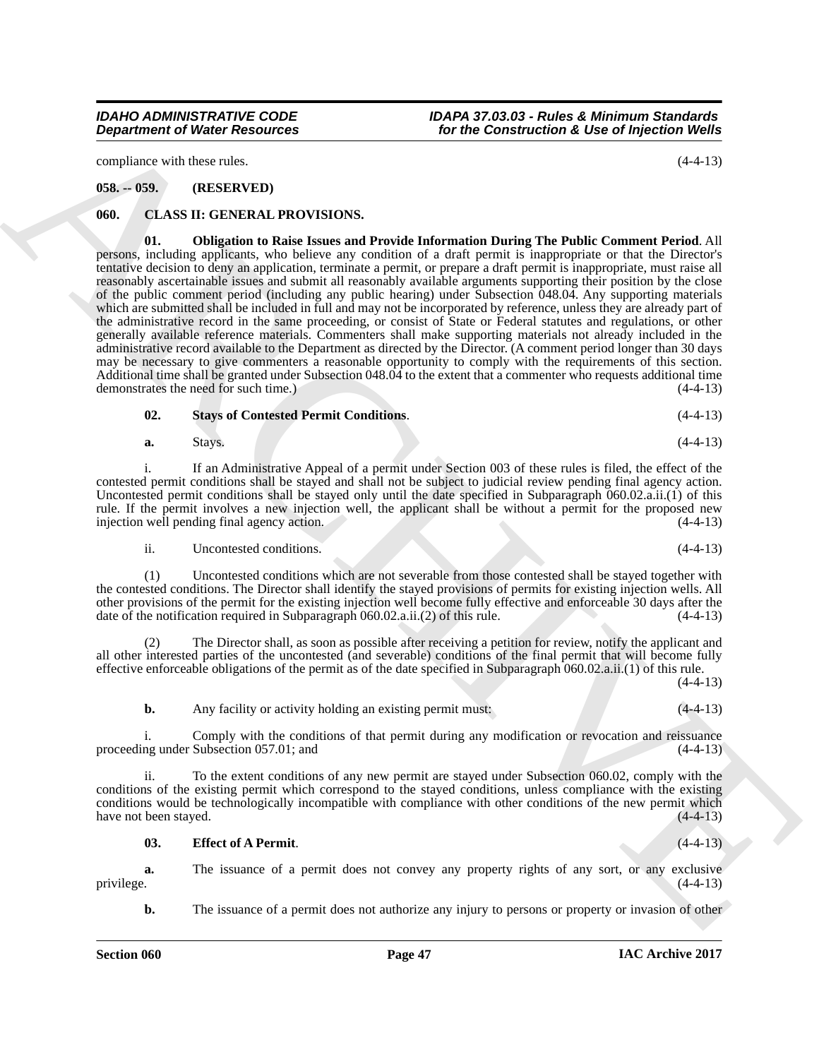compliance with these rules. (4-4-13)

**058. -- 059. (RESERVED)**

**060. CLASS II: GENERAL PROVISIONS.**

**01. Obligation to Raise Issues and Provide Information During The Public Comment Period**. All persons, including applicants, who believe any condition of a draft permit is inappropriate or that the Director's tentative decision to deny an application, terminate a permit, or prepare a draft permit is inappropriate, must raise all reasonably ascertainable issues and submit all reasonably available arguments supporting their position by the close of the public comment period (including any public hearing) under Subsection 048.04. Any supporting materials which are submitted shall be included in full and may not be incorporated by reference, unless they are already part of the administrative record in the same proceeding, or consist of State or Federal statutes and regulations, or other generally available reference materials. Commenters shall make supporting materials not already included in the administrative record available to the Department as directed by the Director. (A comment period longer than 30 days may be necessary to give commenters a reasonable opportunity to comply with the requirements of this section. Additional time shall be granted under Subsection 048.04 to the extent that a commenter who requests additional time demonstrates the need for such time.) (4-4-13)

**02. Stays of Contested Permit Conditions**. (4-4-13)

**a.** Stays. (4-4-13)

i. If an Administrative Appeal of a permit under Section 003 of these rules is filed, the effect of the contested permit conditions shall be stayed and shall not be subject to judicial review pending final agency action. Uncontested permit conditions shall be stayed only until the date specified in Subparagraph 060.02.a.ii.(1) of this rule. If the permit involves a new injection well, the applicant shall be without a permit for the proposed new injection well pending final agency action. (4-4-13)

ii. Uncontested conditions. (4-4-13)

(1) Uncontested conditions which are not severable from those contested shall be stayed together with the contested conditions. The Director shall identify the stayed provisions of permits for existing injection wells. All other provisions of the permit for the existing injection well become fully effective and enforceable 30 days after the date of the notification required in Subparagraph 060.02.a.ii.(2) of this rule. (4-4-13)

(2) The Director shall, as soon as possible after receiving a petition for review, notify the applicant and all other interested parties of the uncontested (and severable) conditions of the final permit that will become fully effective enforceable obligations of the permit as of the date specified in Subparagraph 060.02.a.ii.(1) of this rule. (4-4-13)

**b.** Any facility or activity holding an existing permit must: (4-4-13)

i. Comply with the conditions of that permit during any modification or revocation and reissuance proceeding under Subsection 057.01; and (4-4-13)

ii. To the extent conditions of any new permit are stayed under Subsection 060.02, comply with the conditions of the existing permit which correspond to the stayed conditions, unless compliance with the existing conditions would be technologically incompatible with compliance with other conditions of the new permit which have not been stayed. (4-4-13)

**03. Effect of A Permit**. (4-4-13)

**a.** The issuance of a permit does not convey any property rights of any sort, or any exclusive privilege. (4-4-13)

**b.** The issuance of a permit does not authorize any injury to persons or property or invasion of other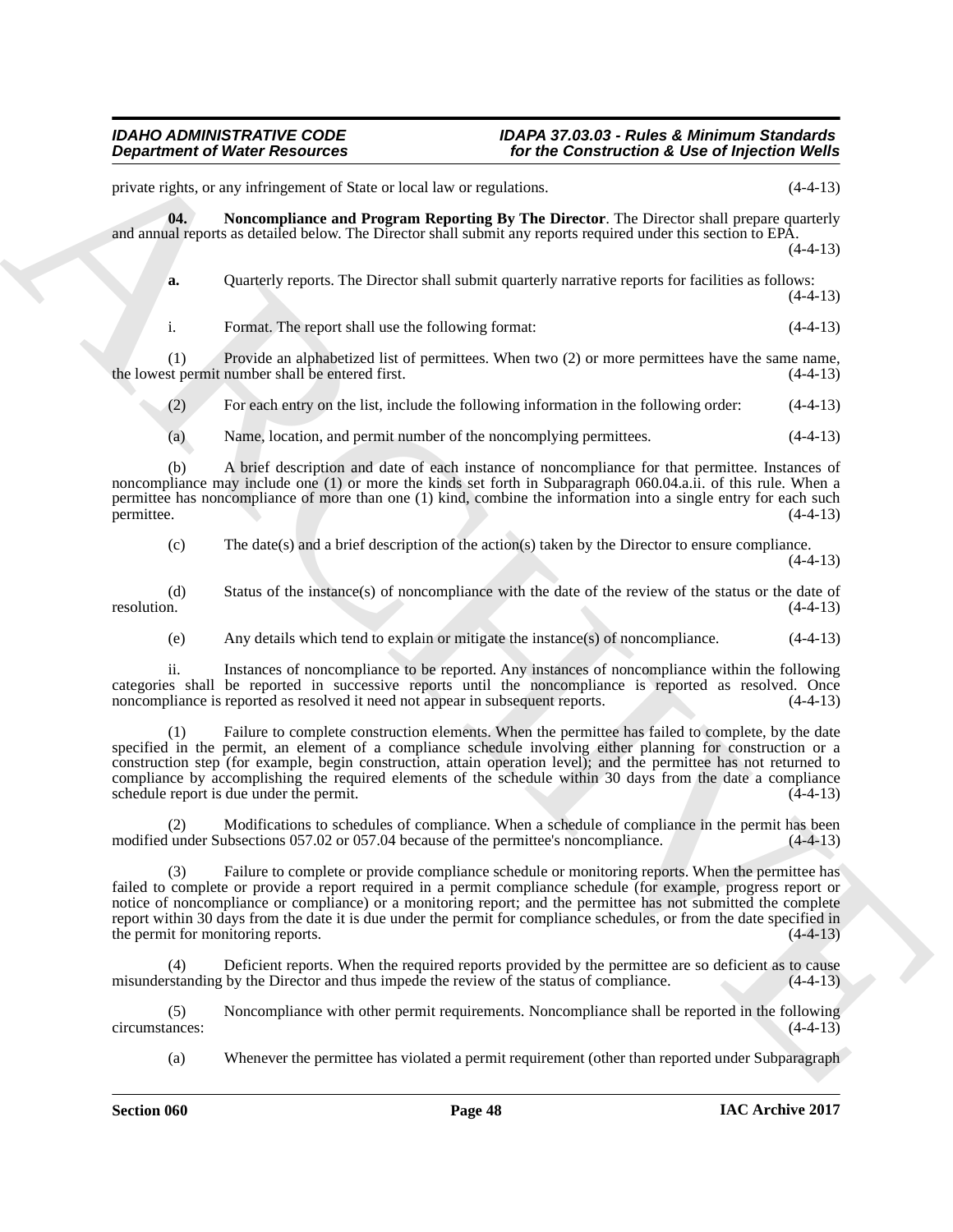private rights, or any infringement of State or local law or regulations. (4-4-13)

**04. Noncompliance and Program Reporting By The Director**. The Director shall prepare quarterly and annual reports as detailed below. The Director shall submit any reports required under this section to EPA. (4-4-13)

**a.** Quarterly reports. The Director shall submit quarterly narrative reports for facilities as follows: (4-4-13)

i. Format. The report shall use the following format: (4-4-13)

(1) Provide an alphabetized list of permittees. When two (2) or more permittees have the same name, the lowest permit number shall be entered first. (4-4-13)

(2) For each entry on the list, include the following information in the following order: (4-4-13)

(a) Name, location, and permit number of the noncomplying permittees. (4-4-13)

(b) A brief description and date of each instance of noncompliance for that permittee. Instances of noncompliance may include one (1) or more the kinds set forth in Subparagraph 060.04.a.ii. of this rule. When a permittee has noncompliance of more than one (1) kind, combine the information into a single entry for each such permittee. (4-4-13)

(c) The date(s) and a brief description of the action(s) taken by the Director to ensure compliance. (4-4-13)

(d) Status of the instance(s) of noncompliance with the date of the review of the status or the date of resolution. (4-4-13)

(e) Any details which tend to explain or mitigate the instance(s) of noncompliance. (4-4-13)

ii. Instances of noncompliance to be reported. Any instances of noncompliance within the following categories shall be reported in successive reports until the noncompliance is reported as resolved. Once noncompliance is reported as resolved it need not appear in subsequent reports. (4-4-13)

(1) Failure to complete construction elements. When the permittee has failed to complete, by the date specified in the permit, an element of a compliance schedule involving either planning for construction or a construction step (for example, begin construction, attain operation level); and the permittee has not returned to compliance by accomplishing the required elements of the schedule within 30 days from the date a compliance schedule report is due under the permit. (4-4-13)

(2) Modifications to schedules of compliance. When a schedule of compliance in the permit has been modified under Subsections 057.02 or 057.04 because of the permittee's noncompliance. (4-4-13)

(3) Failure to complete or provide compliance schedule or monitoring reports. When the permittee has failed to complete or provide a report required in a permit compliance schedule (for example, progress report or notice of noncompliance or compliance) or a monitoring report; and the permittee has not submitted the complete report within 30 days from the date it is due under the permit for compliance schedules, or from the date specified in the permit for monitoring reports. (4-4-13)

(4) Deficient reports. When the required reports provided by the permittee are so deficient as to cause misunderstanding by the Director and thus impede the review of the status of compliance. (4-4-13)

(5) Noncompliance with other permit requirements. Noncompliance shall be reported in the following circumstances: (4-4-13)

(a) Whenever the permittee has violated a permit requirement (other than reported under Subparagraph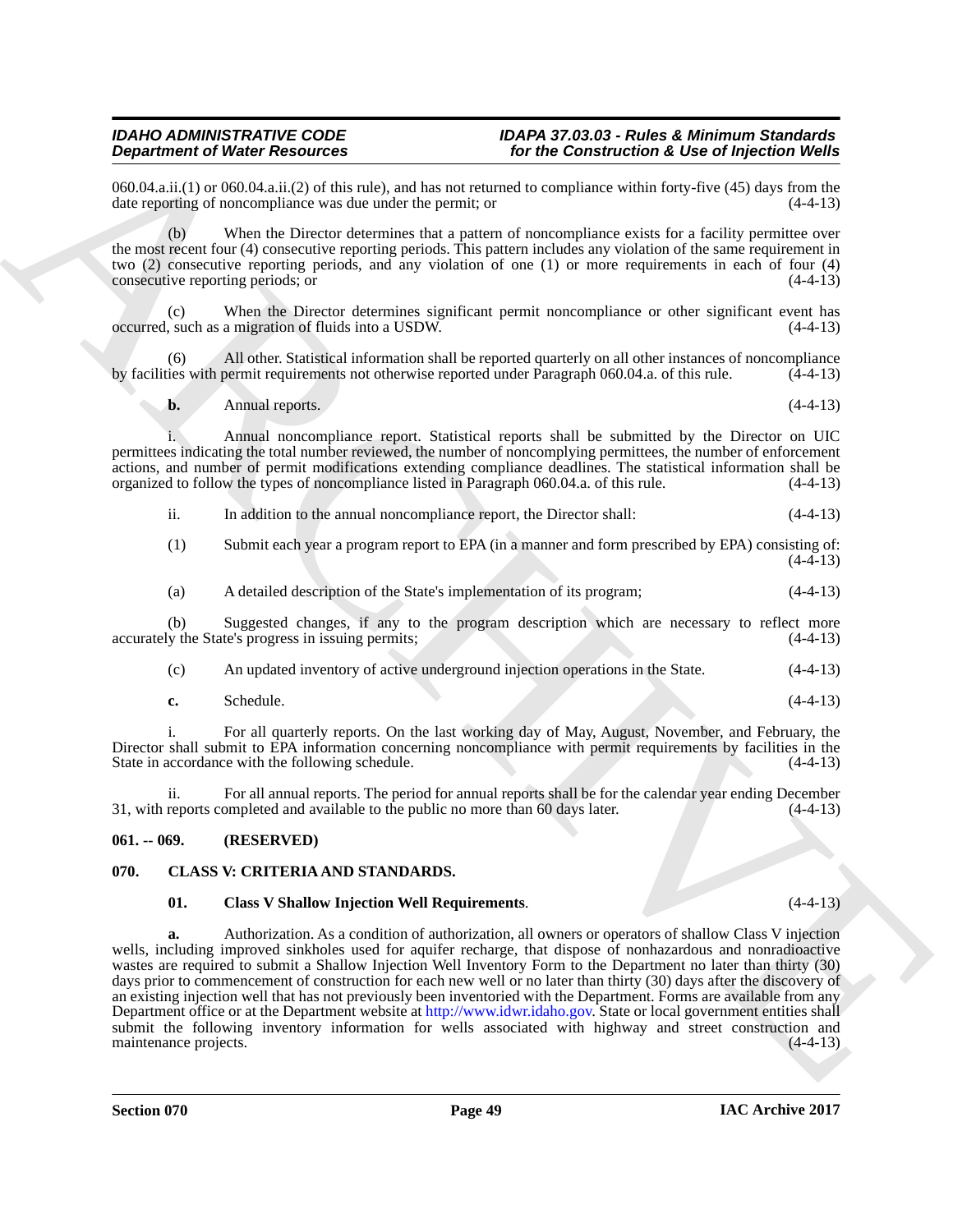060.04.a.ii.(1) or 060.04.a.ii.(2) of this rule), and has not returned to compliance within forty-five (45) days from the date reporting of noncompliance was due under the permit; or (4-4-13)

(b) When the Director determines that a pattern of noncompliance exists for a facility permittee over the most recent four (4) consecutive reporting periods. This pattern includes any violation of the same requirement in two (2) consecutive reporting periods, and any violation of one (1) or more requirements in each of four (4) consecutive reporting periods; or (4-4-13)

(c) When the Director determines significant permit noncompliance or other significant event has occurred, such as a migration of fluids into a USDW. (4-4-13)

(6) All other. Statistical information shall be reported quarterly on all other instances of noncompliance by facilities with permit requirements not otherwise reported under Paragraph 060.04.a. of this rule. (4-4-13)

**b.** Annual reports. (4-4-13)

i. Annual noncompliance report. Statistical reports shall be submitted by the Director on UIC permittees indicating the total number reviewed, the number of noncomplying permittees, the number of enforcement actions, and number of permit modifications extending compliance deadlines. The statistical information shall be organized to follow the types of noncompliance listed in Paragraph 060.04.a. of this rule. (4-4-13)

ii. In addition to the annual noncompliance report, the Director shall: (4-4-13)

(1) Submit each year a program report to EPA (in a manner and form prescribed by EPA) consisting of: (4-4-13)

(a) A detailed description of the State's implementation of its program; (4-4-13)

(b) Suggested changes, if any to the program description which are necessary to reflect more accurately the State's progress in issuing permits; (4-4-13)

(c) An updated inventory of active underground injection operations in the State. (4-4-13)

**c.** Schedule. (4-4-13)

i. For all quarterly reports. On the last working day of May, August, November, and February, the Director shall submit to EPA information concerning noncompliance with permit requirements by facilities in the State in accordance with the following schedule. (4-4-13)

ii. For all annual reports. The period for annual reports shall be for the calendar year ending December 31, with reports completed and available to the public no more than 60 days later. (4-4-13)

## 061. -- 069. (RESERVED)

## 070. CLASS V: CRITERIA AND STANDARDS.

**01. Class V Shallow Injection Well Requirements**. (4-4-13)

**a.** Authorization. As a condition of authorization, all owners or operators of shallow Class V injection wells, including improved sinkholes used for aquifer recharge, that dispose of nonhazardous and nonradioactive wastes are required to submit a Shallow Injection Well Inventory Form to the Department no later than thirty (30) days prior to commencement of construction for each new well or no later than thirty (30) days after the discovery of an existing injection well that has not previously been inventoried with the Department. Forms are available from any Department office or at the Department website at http://www.idwr.idaho.gov. State or local government entities shall submit the following inventory information for wells associated with highway and street construction and maintenance projects. (4-4-13)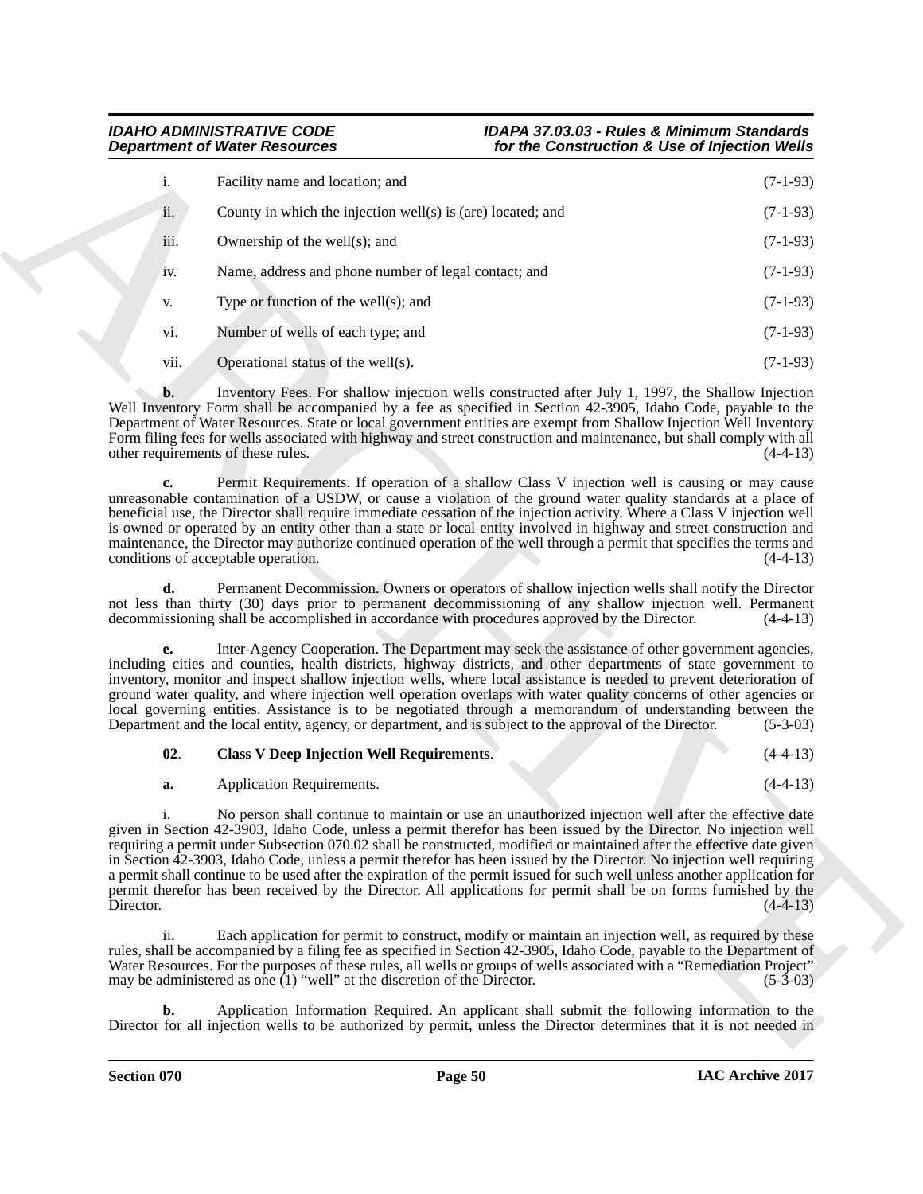i. Facility name and location; and (7-1-93)

ii. County in which the injection well(s) is (are) located; and (7-1-93)

iii. Ownership of the well(s); and (7-1-93)

iv. Name, address and phone number of legal contact; and (7-1-93)

v. Type or function of the well(s); and (7-1-93)

vi. Number of wells of each type; and (7-1-93)

vii. Operational status of the well(s). (7-1-93)

**b.** Inventory Fees. For shallow injection wells constructed after July 1, 1997, the Shallow Injection Well Inventory Form shall be accompanied by a fee as specified in Section 42-3905, Idaho Code, payable to the Department of Water Resources. State or local government entities are exempt from Shallow Injection Well Inventory Form filing fees for wells associated with highway and street construction and maintenance, but shall comply with all other requirements of these rules. (4-4-13)

**c.** Permit Requirements. If operation of a shallow Class V injection well is causing or may cause unreasonable contamination of a USDW, or cause a violation of the ground water quality standards at a place of beneficial use, the Director shall require immediate cessation of the injection activity. Where a Class V injection well is owned or operated by an entity other than a state or local entity involved in highway and street construction and maintenance, the Director may authorize continued operation of the well through a permit that specifies the terms and conditions of acceptable operation. (4-4-13)

**d.** Permanent Decommission. Owners or operators of shallow injection wells shall notify the Director not less than thirty (30) days prior to permanent decommissioning of any shallow injection well. Permanent decommissioning shall be accomplished in accordance with procedures approved by the Director. (4-4-13)

**e.** Inter-Agency Cooperation. The Department may seek the assistance of other government agencies, including cities and counties, health districts, highway districts, and other departments of state government to inventory, monitor and inspect shallow injection wells, where local assistance is needed to prevent deterioration of ground water quality, and where injection well operation overlaps with water quality concerns of other agencies or local governing entities. Assistance is to be negotiated through a memorandum of understanding between the Department and the local entity, agency, or department, and is subject to the approval of the Director. (5-3-03)

**02**. **Class V Deep Injection Well Requirements**. (4-4-13)

**a.** Application Requirements. (4-4-13)

i. No person shall continue to maintain or use an unauthorized injection well after the effective date given in Section 42-3903, Idaho Code, unless a permit therefor has been issued by the Director. No injection well requiring a permit under Subsection 070.02 shall be constructed, modified or maintained after the effective date given in Section 42-3903, Idaho Code, unless a permit therefor has been issued by the Director. No injection well requiring a permit shall continue to be used after the expiration of the permit issued for such well unless another application for permit therefor has been received by the Director. All applications for permit shall be on forms furnished by the Director. (4-4-13)

ii. Each application for permit to construct, modify or maintain an injection well, as required by these rules, shall be accompanied by a filing fee as specified in Section 42-3905, Idaho Code, payable to the Department of Water Resources. For the purposes of these rules, all wells or groups of wells associated with a "Remediation Project" may be administered as one (1) "well" at the discretion of the Director. (5-3-03)

**b.** Application Information Required. An applicant shall submit the following information to the Director for all injection wells to be authorized by permit, unless the Director determines that it is not needed in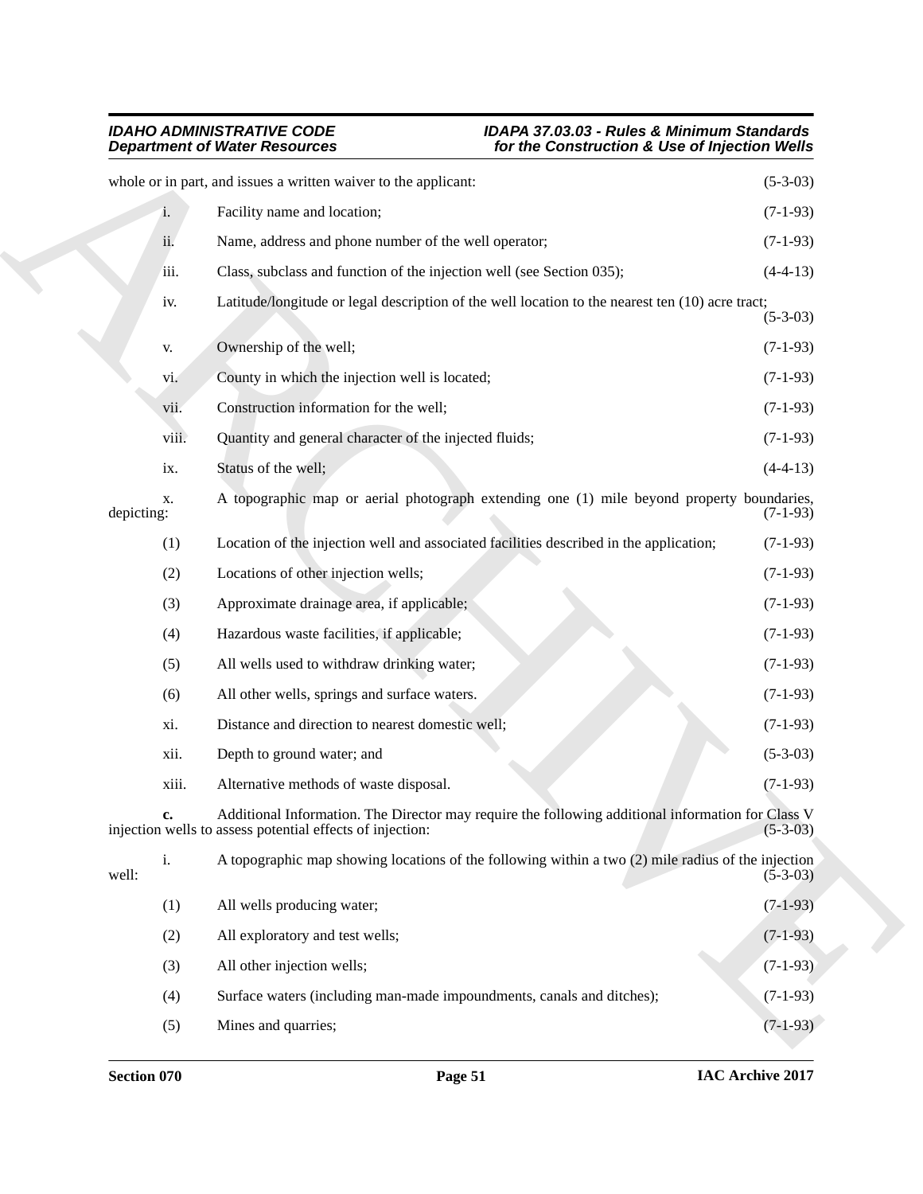whole or in part, and issues a written waiver to the applicant: (5-3-03)

i. Facility name and location; (7-1-93)

ii. Name, address and phone number of the well operator; (7-1-93)

iii. Class, subclass and function of the injection well (see Section 035); (4-4-13)

iv. Latitude/longitude or legal description of the well location to the nearest ten (10) acre tract; (5-3-03)

v. Ownership of the well; (7-1-93)

vi. County in which the injection well is located; (7-1-93)

vii. Construction information for the well; (7-1-93)

viii. Quantity and general character of the injected fluids; (7-1-93)

ix. Status of the well; (4-4-13)

x. A topographic map or aerial photograph extending one (1) mile beyond property boundaries, depicting: (7-1-93)

(1) Location of the injection well and associated facilities described in the application; (7-1-93)

(2) Locations of other injection wells; (7-1-93)

(3) Approximate drainage area, if applicable; (7-1-93)

(4) Hazardous waste facilities, if applicable; (7-1-93)

(5) All wells used to withdraw drinking water; (7-1-93)

(6) All other wells, springs and surface waters. (7-1-93)

xi. Distance and direction to nearest domestic well; (7-1-93)

xii. Depth to ground water; and (5-3-03)

xiii. Alternative methods of waste disposal. (7-1-93)

**c.** Additional Information. The Director may require the following additional information for Class V injection wells to assess potential effects of injection: (5-3-03)

i. A topographic map showing locations of the following within a two (2) mile radius of the injection well: (5-3-03)

(1) All wells producing water; (7-1-93)

(2) All exploratory and test wells; (7-1-93)

(3) All other injection wells; (7-1-93)

(4) Surface waters (including man-made impoundments, canals and ditches); (7-1-93)

(5) Mines and quarries; (7-1-93)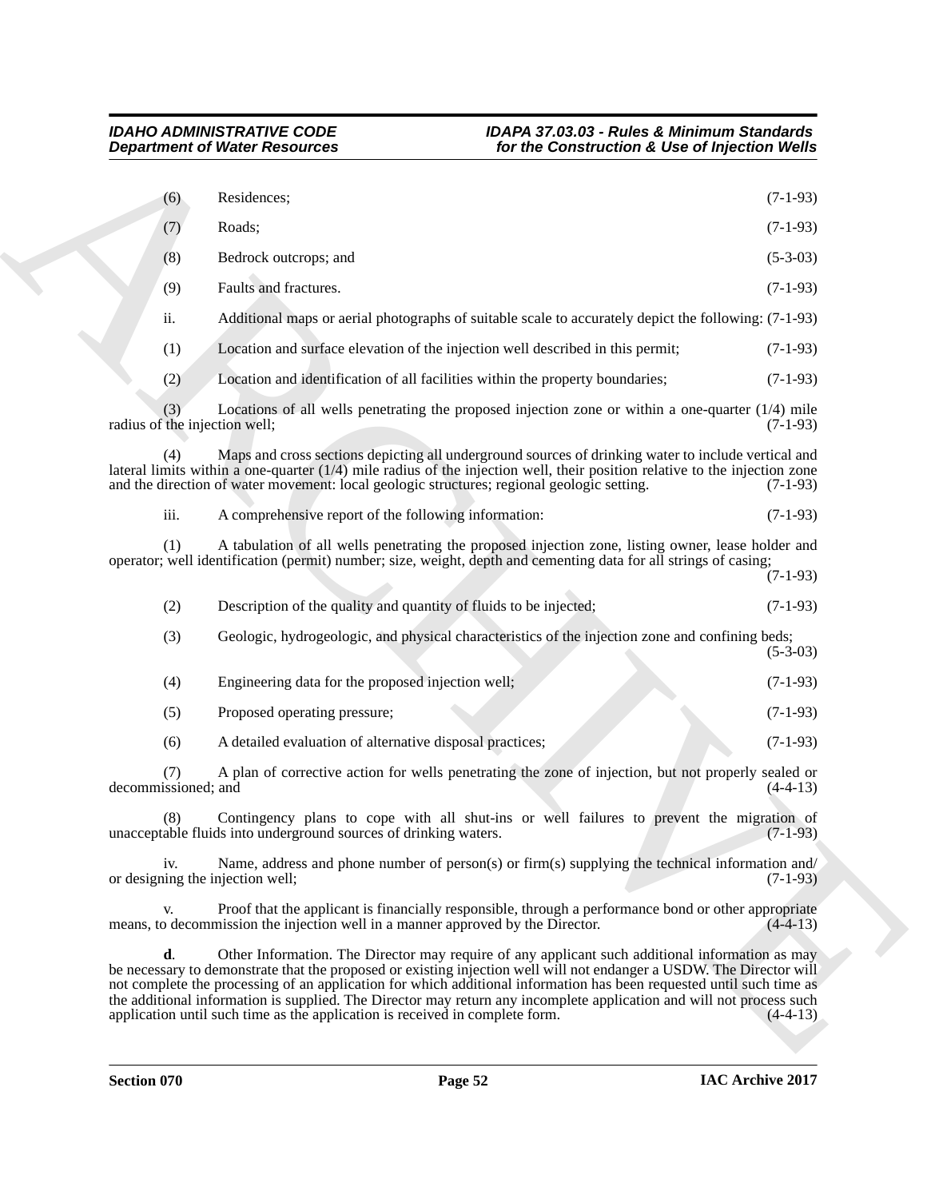(6) Residences; (7-1-93)

(7) Roads; (7-1-93)

(8) Bedrock outcrops; and (5-3-03)

(9) Faults and fractures. (7-1-93)

ii. Additional maps or aerial photographs of suitable scale to accurately depict the following: (7-1-93)

(1) Location and surface elevation of the injection well described in this permit; (7-1-93)

(2) Location and identification of all facilities within the property boundaries; (7-1-93)

(3) Locations of all wells penetrating the proposed injection zone or within a one-quarter (1/4) mile radius of the injection well; (7-1-93)

(4) Maps and cross sections depicting all underground sources of drinking water to include vertical and lateral limits within a one-quarter (1/4) mile radius of the injection well, their position relative to the injection zone and the direction of water movement: local geologic structures; regional geologic setting. (7-1-93)

iii. A comprehensive report of the following information: (7-1-93)

(1) A tabulation of all wells penetrating the proposed injection zone, listing owner, lease holder and operator; well identification (permit) number; size, weight, depth and cementing data for all strings of casing; (7-1-93)

(2) Description of the quality and quantity of fluids to be injected; (7-1-93)

(3) Geologic, hydrogeologic, and physical characteristics of the injection zone and confining beds; (5-3-03)

(4) Engineering data for the proposed injection well; (7-1-93)

(5) Proposed operating pressure; (7-1-93)

(6) A detailed evaluation of alternative disposal practices; (7-1-93)

(7) A plan of corrective action for wells penetrating the zone of injection, but not properly sealed or decommissioned; and (4-4-13)

(8) Contingency plans to cope with all shut-ins or well failures to prevent the migration of unacceptable fluids into underground sources of drinking waters. (7-1-93)

iv. Name, address and phone number of person(s) or firm(s) supplying the technical information and/or designing the injection well; (7-1-93)

v. Proof that the applicant is financially responsible, through a performance bond or other appropriate means, to decommission the injection well in a manner approved by the Director. (4-4-13)

**d**. Other Information. The Director may require of any applicant such additional information as may be necessary to demonstrate that the proposed or existing injection well will not endanger a USDW. The Director will not complete the processing of an application for which additional information has been requested until such time as the additional information is supplied. The Director may return any incomplete application and will not process such application until such time as the application is received in complete form. (4-4-13)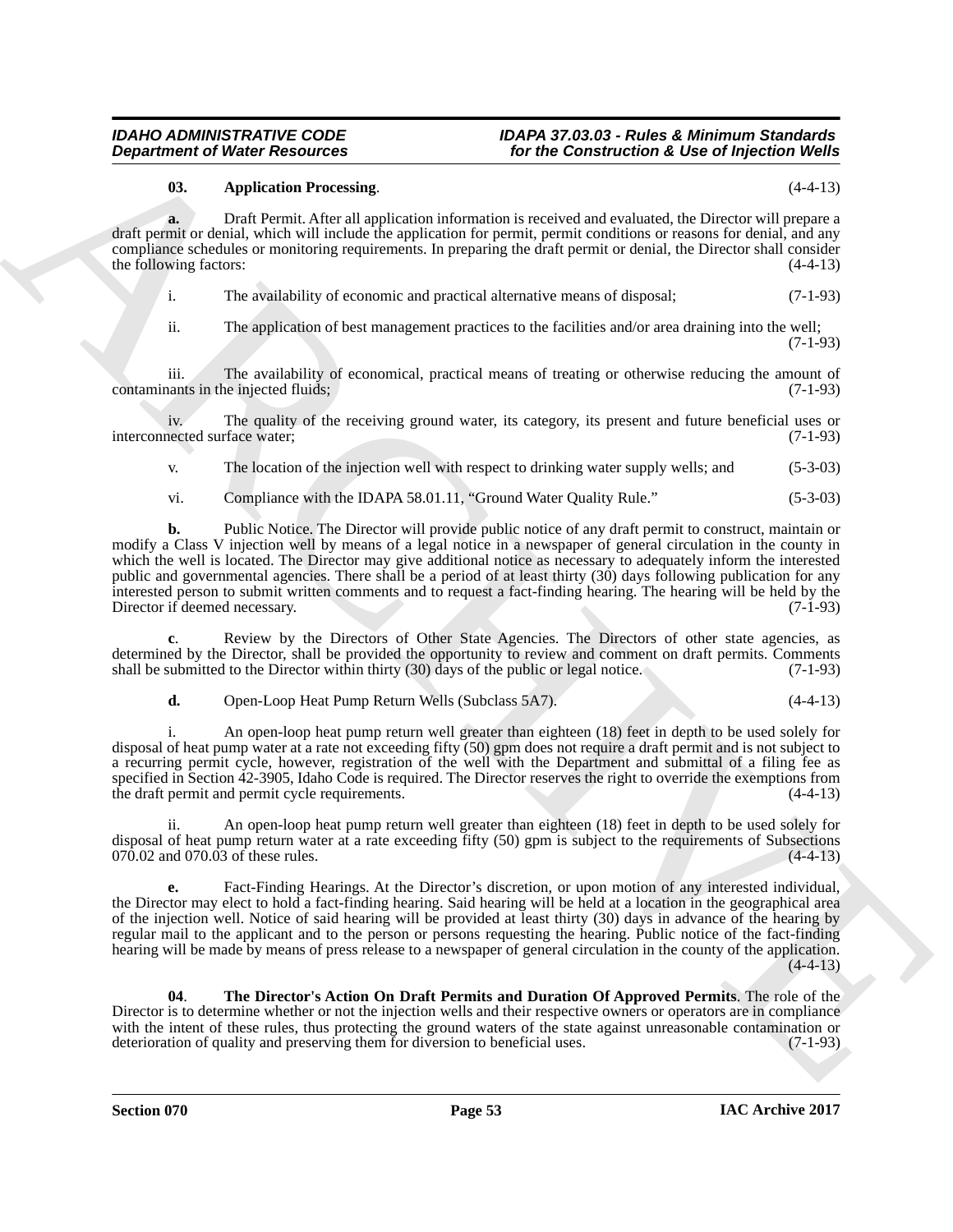**03. Application Processing**. (4-4-13)

**a.** Draft Permit. After all application information is received and evaluated, the Director will prepare a draft permit or denial, which will include the application for permit, permit conditions or reasons for denial, and any compliance schedules or monitoring requirements. In preparing the draft permit or denial, the Director shall consider the following factors: (4-4-13)

i. The availability of economic and practical alternative means of disposal; (7-1-93)

ii. The application of best management practices to the facilities and/or area draining into the well; (7-1-93)

iii. The availability of economical, practical means of treating or otherwise reducing the amount of contaminants in the injected fluids; (7-1-93)

iv. The quality of the receiving ground water, its category, its present and future beneficial uses or interconnected surface water; (7-1-93)

v. The location of the injection well with respect to drinking water supply wells; and (5-3-03)

vi. Compliance with the IDAPA 58.01.11, "Ground Water Quality Rule." (5-3-03)

**b.** Public Notice. The Director will provide public notice of any draft permit to construct, maintain or modify a Class V injection well by means of a legal notice in a newspaper of general circulation in the county in which the well is located. The Director may give additional notice as necessary to adequately inform the interested public and governmental agencies. There shall be a period of at least thirty (30) days following publication for any interested person to submit written comments and to request a fact-finding hearing. The hearing will be held by the Director if deemed necessary. (7-1-93)

**c**. Review by the Directors of Other State Agencies. The Directors of other state agencies, as determined by the Director, shall be provided the opportunity to review and comment on draft permits. Comments shall be submitted to the Director within thirty (30) days of the public or legal notice. (7-1-93)

**d.** Open-Loop Heat Pump Return Wells (Subclass 5A7). (4-4-13)

i. An open-loop heat pump return well greater than eighteen (18) feet in depth to be used solely for disposal of heat pump water at a rate not exceeding fifty (50) gpm does not require a draft permit and is not subject to a recurring permit cycle, however, registration of the well with the Department and submittal of a filing fee as specified in Section 42-3905, Idaho Code is required. The Director reserves the right to override the exemptions from the draft permit and permit cycle requirements. (4-4-13)

ii. An open-loop heat pump return well greater than eighteen (18) feet in depth to be used solely for disposal of heat pump return water at a rate exceeding fifty (50) gpm is subject to the requirements of Subsections 070.02 and 070.03 of these rules. (4-4-13)

**e.** Fact-Finding Hearings. At the Director's discretion, or upon motion of any interested individual, the Director may elect to hold a fact-finding hearing. Said hearing will be held at a location in the geographical area of the injection well. Notice of said hearing will be provided at least thirty (30) days in advance of the hearing by regular mail to the applicant and to the person or persons requesting the hearing. Public notice of the fact-finding hearing will be made by means of press release to a newspaper of general circulation in the county of the application. (4-4-13)

**04**. **The Director's Action On Draft Permits and Duration Of Approved Permits**. The role of the Director is to determine whether or not the injection wells and their respective owners or operators are in compliance with the intent of these rules, thus protecting the ground waters of the state against unreasonable contamination or deterioration of quality and preserving them for diversion to beneficial uses. (7-1-93)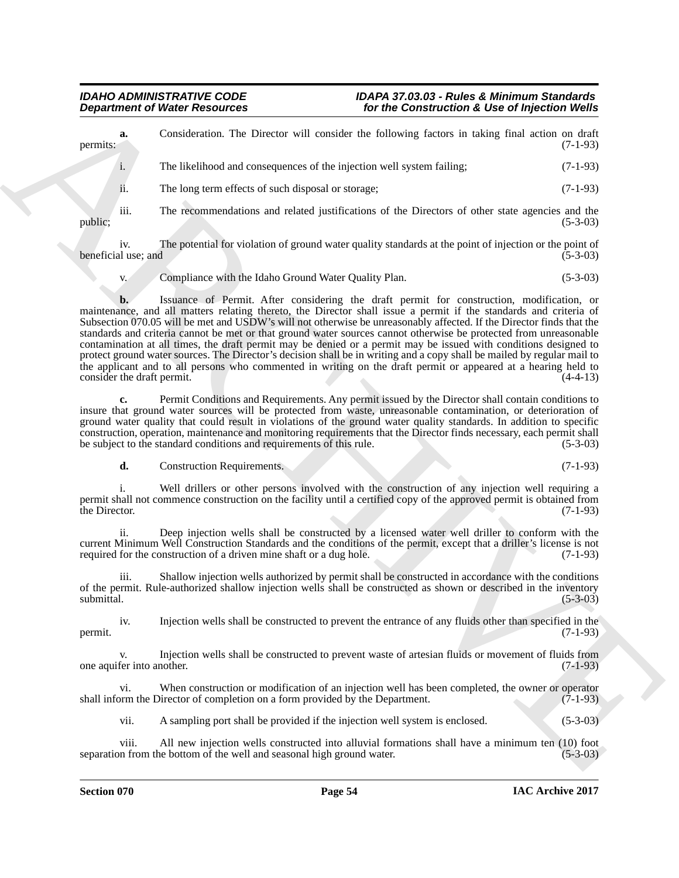**a.** Consideration. The Director will consider the following factors in taking final action on draft permits: (7-1-93)

i. The likelihood and consequences of the injection well system failing; (7-1-93)

ii. The long term effects of such disposal or storage; (7-1-93)

iii. The recommendations and related justifications of the Directors of other state agencies and the public; (5-3-03)

iv. The potential for violation of ground water quality standards at the point of injection or the point of beneficial use; and (5-3-03)

v. Compliance with the Idaho Ground Water Quality Plan. (5-3-03)

**b.** Issuance of Permit. After considering the draft permit for construction, modification, or maintenance, and all matters relating thereto, the Director shall issue a permit if the standards and criteria of Subsection 070.05 will be met and USDW's will not otherwise be unreasonably affected. If the Director finds that the standards and criteria cannot be met or that ground water sources cannot otherwise be protected from unreasonable contamination at all times, the draft permit may be denied or a permit may be issued with conditions designed to protect ground water sources. The Director's decision shall be in writing and a copy shall be mailed by regular mail to the applicant and to all persons who commented in writing on the draft permit or appeared at a hearing held to consider the draft permit. (4-4-13)

**c.** Permit Conditions and Requirements. Any permit issued by the Director shall contain conditions to insure that ground water sources will be protected from waste, unreasonable contamination, or deterioration of ground water quality that could result in violations of the ground water quality standards. In addition to specific construction, operation, maintenance and monitoring requirements that the Director finds necessary, each permit shall be subject to the standard conditions and requirements of this rule. (5-3-03)

**d.** Construction Requirements. (7-1-93)

i. Well drillers or other persons involved with the construction of any injection well requiring a permit shall not commence construction on the facility until a certified copy of the approved permit is obtained from the Director. (7-1-93)

ii. Deep injection wells shall be constructed by a licensed water well driller to conform with the current Minimum Well Construction Standards and the conditions of the permit, except that a driller's license is not required for the construction of a driven mine shaft or a dug hole. (7-1-93)

iii. Shallow injection wells authorized by permit shall be constructed in accordance with the conditions of the permit. Rule-authorized shallow injection wells shall be constructed as shown or described in the inventory submittal. (5-3-03)

iv. Injection wells shall be constructed to prevent the entrance of any fluids other than specified in the permit. (7-1-93)

v. Injection wells shall be constructed to prevent waste of artesian fluids or movement of fluids from one aquifer into another. (7-1-93)

vi. When construction or modification of an injection well has been completed, the owner or operator shall inform the Director of completion on a form provided by the Department. (7-1-93)

vii. A sampling port shall be provided if the injection well system is enclosed. (5-3-03)

viii. All new injection wells constructed into alluvial formations shall have a minimum ten (10) foot separation from the bottom of the well and seasonal high ground water. (5-3-03)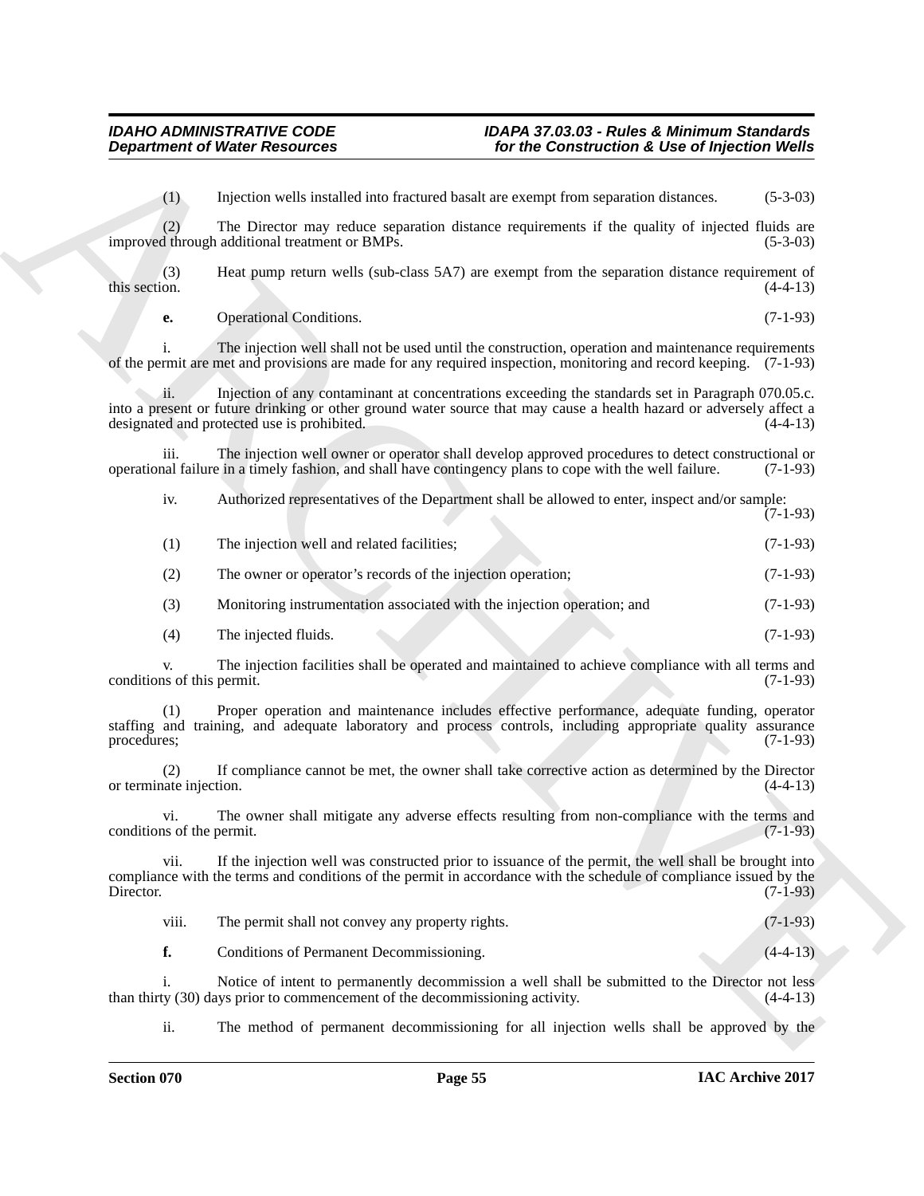(1) Injection wells installed into fractured basalt are exempt from separation distances. (5-3-03)

(2) The Director may reduce separation distance requirements if the quality of injected fluids are improved through additional treatment or BMPs. (5-3-03)

(3) Heat pump return wells (sub-class 5A7) are exempt from the separation distance requirement of this section. (4-4-13)

**e.** Operational Conditions. (7-1-93)

i. The injection well shall not be used until the construction, operation and maintenance requirements of the permit are met and provisions are made for any required inspection, monitoring and record keeping. (7-1-93)

ii. Injection of any contaminant at concentrations exceeding the standards set in Paragraph 070.05.c. into a present or future drinking or other ground water source that may cause a health hazard or adversely affect a designated and protected use is prohibited. (4-4-13)

iii. The injection well owner or operator shall develop approved procedures to detect constructional or operational failure in a timely fashion, and shall have contingency plans to cope with the well failure. (7-1-93)

iv. Authorized representatives of the Department shall be allowed to enter, inspect and/or sample: (7-1-93)

(1) The injection well and related facilities; (7-1-93)

(2) The owner or operator's records of the injection operation; (7-1-93)

(3) Monitoring instrumentation associated with the injection operation; and (7-1-93)

(4) The injected fluids. (7-1-93)

v. The injection facilities shall be operated and maintained to achieve compliance with all terms and conditions of this permit. (7-1-93)

(1) Proper operation and maintenance includes effective performance, adequate funding, operator staffing and training, and adequate laboratory and process controls, including appropriate quality assurance procedures; (7-1-93)

(2) If compliance cannot be met, the owner shall take corrective action as determined by the Director or terminate injection. (4-4-13)

vi. The owner shall mitigate any adverse effects resulting from non-compliance with the terms and conditions of the permit. (7-1-93)

vii. If the injection well was constructed prior to issuance of the permit, the well shall be brought into compliance with the terms and conditions of the permit in accordance with the schedule of compliance issued by the Director. (7-1-93)

viii. The permit shall not convey any property rights. (7-1-93)

**f.** Conditions of Permanent Decommissioning. (4-4-13)

i. Notice of intent to permanently decommission a well shall be submitted to the Director not less than thirty (30) days prior to commencement of the decommissioning activity. (4-4-13)

ii. The method of permanent decommissioning for all injection wells shall be approved by the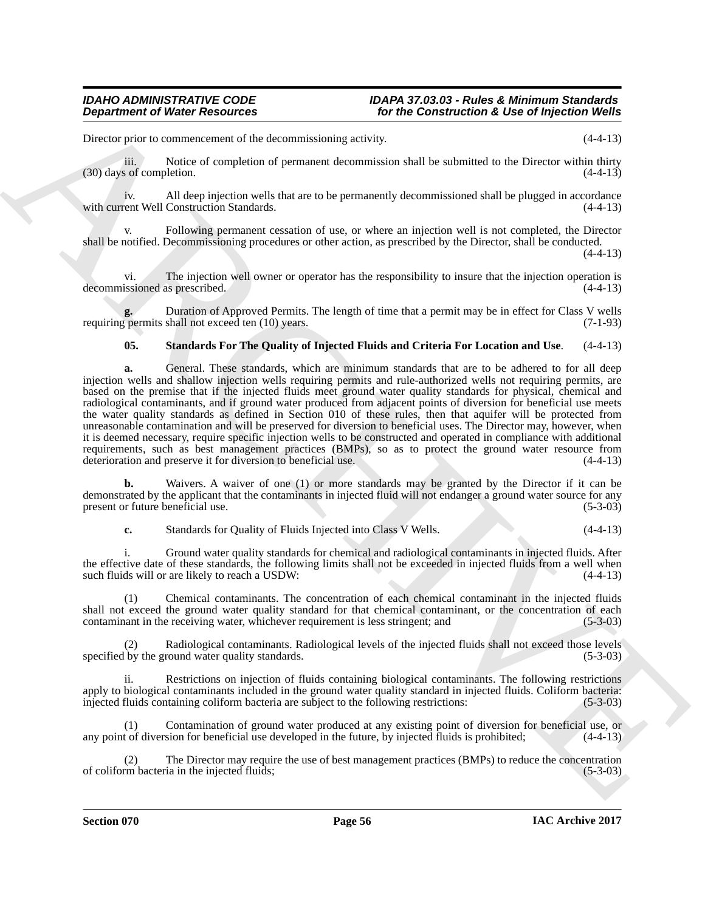Director prior to commencement of the decommissioning activity. (4-4-13)

iii. Notice of completion of permanent decommission shall be submitted to the Director within thirty (30) days of completion. (4-4-13)

iv. All deep injection wells that are to be permanently decommissioned shall be plugged in accordance with current Well Construction Standards. (4-4-13)

v. Following permanent cessation of use, or where an injection well is not completed, the Director shall be notified. Decommissioning procedures or other action, as prescribed by the Director, shall be conducted. (4-4-13)

vi. The injection well owner or operator has the responsibility to insure that the injection operation is decommissioned as prescribed. (4-4-13)

**g.** Duration of Approved Permits. The length of time that a permit may be in effect for Class V wells requiring permits shall not exceed ten (10) years. (7-1-93)

**05. Standards For The Quality of Injected Fluids and Criteria For Location and Use**. (4-4-13)

**a.** General. These standards, which are minimum standards that are to be adhered to for all deep injection wells and shallow injection wells requiring permits and rule-authorized wells not requiring permits, are based on the premise that if the injected fluids meet ground water quality standards for physical, chemical and radiological contaminants, and if ground water produced from adjacent points of diversion for beneficial use meets the water quality standards as defined in Section 010 of these rules, then that aquifer will be protected from unreasonable contamination and will be preserved for diversion to beneficial uses. The Director may, however, when it is deemed necessary, require specific injection wells to be constructed and operated in compliance with additional requirements, such as best management practices (BMPs), so as to protect the ground water resource from deterioration and preserve it for diversion to beneficial use. (4-4-13)

**b.** Waivers. A waiver of one (1) or more standards may be granted by the Director if it can be demonstrated by the applicant that the contaminants in injected fluid will not endanger a ground water source for any present or future beneficial use. (5-3-03)

**c.** Standards for Quality of Fluids Injected into Class V Wells. (4-4-13)

i. Ground water quality standards for chemical and radiological contaminants in injected fluids. After the effective date of these standards, the following limits shall not be exceeded in injected fluids from a well when such fluids will or are likely to reach a USDW: (4-4-13)

(1) Chemical contaminants. The concentration of each chemical contaminant in the injected fluids shall not exceed the ground water quality standard for that chemical contaminant, or the concentration of each contaminant in the receiving water, whichever requirement is less stringent; and (5-3-03)

(2) Radiological contaminants. Radiological levels of the injected fluids shall not exceed those levels specified by the ground water quality standards. (5-3-03)

ii. Restrictions on injection of fluids containing biological contaminants. The following restrictions apply to biological contaminants included in the ground water quality standard in injected fluids. Coliform bacteria: injected fluids containing coliform bacteria are subject to the following restrictions: (5-3-03)

(1) Contamination of ground water produced at any existing point of diversion for beneficial use, or any point of diversion for beneficial use developed in the future, by injected fluids is prohibited; (4-4-13)

(2) The Director may require the use of best management practices (BMPs) to reduce the concentration of coliform bacteria in the injected fluids; (5-3-03)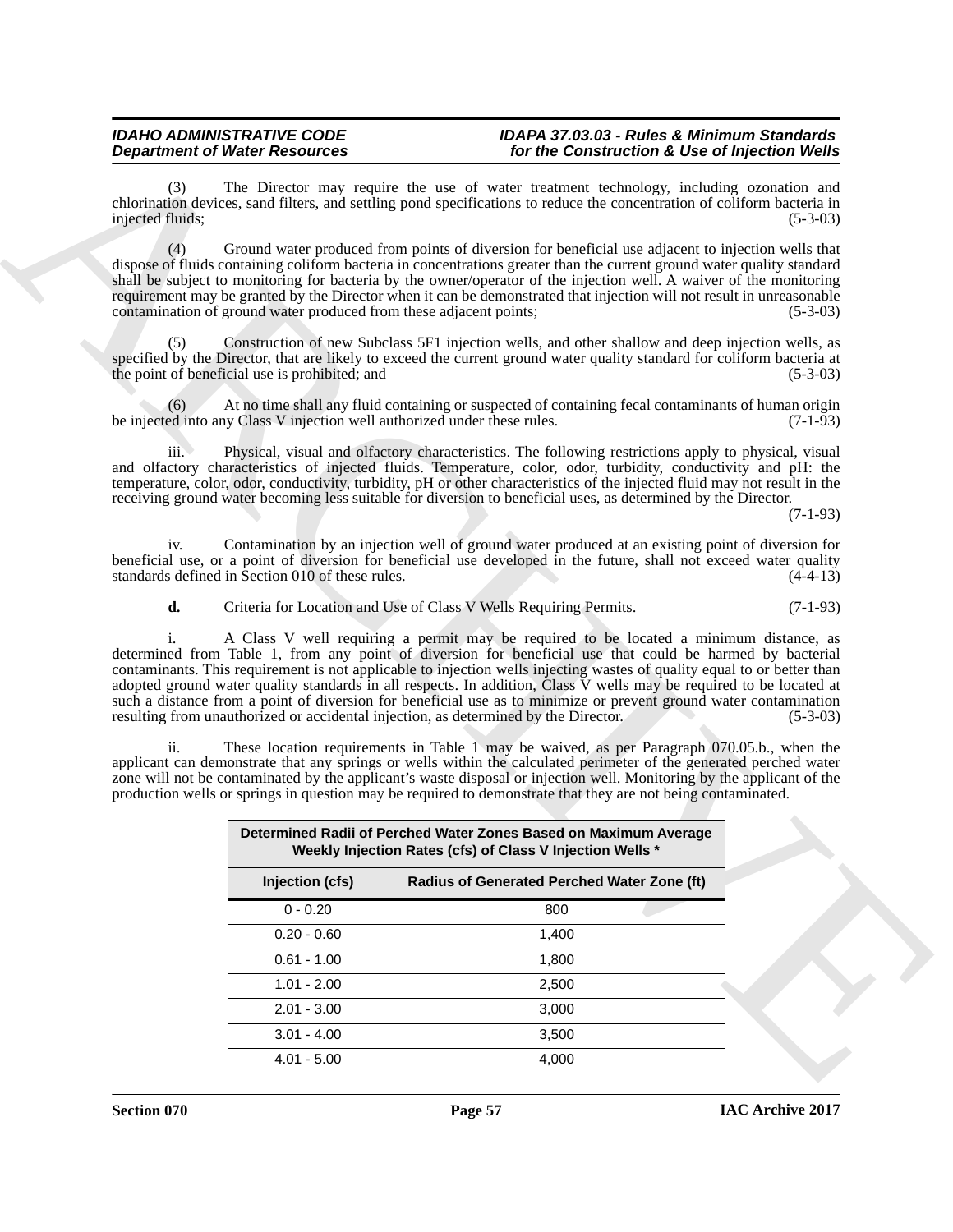(3) The Director may require the use of water treatment technology, including ozonation and chlorination devices, sand filters, and settling pond specifications to reduce the concentration of coliform bacteria in injected fluids; (5-3-03)

(4) Ground water produced from points of diversion for beneficial use adjacent to injection wells that dispose of fluids containing coliform bacteria in concentrations greater than the current ground water quality standard shall be subject to monitoring for bacteria by the owner/operator of the injection well. A waiver of the monitoring requirement may be granted by the Director when it can be demonstrated that injection will not result in unreasonable contamination of ground water produced from these adjacent points; (5-3-03)

(5) Construction of new Subclass 5F1 injection wells, and other shallow and deep injection wells, as specified by the Director, that are likely to exceed the current ground water quality standard for coliform bacteria at the point of beneficial use is prohibited; and (5-3-03)

(6) At no time shall any fluid containing or suspected of containing fecal contaminants of human origin be injected into any Class V injection well authorized under these rules. (7-1-93)

iii. Physical, visual and olfactory characteristics. The following restrictions apply to physical, visual and olfactory characteristics of injected fluids. Temperature, color, odor, turbidity, conductivity and pH: the temperature, color, odor, conductivity, turbidity, pH or other characteristics of the injected fluid may not result in the receiving ground water becoming less suitable for diversion to beneficial uses, as determined by the Director. (7-1-93)

iv. Contamination by an injection well of ground water produced at an existing point of diversion for beneficial use, or a point of diversion for beneficial use developed in the future, shall not exceed water quality standards defined in Section 010 of these rules. (4-4-13)

**d.** Criteria for Location and Use of Class V Wells Requiring Permits. (7-1-93)

i. A Class V well requiring a permit may be required to be located a minimum distance, as determined from Table 1, from any point of diversion for beneficial use that could be harmed by bacterial contaminants. This requirement is not applicable to injection wells injecting wastes of quality equal to or better than adopted ground water quality standards in all respects. In addition, Class V wells may be required to be located at such a distance from a point of diversion for beneficial use as to minimize or prevent ground water contamination resulting from unauthorized or accidental injection, as determined by the Director. (5-3-03)

ii. These location requirements in Table 1 may be waived, as per Paragraph 070.05.b., when the applicant can demonstrate that any springs or wells within the calculated perimeter of the generated perched water zone will not be contaminated by the applicant's waste disposal or injection well. Monitoring by the applicant of the production wells or springs in question may be required to demonstrate that they are not being contaminated.

| Determined Radii of Perched Water Zones Based on Maximum Average Weekly Injection Rates (cfs) of Class V Injection Wells * | |
|---|---|
| **Injection (cfs)** | **Radius of Generated Perched Water Zone (ft)** |
| 0 - 0.20 | 800 |
| 0.20 - 0.60 | 1,400 |
| 0.61 - 1.00 | 1,800 |
| 1.01 - 2.00 | 2,500 |
| 2.01 - 3.00 | 3,000 |
| 3.01 - 4.00 | 3,500 |
| 4.01 - 5.00 | 4,000 |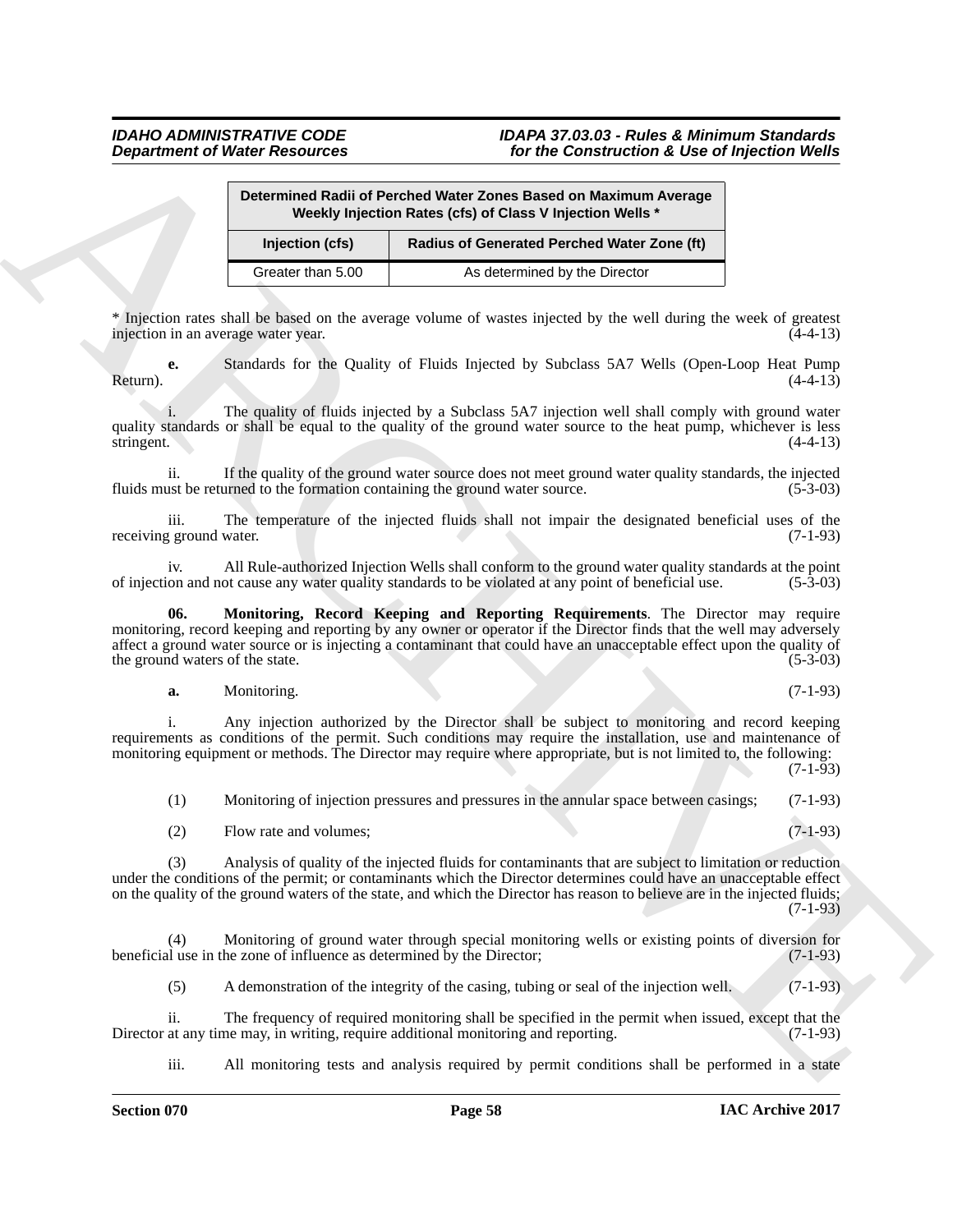| Determined Radii of Perched Water Zones Based on Maximum Average Weekly Injection Rates (cfs) of Class V Injection Wells * | |
|---|---|
| **Injection (cfs)** | **Radius of Generated Perched Water Zone (ft)** |
| Greater than 5.00 | As determined by the Director |

* Injection rates shall be based on the average volume of wastes injected by the well during the week of greatest injection in an average water year. (4-4-13)

**e.** Standards for the Quality of Fluids Injected by Subclass 5A7 Wells (Open-Loop Heat Pump Return). (4-4-13)

i. The quality of fluids injected by a Subclass 5A7 injection well shall comply with ground water quality standards or shall be equal to the quality of the ground water source to the heat pump, whichever is less stringent. (4-4-13)

ii. If the quality of the ground water source does not meet ground water quality standards, the injected fluids must be returned to the formation containing the ground water source. (5-3-03)

iii. The temperature of the injected fluids shall not impair the designated beneficial uses of the receiving ground water. (7-1-93)

iv. All Rule-authorized Injection Wells shall conform to the ground water quality standards at the point of injection and not cause any water quality standards to be violated at any point of beneficial use. (5-3-03)

**06. Monitoring, Record Keeping and Reporting Requirements**. The Director may require monitoring, record keeping and reporting by any owner or operator if the Director finds that the well may adversely affect a ground water source or is injecting a contaminant that could have an unacceptable effect upon the quality of the ground waters of the state. (5-3-03)

**a.** Monitoring. (7-1-93)

i. Any injection authorized by the Director shall be subject to monitoring and record keeping requirements as conditions of the permit. Such conditions may require the installation, use and maintenance of monitoring equipment or methods. The Director may require where appropriate, but is not limited to, the following: (7-1-93)

(1) Monitoring of injection pressures and pressures in the annular space between casings; (7-1-93)

(2) Flow rate and volumes; (7-1-93)

(3) Analysis of quality of the injected fluids for contaminants that are subject to limitation or reduction under the conditions of the permit; or contaminants which the Director determines could have an unacceptable effect on the quality of the ground waters of the state, and which the Director has reason to believe are in the injected fluids; (7-1-93)

(4) Monitoring of ground water through special monitoring wells or existing points of diversion for beneficial use in the zone of influence as determined by the Director; (7-1-93)

(5) A demonstration of the integrity of the casing, tubing or seal of the injection well. (7-1-93)

ii. The frequency of required monitoring shall be specified in the permit when issued, except that the Director at any time may, in writing, require additional monitoring and reporting. (7-1-93)

iii. All monitoring tests and analysis required by permit conditions shall be performed in a state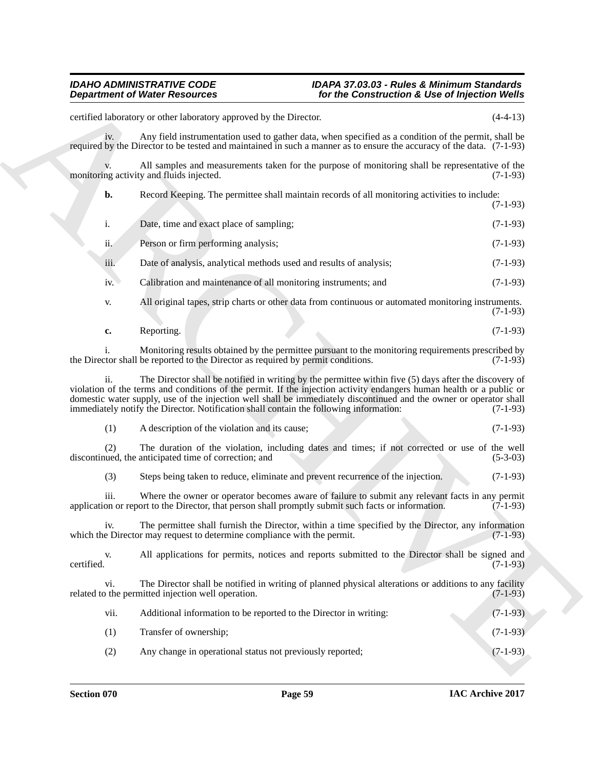certified laboratory or other laboratory approved by the Director. (4-4-13)

iv. Any field instrumentation used to gather data, when specified as a condition of the permit, shall be required by the Director to be tested and maintained in such a manner as to ensure the accuracy of the data. (7-1-93)

v. All samples and measurements taken for the purpose of monitoring shall be representative of the monitoring activity and fluids injected. (7-1-93)

**b.** Record Keeping. The permittee shall maintain records of all monitoring activities to include: (7-1-93)

i. Date, time and exact place of sampling; (7-1-93)

ii. Person or firm performing analysis; (7-1-93)

iii. Date of analysis, analytical methods used and results of analysis; (7-1-93)

iv. Calibration and maintenance of all monitoring instruments; and (7-1-93)

v. All original tapes, strip charts or other data from continuous or automated monitoring instruments. (7-1-93)

**c.** Reporting. (7-1-93)

i. Monitoring results obtained by the permittee pursuant to the monitoring requirements prescribed by the Director shall be reported to the Director as required by permit conditions. (7-1-93)

ii. The Director shall be notified in writing by the permittee within five (5) days after the discovery of violation of the terms and conditions of the permit. If the injection activity endangers human health or a public or domestic water supply, use of the injection well shall be immediately discontinued and the owner or operator shall immediately notify the Director. Notification shall contain the following information: (7-1-93)

(1) A description of the violation and its cause; (7-1-93)

(2) The duration of the violation, including dates and times; if not corrected or use of the well discontinued, the anticipated time of correction; and (5-3-03)

(3) Steps being taken to reduce, eliminate and prevent recurrence of the injection. (7-1-93)

iii. Where the owner or operator becomes aware of failure to submit any relevant facts in any permit application or report to the Director, that person shall promptly submit such facts or information. (7-1-93)

iv. The permittee shall furnish the Director, within a time specified by the Director, any information which the Director may request to determine compliance with the permit. (7-1-93)

v. All applications for permits, notices and reports submitted to the Director shall be signed and certified. (7-1-93)

vi. The Director shall be notified in writing of planned physical alterations or additions to any facility related to the permitted injection well operation. (7-1-93)

vii. Additional information to be reported to the Director in writing: (7-1-93)

(1) Transfer of ownership; (7-1-93)

(2) Any change in operational status not previously reported; (7-1-93)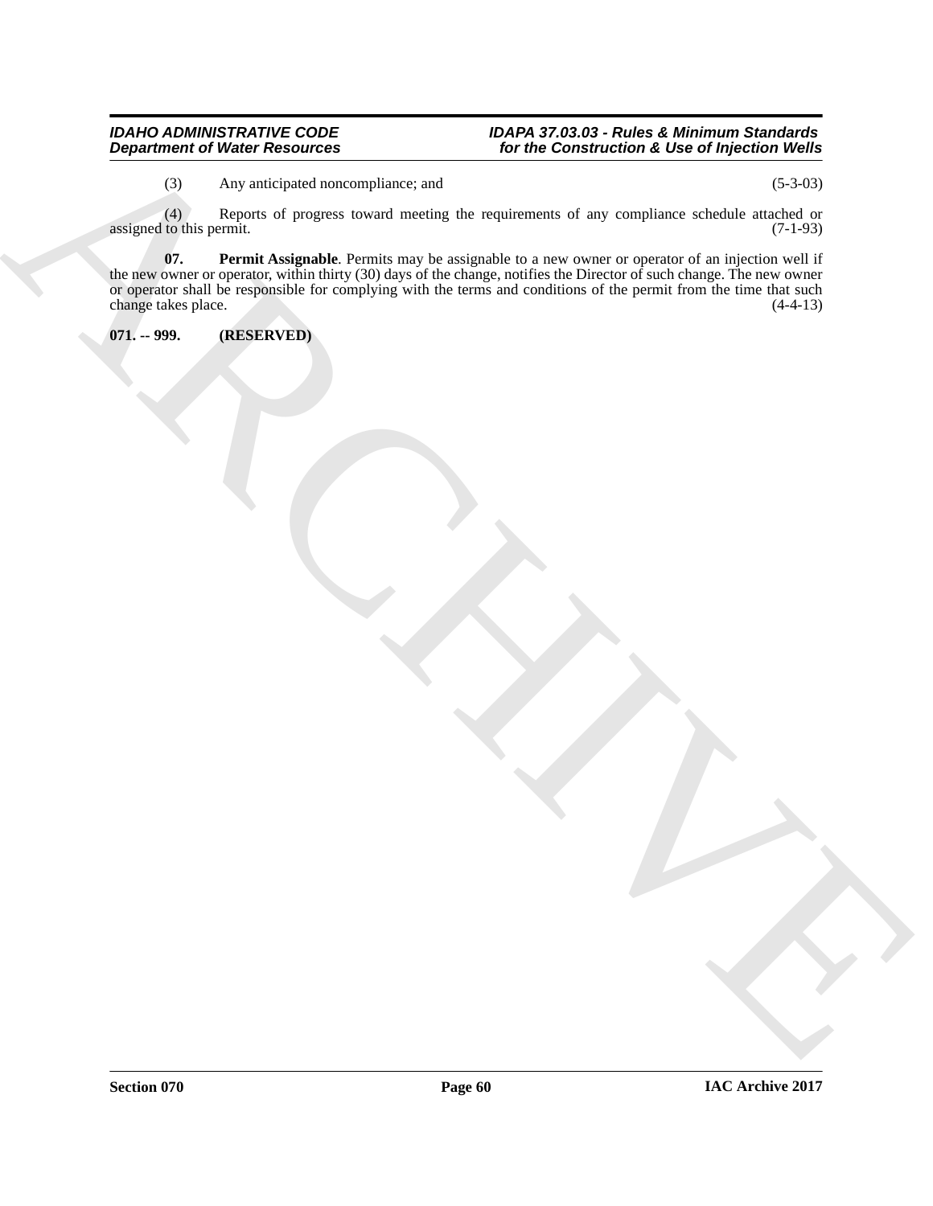(3) Any anticipated noncompliance; and (5-3-03)

(4) Reports of progress toward meeting the requirements of any compliance schedule attached or assigned to this permit. (7-1-93)

**07. Permit Assignable**. Permits may be assignable to a new owner or operator of an injection well if the new owner or operator, within thirty (30) days of the change, notifies the Director of such change. The new owner or operator shall be responsible for complying with the terms and conditions of the permit from the time that such change takes place. (4-4-13)

**071. -- 999. (RESERVED)**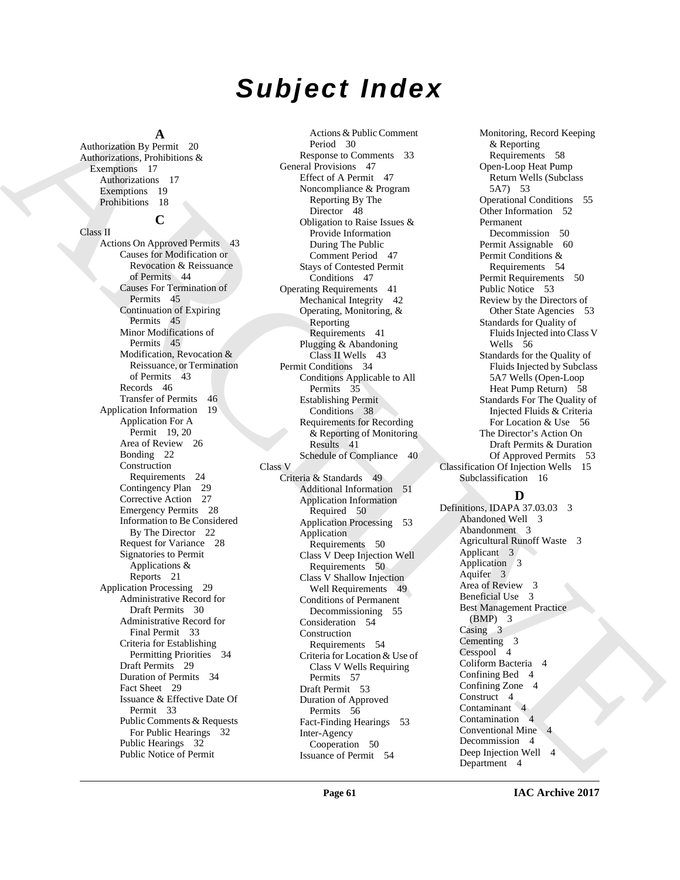# *Subject Index*

## A

Authorization By Permit 20
Authorizations, Prohibitions & Exemptions 17
- Authorizations 17
- Exemptions 19
- Prohibitions 18

## C

Class II
- Actions On Approved Permits 43
  - Causes for Modification or Revocation & Reissuance of Permits 44
  - Causes For Termination of Permits 45
  - Continuation of Expiring Permits 45
  - Minor Modifications of Permits 45
  - Modification, Revocation & Reissuance, or Termination of Permits 43
  - Records 46
  - Transfer of Permits 46
- Application Information 19
  - Application For A Permit 19, 20
  - Area of Review 26
  - Bonding 22
  - Construction Requirements 24
  - Contingency Plan 29
  - Corrective Action 27
  - Emergency Permits 28
  - Information to Be Considered By The Director 22
  - Request for Variance 28
  - Signatories to Permit Applications & Reports 21
- Application Processing 29
  - Administrative Record for Draft Permits 30
  - Administrative Record for Final Permit 33
  - Criteria for Establishing Permitting Priorities 34
  - Draft Permits 29
  - Duration of Permits 34
  - Fact Sheet 29
  - Issuance & Effective Date Of Permit 33
  - Public Comments & Requests For Public Hearings 32
  - Public Hearings 32
  - Public Notice of Permit Actions & Public Comment Period 30
  - Response to Comments 33
- General Provisions 47
  - Effect of A Permit 47
  - Noncompliance & Program Reporting By The Director 48
  - Obligation to Raise Issues & Provide Information During The Public Comment Period 47
  - Stays of Contested Permit Conditions 47
- Operating Requirements 41
  - Mechanical Integrity 42
  - Operating, Monitoring, & Reporting Requirements 41
  - Plugging & Abandoning Class II Wells 43
- Permit Conditions 34
  - Conditions Applicable to All Permits 35
  - Establishing Permit Conditions 38
  - Requirements for Recording & Reporting of Monitoring Results 41
  - Schedule of Compliance 40

Class V
- Criteria & Standards 49
  - Additional Information 51
  - Application Information Required 50
  - Application Processing 53
  - Application Requirements 50
  - Class V Deep Injection Well Requirements 50
  - Class V Shallow Injection Well Requirements 49
  - Conditions of Permanent Decommissioning 55
  - Consideration 54
  - Construction Requirements 54
  - Criteria for Location & Use of Class V Wells Requiring Permits 57
  - Draft Permit 53
  - Duration of Approved Permits 56
  - Fact-Finding Hearings 53
  - Inter-Agency Cooperation 50
  - Issuance of Permit 54
  - Monitoring, Record Keeping & Reporting Requirements 58
  - Open-Loop Heat Pump Return Wells (Subclass 5A7) 53
  - Operational Conditions 55
  - Other Information 52
  - Permanent Decommission 50
  - Permit Assignable 60
  - Permit Conditions & Requirements 54
  - Permit Requirements 50
  - Public Notice 53
  - Review by the Directors of Other State Agencies 53
  - Standards for Quality of Fluids Injected into Class V Wells 56
  - Standards for the Quality of Fluids Injected by Subclass 5A7 Wells (Open-Loop Heat Pump Return) 58
  - Standards For The Quality of Injected Fluids & Criteria For Location & Use 56
  - The Director's Action On Draft Permits & Duration Of Approved Permits 53

Classification Of Injection Wells 15
- Subclassification 16

## D

Definitions, IDAPA 37.03.03 3
- Abandoned Well 3
- Abandonment 3
- Agricultural Runoff Waste 3
- Applicant 3
- Application 3
- Aquifer 3
- Area of Review 3
- Beneficial Use 3
- Best Management Practice (BMP) 3
- Casing 3
- Cementing 3
- Cesspool 4
- Coliform Bacteria 4
- Confining Bed 4
- Confining Zone 4
- Construct 4
- Contaminant 4
- Contamination 4
- Conventional Mine 4
- Decommission 4
- Deep Injection Well 4
- Department 4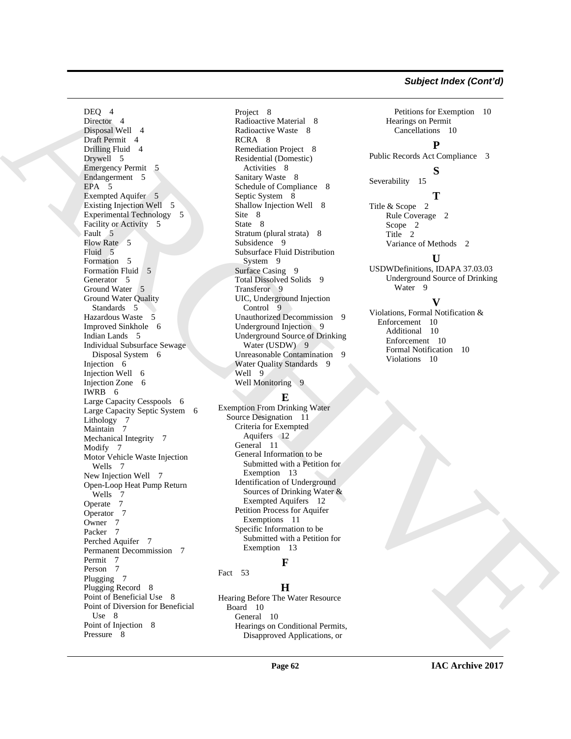## Subject Index (Cont'd)

DEQ 4
Director 4
Disposal Well 4
Draft Permit 4
Drilling Fluid 4
Drywell 5
Emergency Permit 5
Endangerment 5
EPA 5
Exempted Aquifer 5
Existing Injection Well 5
Experimental Technology 5
Facility or Activity 5
Fault 5
Flow Rate 5
Fluid 5
Formation 5
Formation Fluid 5
Generator 5
Ground Water 5
Ground Water Quality Standards 5
Hazardous Waste 5
Improved Sinkhole 6
Indian Lands 5
Individual Subsurface Sewage Disposal System 6
Injection 6
Injection Well 6
Injection Zone 6
IWRB 6
Large Capacity Cesspools 6
Large Capacity Septic System 6
Lithology 7
Maintain 7
Mechanical Integrity 7
Modify 7
Motor Vehicle Waste Injection Wells 7
New Injection Well 7
Open-Loop Heat Pump Return Wells 7
Operate 7
Operator 7
Owner 7
Packer 7
Perched Aquifer 7
Permanent Decommission 7
Permit 7
Person 7
Plugging 7
Plugging Record 8
Point of Beneficial Use 8
Point of Diversion for Beneficial Use 8
Point of Injection 8
Pressure 8
Project 8
Radioactive Material 8
Radioactive Waste 8
RCRA 8
Remediation Project 8
Residential (Domestic) Activities 8
Sanitary Waste 8
Schedule of Compliance 8
Septic System 8
Shallow Injection Well 8
Site 8
State 8
Stratum (plural strata) 8
Subsidence 9
Subsurface Fluid Distribution System 9
Surface Casing 9
Total Dissolved Solids 9
Transferor 9
UIC, Underground Injection Control 9
Unauthorized Decommission 9
Underground Injection 9
Underground Source of Drinking Water (USDW) 9
Unreasonable Contamination 9
Water Quality Standards 9
Well 9
Well Monitoring 9

### E

Exemption From Drinking Water Source Designation 11
- Criteria for Exempted Aquifers 12
- General 11
- General Information to be Submitted with a Petition for Exemption 13
- Identification of Underground Sources of Drinking Water & Exempted Aquifers 12
- Petition Process for Aquifer Exemptions 11
- Specific Information to be Submitted with a Petition for Exemption 13

### F

Fact 53

### H

Hearing Before The Water Resource Board 10
- General 10
- Hearings on Conditional Permits, Disapproved Applications, or Petitions for Exemption 10
- Hearings on Permit Cancellations 10

### P

Public Records Act Compliance 3

### S

Severability 15

### T

Title & Scope 2
- Rule Coverage 2
- Scope 2
- Title 2
- Variance of Methods 2

### U

USDWDefinitions, IDAPA 37.03.03
- Underground Source of Drinking Water 9

### V

Violations, Formal Notification & Enforcement 10
- Additional 10
- Enforcement 10
- Formal Notification 10
- Violations 10